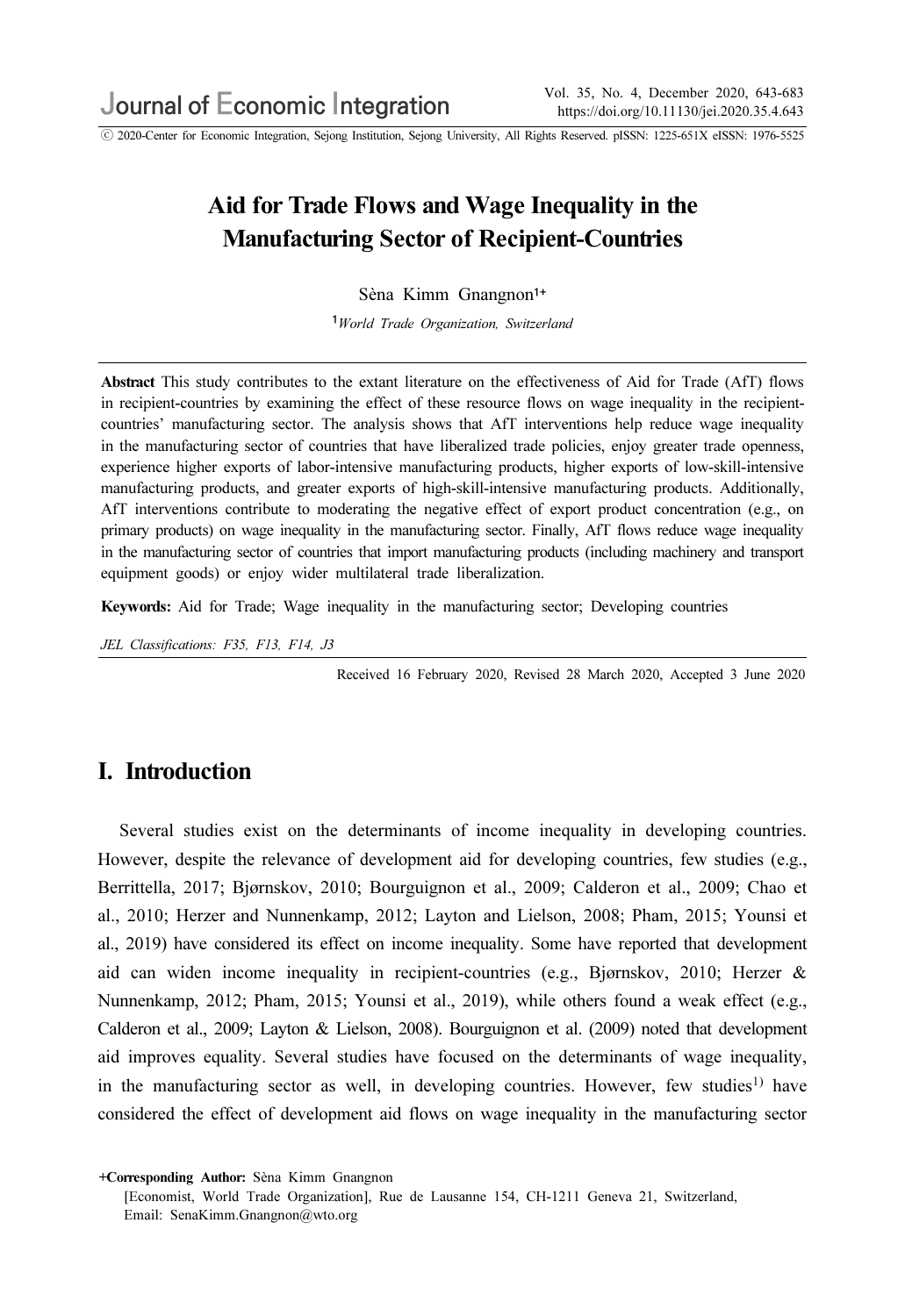# Aid for Trade Flows and Wage Inequality in the Manufacturing Sector of Recipient-Countries

Sèna Kimm Gnangnon[1+]

[1]*World Trade Organization, Switzerland*

**Abstract** This study contributes to the extant literature on the effectiveness of Aid for Trade (AfT) flows in recipient-countries by examining the effect of these resource flows on wage inequality in the recipient-countries' manufacturing sector. The analysis shows that AfT interventions help reduce wage inequality in the manufacturing sector of countries that have liberalized trade policies, enjoy greater trade openness, experience higher exports of labor-intensive manufacturing products, higher exports of low-skill-intensive manufacturing products, and greater exports of high-skill-intensive manufacturing products. Additionally, AfT interventions contribute to moderating the negative effect of export product concentration (e.g., on primary products) on wage inequality in the manufacturing sector. Finally, AfT flows reduce wage inequality in the manufacturing sector of countries that import manufacturing products (including machinery and transport equipment goods) or enjoy wider multilateral trade liberalization.

**Keywords:** Aid for Trade; Wage inequality in the manufacturing sector; Developing countries

*JEL Classifications: F35, F13, F14, J3*

Received 16 February 2020, Revised 28 March 2020, Accepted 3 June 2020

## I. Introduction

Several studies exist on the determinants of income inequality in developing countries. However, despite the relevance of development aid for developing countries, few studies (e.g., Berrittella, 2017; Bjørnskov, 2010; Bourguignon et al., 2009; Calderon et al., 2009; Chao et al., 2010; Herzer and Nunnenkamp, 2012; Layton and Lielson, 2008; Pham, 2015; Younsi et al., 2019) have considered its effect on income inequality. Some have reported that development aid can widen income inequality in recipient-countries (e.g., Bjørnskov, 2010; Herzer & Nunnenkamp, 2012; Pham, 2015; Younsi et al., 2019), while others found a weak effect (e.g., Calderon et al., 2009; Layton & Lielson, 2008). Bourguignon et al. (2009) noted that development aid improves equality. Several studies have focused on the determinants of wage inequality, in the manufacturing sector as well, in developing countries. However, few studies[1] have considered the effect of development aid flows on wage inequality in the manufacturing sector

**+Corresponding Author:** Sèna Kimm Gnangnon
[Economist, World Trade Organization], Rue de Lausanne 154, CH-1211 Geneva 21, Switzerland,
Email: SenaKimm.Gnangnon@wto.org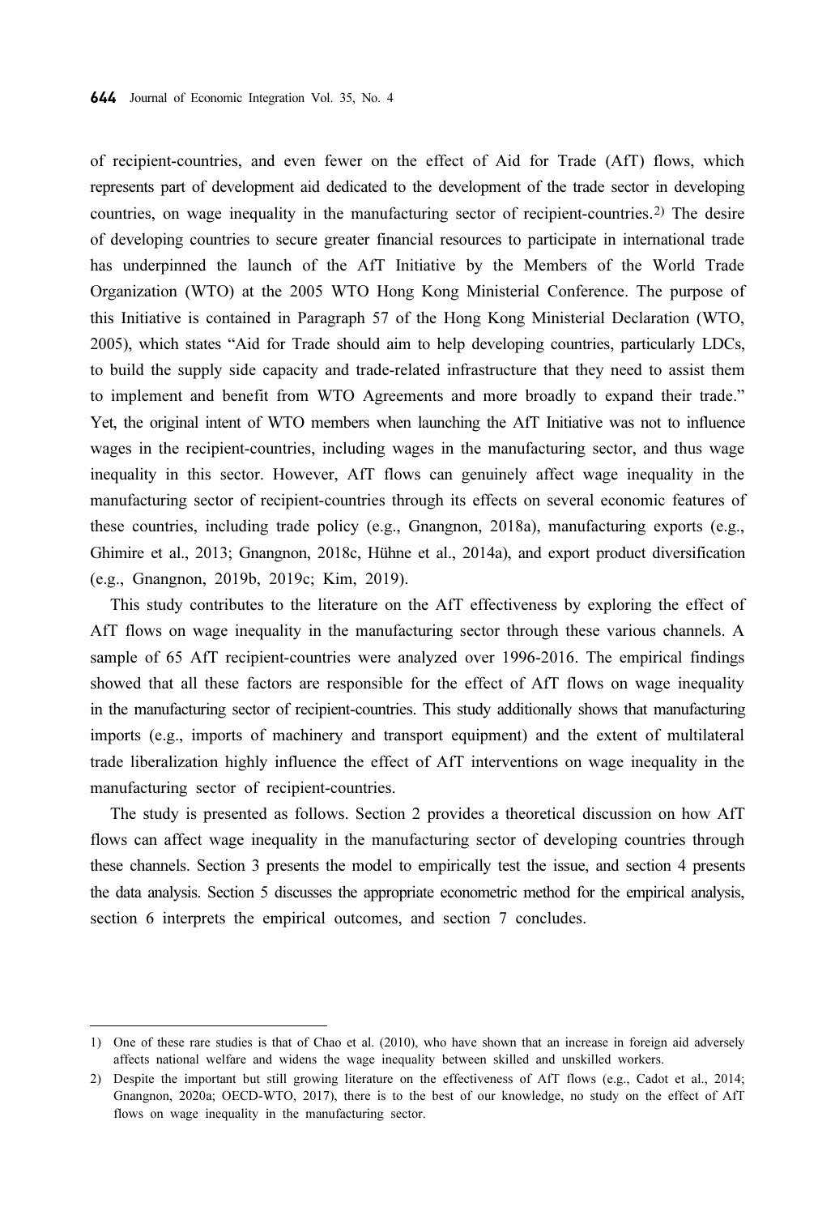of recipient-countries, and even fewer on the effect of Aid for Trade (AfT) flows, which represents part of development aid dedicated to the development of the trade sector in developing countries, on wage inequality in the manufacturing sector of recipient-countries.[2] The desire of developing countries to secure greater financial resources to participate in international trade has underpinned the launch of the AfT Initiative by the Members of the World Trade Organization (WTO) at the 2005 WTO Hong Kong Ministerial Conference. The purpose of this Initiative is contained in Paragraph 57 of the Hong Kong Ministerial Declaration (WTO, 2005), which states "Aid for Trade should aim to help developing countries, particularly LDCs, to build the supply side capacity and trade-related infrastructure that they need to assist them to implement and benefit from WTO Agreements and more broadly to expand their trade." Yet, the original intent of WTO members when launching the AfT Initiative was not to influence wages in the recipient-countries, including wages in the manufacturing sector, and thus wage inequality in this sector. However, AfT flows can genuinely affect wage inequality in the manufacturing sector of recipient-countries through its effects on several economic features of these countries, including trade policy (e.g., Gnangnon, 2018a), manufacturing exports (e.g., Ghimire et al., 2013; Gnangnon, 2018c, Hühne et al., 2014a), and export product diversification (e.g., Gnangnon, 2019b, 2019c; Kim, 2019).

This study contributes to the literature on the AfT effectiveness by exploring the effect of AfT flows on wage inequality in the manufacturing sector through these various channels. A sample of 65 AfT recipient-countries were analyzed over 1996-2016. The empirical findings showed that all these factors are responsible for the effect of AfT flows on wage inequality in the manufacturing sector of recipient-countries. This study additionally shows that manufacturing imports (e.g., imports of machinery and transport equipment) and the extent of multilateral trade liberalization highly influence the effect of AfT interventions on wage inequality in the manufacturing sector of recipient-countries.

The study is presented as follows. Section 2 provides a theoretical discussion on how AfT flows can affect wage inequality in the manufacturing sector of developing countries through these channels. Section 3 presents the model to empirically test the issue, and section 4 presents the data analysis. Section 5 discusses the appropriate econometric method for the empirical analysis, section 6 interprets the empirical outcomes, and section 7 concludes.

---

1) One of these rare studies is that of Chao et al. (2010), who have shown that an increase in foreign aid adversely affects national welfare and widens the wage inequality between skilled and unskilled workers.

2) Despite the important but still growing literature on the effectiveness of AfT flows (e.g., Cadot et al., 2014; Gnangnon, 2020a; OECD-WTO, 2017), there is to the best of our knowledge, no study on the effect of AfT flows on wage inequality in the manufacturing sector.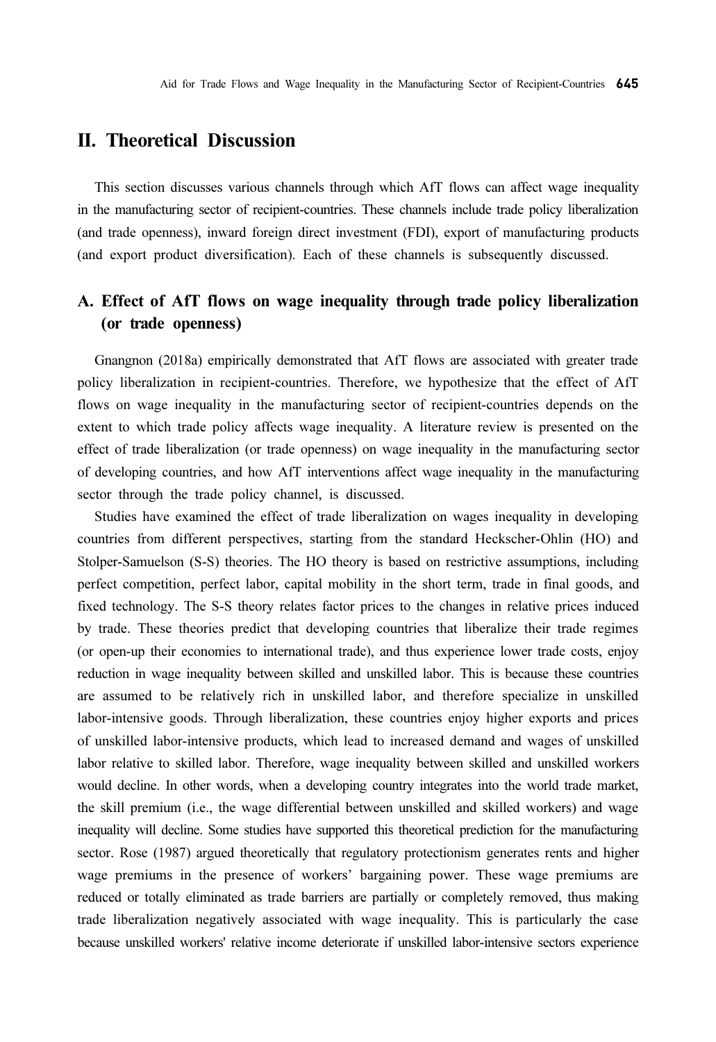## II. Theoretical Discussion

This section discusses various channels through which AfT flows can affect wage inequality in the manufacturing sector of recipient-countries. These channels include trade policy liberalization (and trade openness), inward foreign direct investment (FDI), export of manufacturing products (and export product diversification). Each of these channels is subsequently discussed.

### A. Effect of AfT flows on wage inequality through trade policy liberalization (or trade openness)

Gnangnon (2018a) empirically demonstrated that AfT flows are associated with greater trade policy liberalization in recipient-countries. Therefore, we hypothesize that the effect of AfT flows on wage inequality in the manufacturing sector of recipient-countries depends on the extent to which trade policy affects wage inequality. A literature review is presented on the effect of trade liberalization (or trade openness) on wage inequality in the manufacturing sector of developing countries, and how AfT interventions affect wage inequality in the manufacturing sector through the trade policy channel, is discussed.

Studies have examined the effect of trade liberalization on wages inequality in developing countries from different perspectives, starting from the standard Heckscher-Ohlin (HO) and Stolper-Samuelson (S-S) theories. The HO theory is based on restrictive assumptions, including perfect competition, perfect labor, capital mobility in the short term, trade in final goods, and fixed technology. The S-S theory relates factor prices to the changes in relative prices induced by trade. These theories predict that developing countries that liberalize their trade regimes (or open-up their economies to international trade), and thus experience lower trade costs, enjoy reduction in wage inequality between skilled and unskilled labor. This is because these countries are assumed to be relatively rich in unskilled labor, and therefore specialize in unskilled labor-intensive goods. Through liberalization, these countries enjoy higher exports and prices of unskilled labor-intensive products, which lead to increased demand and wages of unskilled labor relative to skilled labor. Therefore, wage inequality between skilled and unskilled workers would decline. In other words, when a developing country integrates into the world trade market, the skill premium (i.e., the wage differential between unskilled and skilled workers) and wage inequality will decline. Some studies have supported this theoretical prediction for the manufacturing sector. Rose (1987) argued theoretically that regulatory protectionism generates rents and higher wage premiums in the presence of workers' bargaining power. These wage premiums are reduced or totally eliminated as trade barriers are partially or completely removed, thus making trade liberalization negatively associated with wage inequality. This is particularly the case because unskilled workers' relative income deteriorate if unskilled labor-intensive sectors experience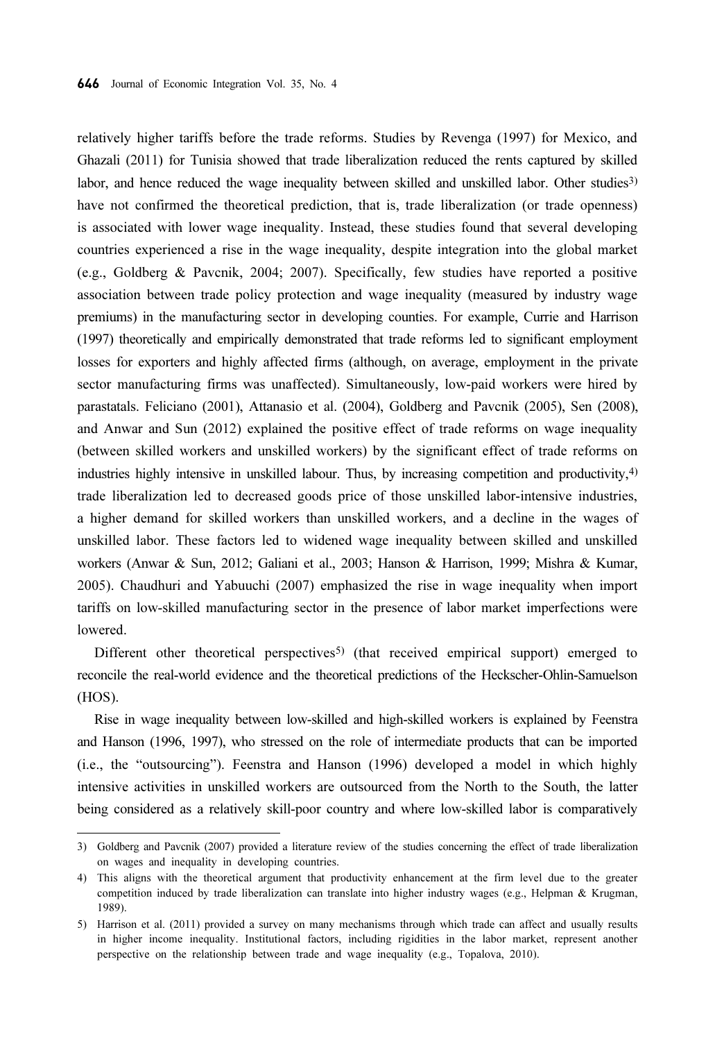relatively higher tariffs before the trade reforms. Studies by Revenga (1997) for Mexico, and Ghazali (2011) for Tunisia showed that trade liberalization reduced the rents captured by skilled labor, and hence reduced the wage inequality between skilled and unskilled labor. Other studies[3] have not confirmed the theoretical prediction, that is, trade liberalization (or trade openness) is associated with lower wage inequality. Instead, these studies found that several developing countries experienced a rise in the wage inequality, despite integration into the global market (e.g., Goldberg & Pavcnik, 2004; 2007). Specifically, few studies have reported a positive association between trade policy protection and wage inequality (measured by industry wage premiums) in the manufacturing sector in developing counties. For example, Currie and Harrison (1997) theoretically and empirically demonstrated that trade reforms led to significant employment losses for exporters and highly affected firms (although, on average, employment in the private sector manufacturing firms was unaffected). Simultaneously, low-paid workers were hired by parastatals. Feliciano (2001), Attanasio et al. (2004), Goldberg and Pavcnik (2005), Sen (2008), and Anwar and Sun (2012) explained the positive effect of trade reforms on wage inequality (between skilled workers and unskilled workers) by the significant effect of trade reforms on industries highly intensive in unskilled labour. Thus, by increasing competition and productivity,[4] trade liberalization led to decreased goods price of those unskilled labor-intensive industries, a higher demand for skilled workers than unskilled workers, and a decline in the wages of unskilled labor. These factors led to widened wage inequality between skilled and unskilled workers (Anwar & Sun, 2012; Galiani et al., 2003; Hanson & Harrison, 1999; Mishra & Kumar, 2005). Chaudhuri and Yabuuchi (2007) emphasized the rise in wage inequality when import tariffs on low-skilled manufacturing sector in the presence of labor market imperfections were lowered.

Different other theoretical perspectives[5] (that received empirical support) emerged to reconcile the real-world evidence and the theoretical predictions of the Heckscher-Ohlin-Samuelson (HOS).

Rise in wage inequality between low-skilled and high-skilled workers is explained by Feenstra and Hanson (1996, 1997), who stressed on the role of intermediate products that can be imported (i.e., the "outsourcing"). Feenstra and Hanson (1996) developed a model in which highly intensive activities in unskilled workers are outsourced from the North to the South, the latter being considered as a relatively skill-poor country and where low-skilled labor is comparatively

---

3) Goldberg and Pavcnik (2007) provided a literature review of the studies concerning the effect of trade liberalization on wages and inequality in developing countries.

4) This aligns with the theoretical argument that productivity enhancement at the firm level due to the greater competition induced by trade liberalization can translate into higher industry wages (e.g., Helpman & Krugman, 1989).

5) Harrison et al. (2011) provided a survey on many mechanisms through which trade can affect and usually results in higher income inequality. Institutional factors, including rigidities in the labor market, represent another perspective on the relationship between trade and wage inequality (e.g., Topalova, 2010).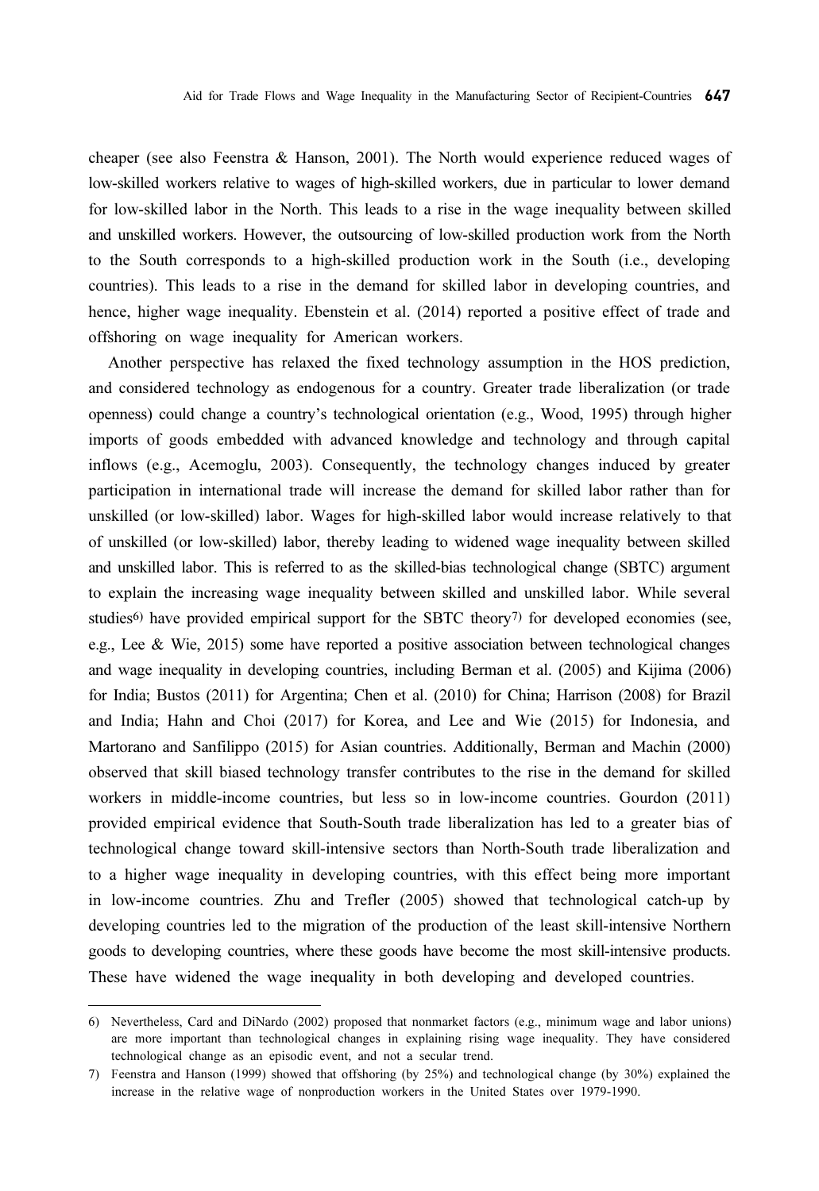cheaper (see also Feenstra & Hanson, 2001). The North would experience reduced wages of low-skilled workers relative to wages of high-skilled workers, due in particular to lower demand for low-skilled labor in the North. This leads to a rise in the wage inequality between skilled and unskilled workers. However, the outsourcing of low-skilled production work from the North to the South corresponds to a high-skilled production work in the South (i.e., developing countries). This leads to a rise in the demand for skilled labor in developing countries, and hence, higher wage inequality. Ebenstein et al. (2014) reported a positive effect of trade and offshoring on wage inequality for American workers.

Another perspective has relaxed the fixed technology assumption in the HOS prediction, and considered technology as endogenous for a country. Greater trade liberalization (or trade openness) could change a country's technological orientation (e.g., Wood, 1995) through higher imports of goods embedded with advanced knowledge and technology and through capital inflows (e.g., Acemoglu, 2003). Consequently, the technology changes induced by greater participation in international trade will increase the demand for skilled labor rather than for unskilled (or low-skilled) labor. Wages for high-skilled labor would increase relatively to that of unskilled (or low-skilled) labor, thereby leading to widened wage inequality between skilled and unskilled labor. This is referred to as the skilled-bias technological change (SBTC) argument to explain the increasing wage inequality between skilled and unskilled labor. While several studies[6] have provided empirical support for the SBTC theory[7] for developed economies (see, e.g., Lee & Wie, 2015) some have reported a positive association between technological changes and wage inequality in developing countries, including Berman et al. (2005) and Kijima (2006) for India; Bustos (2011) for Argentina; Chen et al. (2010) for China; Harrison (2008) for Brazil and India; Hahn and Choi (2017) for Korea, and Lee and Wie (2015) for Indonesia, and Martorano and Sanfilippo (2015) for Asian countries. Additionally, Berman and Machin (2000) observed that skill biased technology transfer contributes to the rise in the demand for skilled workers in middle-income countries, but less so in low-income countries. Gourdon (2011) provided empirical evidence that South-South trade liberalization has led to a greater bias of technological change toward skill-intensive sectors than North-South trade liberalization and to a higher wage inequality in developing countries, with this effect being more important in low-income countries. Zhu and Trefler (2005) showed that technological catch-up by developing countries led to the migration of the production of the least skill-intensive Northern goods to developing countries, where these goods have become the most skill-intensive products. These have widened the wage inequality in both developing and developed countries.

6) Nevertheless, Card and DiNardo (2002) proposed that nonmarket factors (e.g., minimum wage and labor unions) are more important than technological changes in explaining rising wage inequality. They have considered technological change as an episodic event, and not a secular trend.

7) Feenstra and Hanson (1999) showed that offshoring (by 25%) and technological change (by 30%) explained the increase in the relative wage of nonproduction workers in the United States over 1979-1990.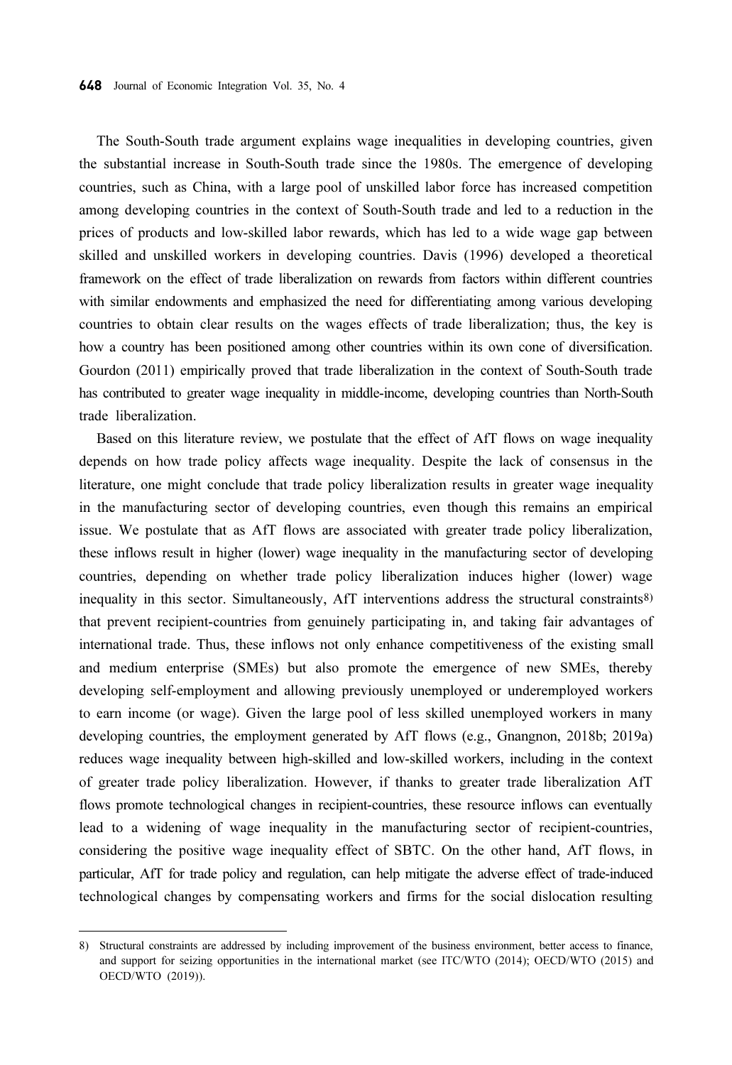The South-South trade argument explains wage inequalities in developing countries, given the substantial increase in South-South trade since the 1980s. The emergence of developing countries, such as China, with a large pool of unskilled labor force has increased competition among developing countries in the context of South-South trade and led to a reduction in the prices of products and low-skilled labor rewards, which has led to a wide wage gap between skilled and unskilled workers in developing countries. Davis (1996) developed a theoretical framework on the effect of trade liberalization on rewards from factors within different countries with similar endowments and emphasized the need for differentiating among various developing countries to obtain clear results on the wages effects of trade liberalization; thus, the key is how a country has been positioned among other countries within its own cone of diversification. Gourdon (2011) empirically proved that trade liberalization in the context of South-South trade has contributed to greater wage inequality in middle-income, developing countries than North-South trade liberalization.

Based on this literature review, we postulate that the effect of AfT flows on wage inequality depends on how trade policy affects wage inequality. Despite the lack of consensus in the literature, one might conclude that trade policy liberalization results in greater wage inequality in the manufacturing sector of developing countries, even though this remains an empirical issue. We postulate that as AfT flows are associated with greater trade policy liberalization, these inflows result in higher (lower) wage inequality in the manufacturing sector of developing countries, depending on whether trade policy liberalization induces higher (lower) wage inequality in this sector. Simultaneously, AfT interventions address the structural constraints[8] that prevent recipient-countries from genuinely participating in, and taking fair advantages of international trade. Thus, these inflows not only enhance competitiveness of the existing small and medium enterprise (SMEs) but also promote the emergence of new SMEs, thereby developing self-employment and allowing previously unemployed or underemployed workers to earn income (or wage). Given the large pool of less skilled unemployed workers in many developing countries, the employment generated by AfT flows (e.g., Gnangnon, 2018b; 2019a) reduces wage inequality between high-skilled and low-skilled workers, including in the context of greater trade policy liberalization. However, if thanks to greater trade liberalization AfT flows promote technological changes in recipient-countries, these resource inflows can eventually lead to a widening of wage inequality in the manufacturing sector of recipient-countries, considering the positive wage inequality effect of SBTC. On the other hand, AfT flows, in particular, AfT for trade policy and regulation, can help mitigate the adverse effect of trade-induced technological changes by compensating workers and firms for the social dislocation resulting

---

8) Structural constraints are addressed by including improvement of the business environment, better access to finance, and support for seizing opportunities in the international market (see ITC/WTO (2014); OECD/WTO (2015) and OECD/WTO (2019)).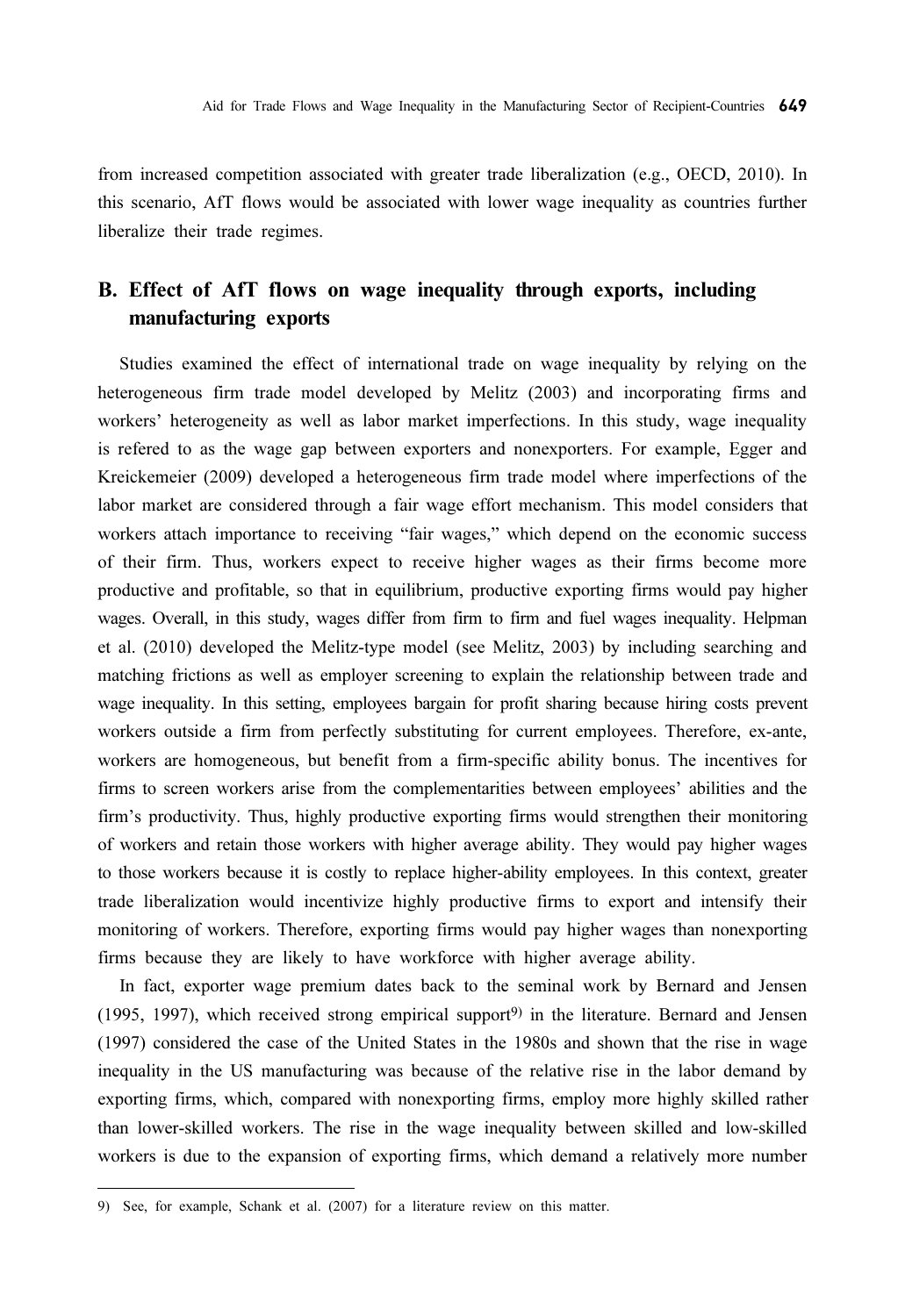from increased competition associated with greater trade liberalization (e.g., OECD, 2010). In this scenario, AfT flows would be associated with lower wage inequality as countries further liberalize their trade regimes.

## B. Effect of AfT flows on wage inequality through exports, including manufacturing exports

Studies examined the effect of international trade on wage inequality by relying on the heterogeneous firm trade model developed by Melitz (2003) and incorporating firms and workers' heterogeneity as well as labor market imperfections. In this study, wage inequality is refered to as the wage gap between exporters and nonexporters. For example, Egger and Kreickemeier (2009) developed a heterogeneous firm trade model where imperfections of the labor market are considered through a fair wage effort mechanism. This model considers that workers attach importance to receiving "fair wages," which depend on the economic success of their firm. Thus, workers expect to receive higher wages as their firms become more productive and profitable, so that in equilibrium, productive exporting firms would pay higher wages. Overall, in this study, wages differ from firm to firm and fuel wages inequality. Helpman et al. (2010) developed the Melitz-type model (see Melitz, 2003) by including searching and matching frictions as well as employer screening to explain the relationship between trade and wage inequality. In this setting, employees bargain for profit sharing because hiring costs prevent workers outside a firm from perfectly substituting for current employees. Therefore, ex-ante, workers are homogeneous, but benefit from a firm-specific ability bonus. The incentives for firms to screen workers arise from the complementarities between employees' abilities and the firm's productivity. Thus, highly productive exporting firms would strengthen their monitoring of workers and retain those workers with higher average ability. They would pay higher wages to those workers because it is costly to replace higher-ability employees. In this context, greater trade liberalization would incentivize highly productive firms to export and intensify their monitoring of workers. Therefore, exporting firms would pay higher wages than nonexporting firms because they are likely to have workforce with higher average ability.

In fact, exporter wage premium dates back to the seminal work by Bernard and Jensen (1995, 1997), which received strong empirical support[9] in the literature. Bernard and Jensen (1997) considered the case of the United States in the 1980s and shown that the rise in wage inequality in the US manufacturing was because of the relative rise in the labor demand by exporting firms, which, compared with nonexporting firms, employ more highly skilled rather than lower-skilled workers. The rise in the wage inequality between skilled and low-skilled workers is due to the expansion of exporting firms, which demand a relatively more number

9) See, for example, Schank et al. (2007) for a literature review on this matter.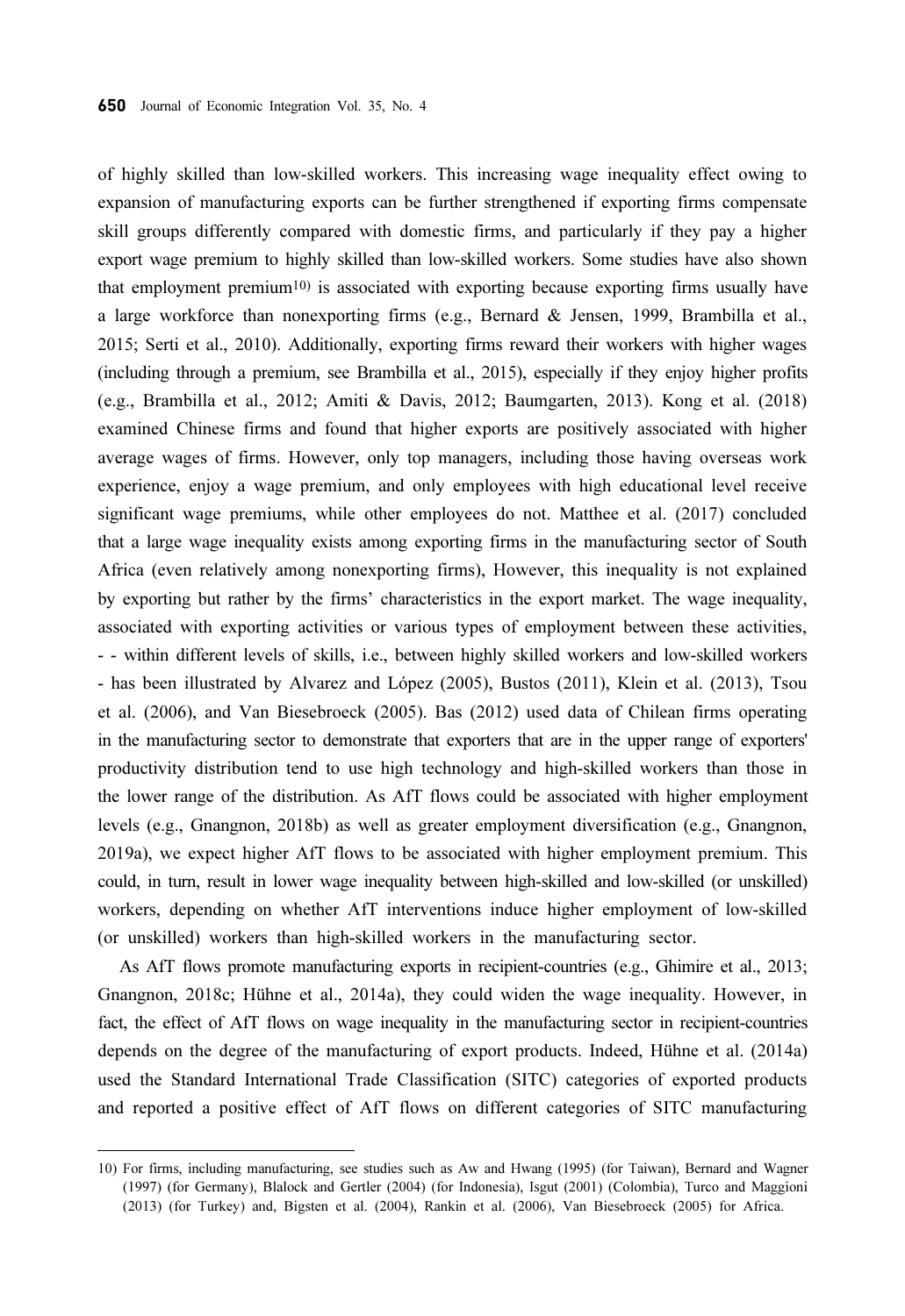of highly skilled than low-skilled workers. This increasing wage inequality effect owing to expansion of manufacturing exports can be further strengthened if exporting firms compensate skill groups differently compared with domestic firms, and particularly if they pay a higher export wage premium to highly skilled than low-skilled workers. Some studies have also shown that employment premium[10] is associated with exporting because exporting firms usually have a large workforce than nonexporting firms (e.g., Bernard & Jensen, 1999, Brambilla et al., 2015; Serti et al., 2010). Additionally, exporting firms reward their workers with higher wages (including through a premium, see Brambilla et al., 2015), especially if they enjoy higher profits (e.g., Brambilla et al., 2012; Amiti & Davis, 2012; Baumgarten, 2013). Kong et al. (2018) examined Chinese firms and found that higher exports are positively associated with higher average wages of firms. However, only top managers, including those having overseas work experience, enjoy a wage premium, and only employees with high educational level receive significant wage premiums, while other employees do not. Matthee et al. (2017) concluded that a large wage inequality exists among exporting firms in the manufacturing sector of South Africa (even relatively among nonexporting firms), However, this inequality is not explained by exporting but rather by the firms' characteristics in the export market. The wage inequality, associated with exporting activities or various types of employment between these activities, - - within different levels of skills, i.e., between highly skilled workers and low-skilled workers - has been illustrated by Alvarez and López (2005), Bustos (2011), Klein et al. (2013), Tsou et al. (2006), and Van Biesebroeck (2005). Bas (2012) used data of Chilean firms operating in the manufacturing sector to demonstrate that exporters that are in the upper range of exporters' productivity distribution tend to use high technology and high-skilled workers than those in the lower range of the distribution. As AfT flows could be associated with higher employment levels (e.g., Gnangnon, 2018b) as well as greater employment diversification (e.g., Gnangnon, 2019a), we expect higher AfT flows to be associated with higher employment premium. This could, in turn, result in lower wage inequality between high-skilled and low-skilled (or unskilled) workers, depending on whether AfT interventions induce higher employment of low-skilled (or unskilled) workers than high-skilled workers in the manufacturing sector.

As AfT flows promote manufacturing exports in recipient-countries (e.g., Ghimire et al., 2013; Gnangnon, 2018c; Hühne et al., 2014a), they could widen the wage inequality. However, in fact, the effect of AfT flows on wage inequality in the manufacturing sector in recipient-countries depends on the degree of the manufacturing of export products. Indeed, Hühne et al. (2014a) used the Standard International Trade Classification (SITC) categories of exported products and reported a positive effect of AfT flows on different categories of SITC manufacturing

---

10) For firms, including manufacturing, see studies such as Aw and Hwang (1995) (for Taiwan), Bernard and Wagner (1997) (for Germany), Blalock and Gertler (2004) (for Indonesia), Isgut (2001) (Colombia), Turco and Maggioni (2013) (for Turkey) and, Bigsten et al. (2004), Rankin et al. (2006), Van Biesebroeck (2005) for Africa.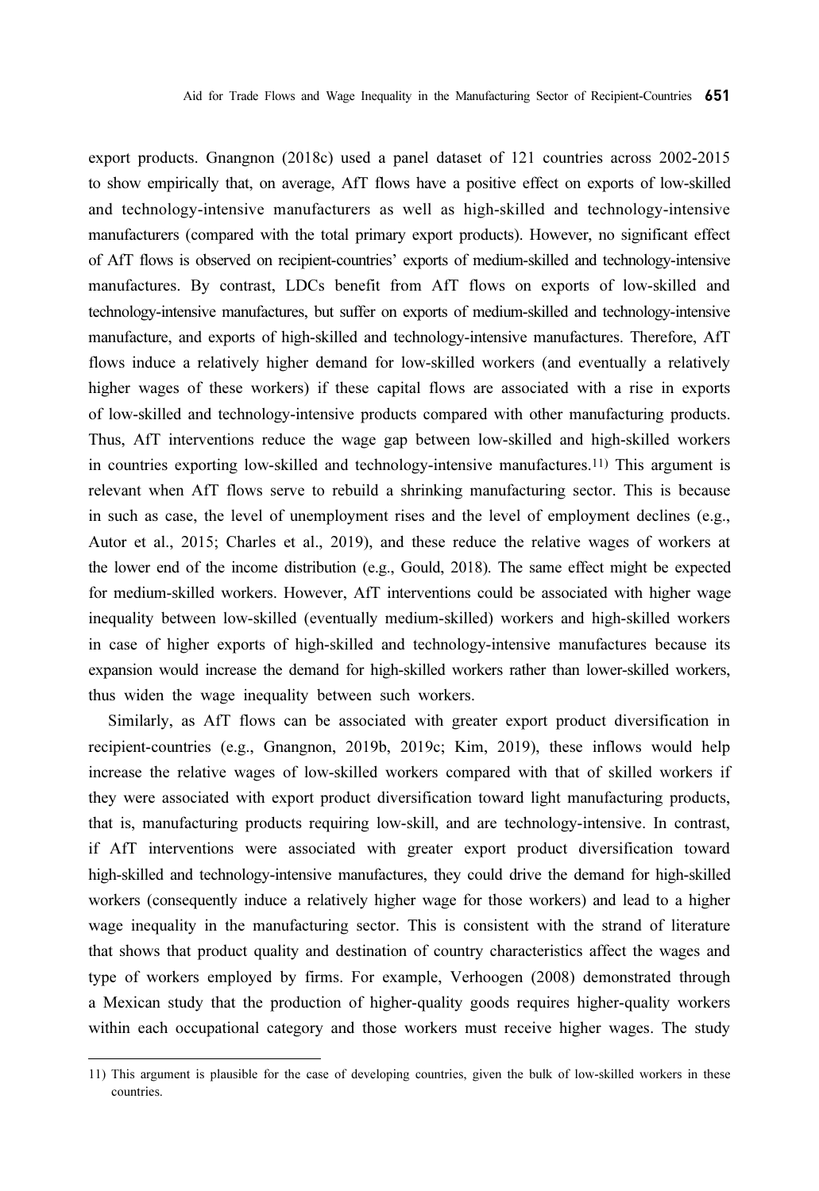export products. Gnangnon (2018c) used a panel dataset of 121 countries across 2002-2015 to show empirically that, on average, AfT flows have a positive effect on exports of low-skilled and technology-intensive manufacturers as well as high-skilled and technology-intensive manufacturers (compared with the total primary export products). However, no significant effect of AfT flows is observed on recipient-countries' exports of medium-skilled and technology-intensive manufactures. By contrast, LDCs benefit from AfT flows on exports of low-skilled and technology-intensive manufactures, but suffer on exports of medium-skilled and technology-intensive manufacture, and exports of high-skilled and technology-intensive manufactures. Therefore, AfT flows induce a relatively higher demand for low-skilled workers (and eventually a relatively higher wages of these workers) if these capital flows are associated with a rise in exports of low-skilled and technology-intensive products compared with other manufacturing products. Thus, AfT interventions reduce the wage gap between low-skilled and high-skilled workers in countries exporting low-skilled and technology-intensive manufactures.[11] This argument is relevant when AfT flows serve to rebuild a shrinking manufacturing sector. This is because in such as case, the level of unemployment rises and the level of employment declines (e.g., Autor et al., 2015; Charles et al., 2019), and these reduce the relative wages of workers at the lower end of the income distribution (e.g., Gould, 2018). The same effect might be expected for medium-skilled workers. However, AfT interventions could be associated with higher wage inequality between low-skilled (eventually medium-skilled) workers and high-skilled workers in case of higher exports of high-skilled and technology-intensive manufactures because its expansion would increase the demand for high-skilled workers rather than lower-skilled workers, thus widen the wage inequality between such workers.

Similarly, as AfT flows can be associated with greater export product diversification in recipient-countries (e.g., Gnangnon, 2019b, 2019c; Kim, 2019), these inflows would help increase the relative wages of low-skilled workers compared with that of skilled workers if they were associated with export product diversification toward light manufacturing products, that is, manufacturing products requiring low-skill, and are technology-intensive. In contrast, if AfT interventions were associated with greater export product diversification toward high-skilled and technology-intensive manufactures, they could drive the demand for high-skilled workers (consequently induce a relatively higher wage for those workers) and lead to a higher wage inequality in the manufacturing sector. This is consistent with the strand of literature that shows that product quality and destination of country characteristics affect the wages and type of workers employed by firms. For example, Verhoogen (2008) demonstrated through a Mexican study that the production of higher-quality goods requires higher-quality workers within each occupational category and those workers must receive higher wages. The study

---

11) This argument is plausible for the case of developing countries, given the bulk of low-skilled workers in these countries.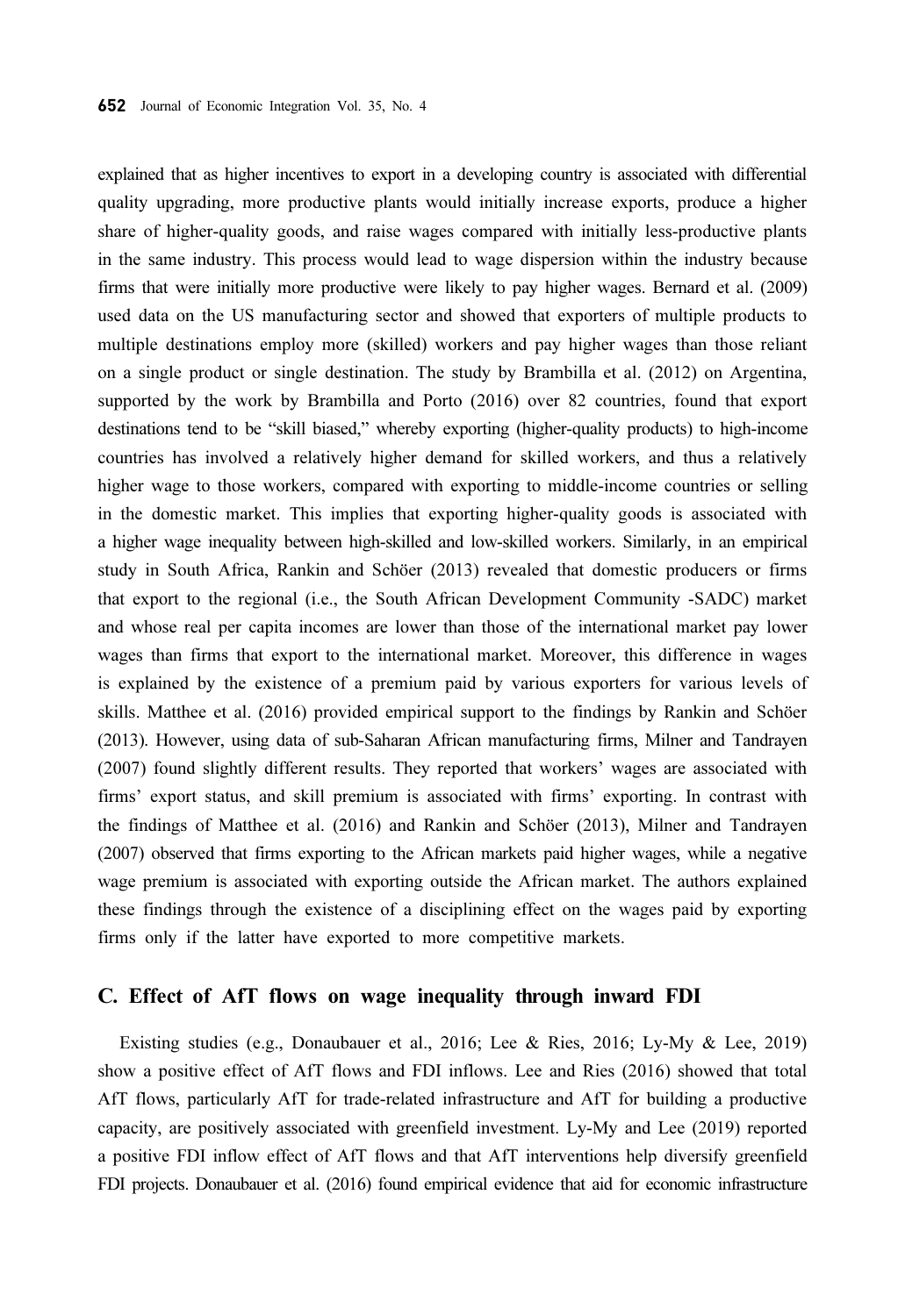explained that as higher incentives to export in a developing country is associated with differential quality upgrading, more productive plants would initially increase exports, produce a higher share of higher-quality goods, and raise wages compared with initially less-productive plants in the same industry. This process would lead to wage dispersion within the industry because firms that were initially more productive were likely to pay higher wages. Bernard et al. (2009) used data on the US manufacturing sector and showed that exporters of multiple products to multiple destinations employ more (skilled) workers and pay higher wages than those reliant on a single product or single destination. The study by Brambilla et al. (2012) on Argentina, supported by the work by Brambilla and Porto (2016) over 82 countries, found that export destinations tend to be "skill biased," whereby exporting (higher-quality products) to high-income countries has involved a relatively higher demand for skilled workers, and thus a relatively higher wage to those workers, compared with exporting to middle-income countries or selling in the domestic market. This implies that exporting higher-quality goods is associated with a higher wage inequality between high-skilled and low-skilled workers. Similarly, in an empirical study in South Africa, Rankin and Schöer (2013) revealed that domestic producers or firms that export to the regional (i.e., the South African Development Community -SADC) market and whose real per capita incomes are lower than those of the international market pay lower wages than firms that export to the international market. Moreover, this difference in wages is explained by the existence of a premium paid by various exporters for various levels of skills. Matthee et al. (2016) provided empirical support to the findings by Rankin and Schöer (2013). However, using data of sub-Saharan African manufacturing firms, Milner and Tandrayen (2007) found slightly different results. They reported that workers' wages are associated with firms' export status, and skill premium is associated with firms' exporting. In contrast with the findings of Matthee et al. (2016) and Rankin and Schöer (2013), Milner and Tandrayen (2007) observed that firms exporting to the African markets paid higher wages, while a negative wage premium is associated with exporting outside the African market. The authors explained these findings through the existence of a disciplining effect on the wages paid by exporting firms only if the latter have exported to more competitive markets.

## C. Effect of AfT flows on wage inequality through inward FDI

Existing studies (e.g., Donaubauer et al., 2016; Lee & Ries, 2016; Ly-My & Lee, 2019) show a positive effect of AfT flows and FDI inflows. Lee and Ries (2016) showed that total AfT flows, particularly AfT for trade-related infrastructure and AfT for building a productive capacity, are positively associated with greenfield investment. Ly-My and Lee (2019) reported a positive FDI inflow effect of AfT flows and that AfT interventions help diversify greenfield FDI projects. Donaubauer et al. (2016) found empirical evidence that aid for economic infrastructure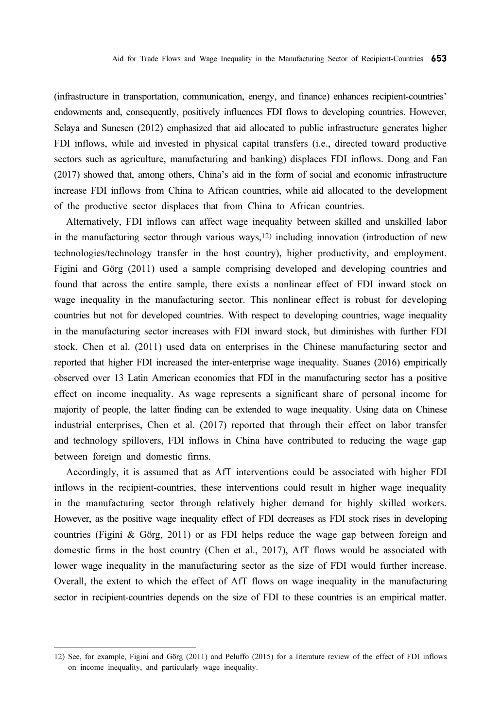(infrastructure in transportation, communication, energy, and finance) enhances recipient-countries' endowments and, consequently, positively influences FDI flows to developing countries. However, Selaya and Sunesen (2012) emphasized that aid allocated to public infrastructure generates higher FDI inflows, while aid invested in physical capital transfers (i.e., directed toward productive sectors such as agriculture, manufacturing and banking) displaces FDI inflows. Dong and Fan (2017) showed that, among others, China's aid in the form of social and economic infrastructure increase FDI inflows from China to African countries, while aid allocated to the development of the productive sector displaces that from China to African countries.

Alternatively, FDI inflows can affect wage inequality between skilled and unskilled labor in the manufacturing sector through various ways,[12)] including innovation (introduction of new technologies/technology transfer in the host country), higher productivity, and employment. Figini and Görg (2011) used a sample comprising developed and developing countries and found that across the entire sample, there exists a nonlinear effect of FDI inward stock on wage inequality in the manufacturing sector. This nonlinear effect is robust for developing countries but not for developed countries. With respect to developing countries, wage inequality in the manufacturing sector increases with FDI inward stock, but diminishes with further FDI stock. Chen et al. (2011) used data on enterprises in the Chinese manufacturing sector and reported that higher FDI increased the inter-enterprise wage inequality. Suanes (2016) empirically observed over 13 Latin American economies that FDI in the manufacturing sector has a positive effect on income inequality. As wage represents a significant share of personal income for majority of people, the latter finding can be extended to wage inequality. Using data on Chinese industrial enterprises, Chen et al. (2017) reported that through their effect on labor transfer and technology spillovers, FDI inflows in China have contributed to reducing the wage gap between foreign and domestic firms.

Accordingly, it is assumed that as AfT interventions could be associated with higher FDI inflows in the recipient-countries, these interventions could result in higher wage inequality in the manufacturing sector through relatively higher demand for highly skilled workers. However, as the positive wage inequality effect of FDI decreases as FDI stock rises in developing countries (Figini & Görg, 2011) or as FDI helps reduce the wage gap between foreign and domestic firms in the host country (Chen et al., 2017), AfT flows would be associated with lower wage inequality in the manufacturing sector as the size of FDI would further increase. Overall, the extent to which the effect of AfT flows on wage inequality in the manufacturing sector in recipient-countries depends on the size of FDI to these countries is an empirical matter.

12) See, for example, Figini and Görg (2011) and Peluffo (2015) for a literature review of the effect of FDI inflows on income inequality, and particularly wage inequality.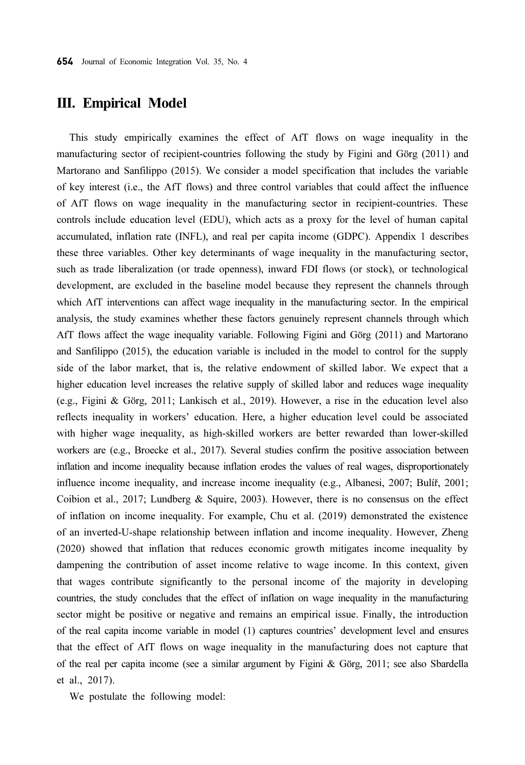# III. Empirical Model

This study empirically examines the effect of AfT flows on wage inequality in the manufacturing sector of recipient-countries following the study by Figini and Görg (2011) and Martorano and Sanfilippo (2015). We consider a model specification that includes the variable of key interest (i.e., the AfT flows) and three control variables that could affect the influence of AfT flows on wage inequality in the manufacturing sector in recipient-countries. These controls include education level (EDU), which acts as a proxy for the level of human capital accumulated, inflation rate (INFL), and real per capita income (GDPC). Appendix 1 describes these three variables. Other key determinants of wage inequality in the manufacturing sector, such as trade liberalization (or trade openness), inward FDI flows (or stock), or technological development, are excluded in the baseline model because they represent the channels through which AfT interventions can affect wage inequality in the manufacturing sector. In the empirical analysis, the study examines whether these factors genuinely represent channels through which AfT flows affect the wage inequality variable. Following Figini and Görg (2011) and Martorano and Sanfilippo (2015), the education variable is included in the model to control for the supply side of the labor market, that is, the relative endowment of skilled labor. We expect that a higher education level increases the relative supply of skilled labor and reduces wage inequality (e.g., Figini & Görg, 2011; Lankisch et al., 2019). However, a rise in the education level also reflects inequality in workers' education. Here, a higher education level could be associated with higher wage inequality, as high-skilled workers are better rewarded than lower-skilled workers are (e.g., Broecke et al., 2017). Several studies confirm the positive association between inflation and income inequality because inflation erodes the values of real wages, disproportionately influence income inequality, and increase income inequality (e.g., Albanesi, 2007; Bulíř, 2001; Coibion et al., 2017; Lundberg & Squire, 2003). However, there is no consensus on the effect of inflation on income inequality. For example, Chu et al. (2019) demonstrated the existence of an inverted-U-shape relationship between inflation and income inequality. However, Zheng (2020) showed that inflation that reduces economic growth mitigates income inequality by dampening the contribution of asset income relative to wage income. In this context, given that wages contribute significantly to the personal income of the majority in developing countries, the study concludes that the effect of inflation on wage inequality in the manufacturing sector might be positive or negative and remains an empirical issue. Finally, the introduction of the real capita income variable in model (1) captures countries' development level and ensures that the effect of AfT flows on wage inequality in the manufacturing does not capture that of the real per capita income (see a similar argument by Figini & Görg, 2011; see also Sbardella et al., 2017).

We postulate the following model: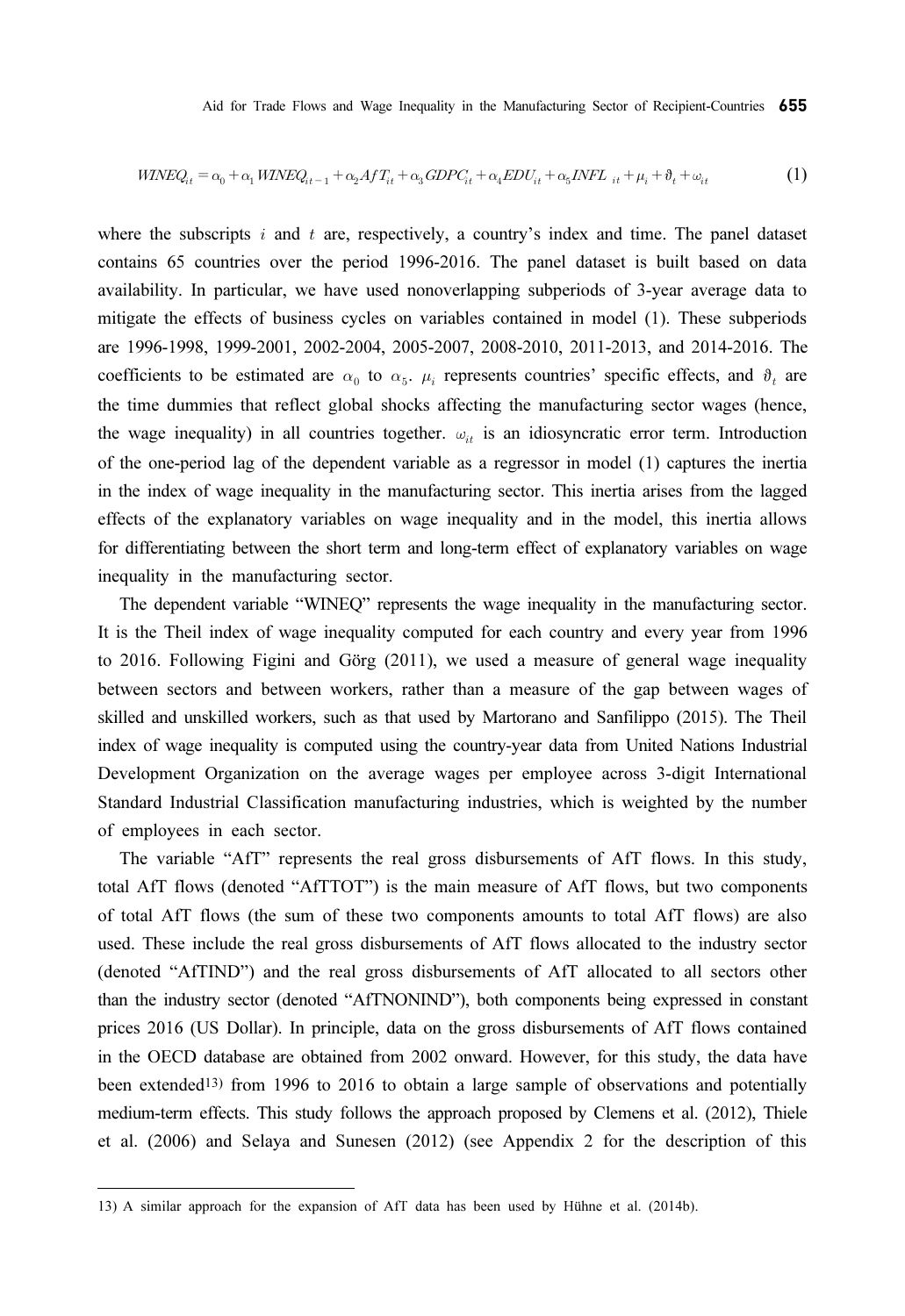$$WINEQ_{it} = \alpha_0 + \alpha_1 WINEQ_{it-1} + \alpha_2 AfT_{it} + \alpha_3 GDPC_{it} + \alpha_4 EDU_{it} + \alpha_5 INFL_{it} + \mu_i + \vartheta_t + \omega_{it} \quad (1)$$

where the subscripts $i$ and $t$ are, respectively, a country's index and time. The panel dataset contains 65 countries over the period 1996-2016. The panel dataset is built based on data availability. In particular, we have used nonoverlapping subperiods of 3-year average data to mitigate the effects of business cycles on variables contained in model (1). These subperiods are 1996-1998, 1999-2001, 2002-2004, 2005-2007, 2008-2010, 2011-2013, and 2014-2016. The coefficients to be estimated are $\alpha_0$ to $\alpha_5$. $\mu_i$ represents countries' specific effects, and $\vartheta_t$ are the time dummies that reflect global shocks affecting the manufacturing sector wages (hence, the wage inequality) in all countries together. $\omega_{it}$ is an idiosyncratic error term. Introduction of the one-period lag of the dependent variable as a regressor in model (1) captures the inertia in the index of wage inequality in the manufacturing sector. This inertia arises from the lagged effects of the explanatory variables on wage inequality and in the model, this inertia allows for differentiating between the short term and long-term effect of explanatory variables on wage inequality in the manufacturing sector.

The dependent variable "WINEQ" represents the wage inequality in the manufacturing sector. It is the Theil index of wage inequality computed for each country and every year from 1996 to 2016. Following Figini and Görg (2011), we used a measure of general wage inequality between sectors and between workers, rather than a measure of the gap between wages of skilled and unskilled workers, such as that used by Martorano and Sanfilippo (2015). The Theil index of wage inequality is computed using the country-year data from United Nations Industrial Development Organization on the average wages per employee across 3-digit International Standard Industrial Classification manufacturing industries, which is weighted by the number of employees in each sector.

The variable "AfT" represents the real gross disbursements of AfT flows. In this study, total AfT flows (denoted "AfTTOT") is the main measure of AfT flows, but two components of total AfT flows (the sum of these two components amounts to total AfT flows) are also used. These include the real gross disbursements of AfT flows allocated to the industry sector (denoted "AfTIND") and the real gross disbursements of AfT allocated to all sectors other than the industry sector (denoted "AfTNONIND"), both components being expressed in constant prices 2016 (US Dollar). In principle, data on the gross disbursements of AfT flows contained in the OECD database are obtained from 2002 onward. However, for this study, the data have been extended[13] from 1996 to 2016 to obtain a large sample of observations and potentially medium-term effects. This study follows the approach proposed by Clemens et al. (2012), Thiele et al. (2006) and Selaya and Sunesen (2012) (see Appendix 2 for the description of this

13) A similar approach for the expansion of AfT data has been used by Hühne et al. (2014b).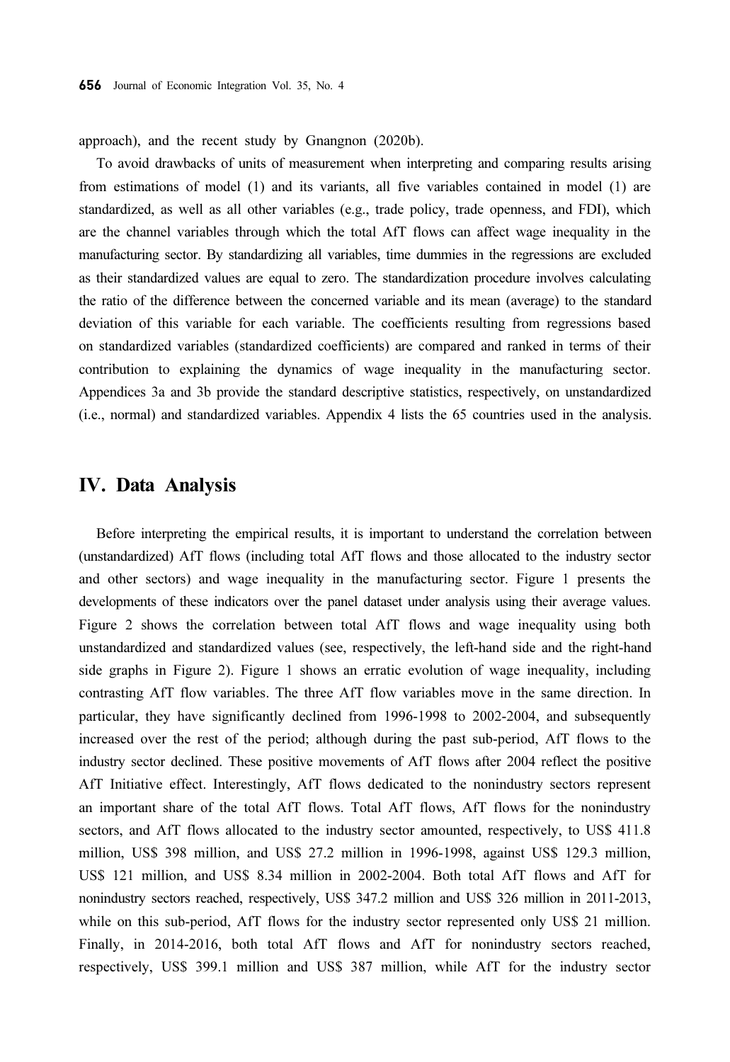approach), and the recent study by Gnangnon (2020b).

To avoid drawbacks of units of measurement when interpreting and comparing results arising from estimations of model (1) and its variants, all five variables contained in model (1) are standardized, as well as all other variables (e.g., trade policy, trade openness, and FDI), which are the channel variables through which the total AfT flows can affect wage inequality in the manufacturing sector. By standardizing all variables, time dummies in the regressions are excluded as their standardized values are equal to zero. The standardization procedure involves calculating the ratio of the difference between the concerned variable and its mean (average) to the standard deviation of this variable for each variable. The coefficients resulting from regressions based on standardized variables (standardized coefficients) are compared and ranked in terms of their contribution to explaining the dynamics of wage inequality in the manufacturing sector. Appendices 3a and 3b provide the standard descriptive statistics, respectively, on unstandardized (i.e., normal) and standardized variables. Appendix 4 lists the 65 countries used in the analysis.

## IV. Data Analysis

Before interpreting the empirical results, it is important to understand the correlation between (unstandardized) AfT flows (including total AfT flows and those allocated to the industry sector and other sectors) and wage inequality in the manufacturing sector. Figure 1 presents the developments of these indicators over the panel dataset under analysis using their average values. Figure 2 shows the correlation between total AfT flows and wage inequality using both unstandardized and standardized values (see, respectively, the left-hand side and the right-hand side graphs in Figure 2). Figure 1 shows an erratic evolution of wage inequality, including contrasting AfT flow variables. The three AfT flow variables move in the same direction. In particular, they have significantly declined from 1996-1998 to 2002-2004, and subsequently increased over the rest of the period; although during the past sub-period, AfT flows to the industry sector declined. These positive movements of AfT flows after 2004 reflect the positive AfT Initiative effect. Interestingly, AfT flows dedicated to the nonindustry sectors represent an important share of the total AfT flows. Total AfT flows, AfT flows for the nonindustry sectors, and AfT flows allocated to the industry sector amounted, respectively, to US$ 411.8 million, US$ 398 million, and US$ 27.2 million in 1996-1998, against US$ 129.3 million, US$ 121 million, and US$ 8.34 million in 2002-2004. Both total AfT flows and AfT for nonindustry sectors reached, respectively, US$ 347.2 million and US$ 326 million in 2011-2013, while on this sub-period, AfT flows for the industry sector represented only US$ 21 million. Finally, in 2014-2016, both total AfT flows and AfT for nonindustry sectors reached, respectively, US$ 399.1 million and US$ 387 million, while AfT for the industry sector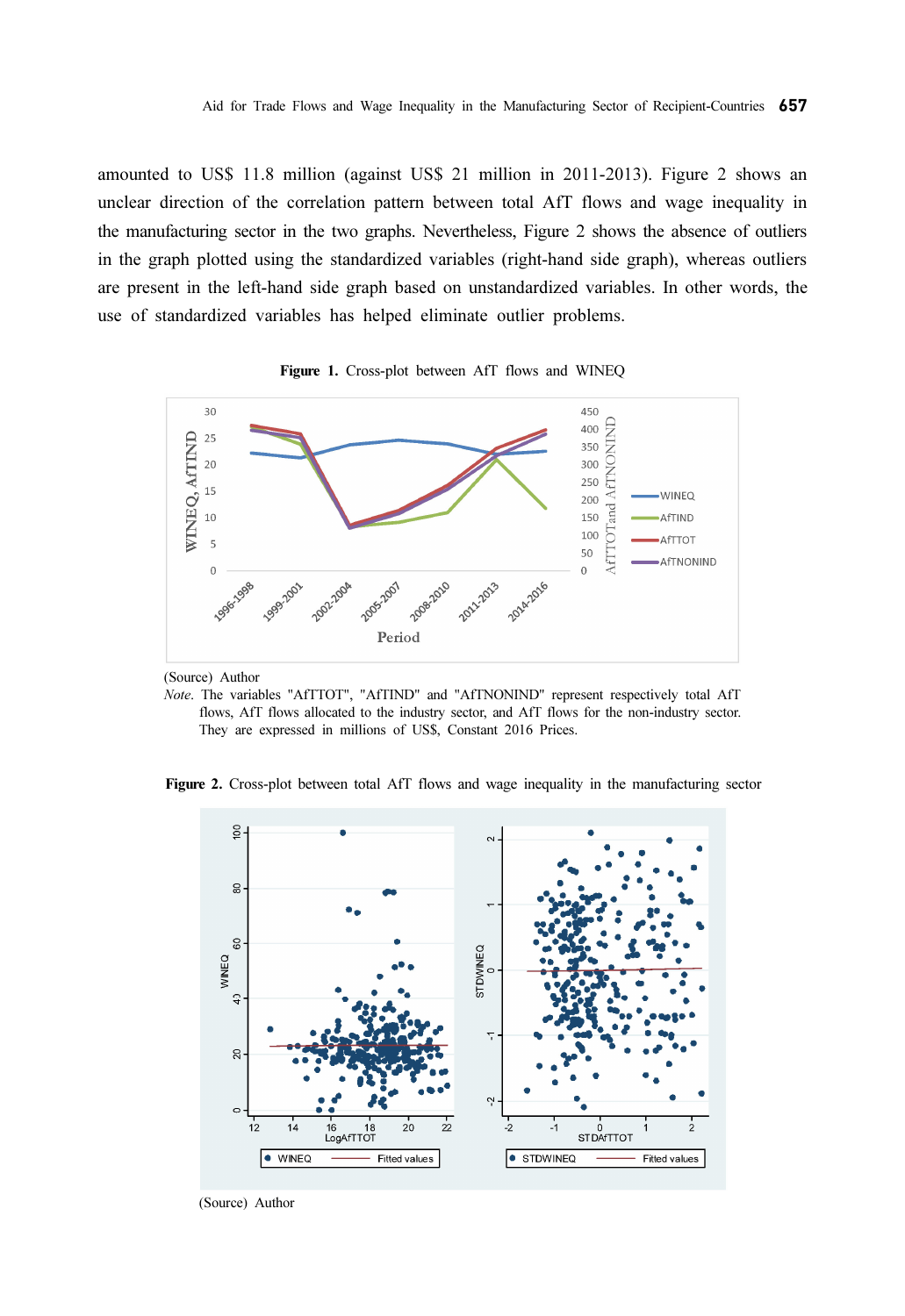amounted to US$ 11.8 million (against US$ 21 million in 2011-2013). Figure 2 shows an unclear direction of the correlation pattern between total AfT flows and wage inequality in the manufacturing sector in the two graphs. Nevertheless, Figure 2 shows the absence of outliers in the graph plotted using the standardized variables (right-hand side graph), whereas outliers are present in the left-hand side graph based on unstandardized variables. In other words, the use of standardized variables has helped eliminate outlier problems.

**Figure 1.** Cross-plot between AfT flows and WINEQ

(Source) Author

*Note*. The variables "AfTTOT", "AfTIND" and "AfTNONIND" represent respectively total AfT flows, AfT flows allocated to the industry sector, and AfT flows for the non-industry sector. They are expressed in millions of US$, Constant 2016 Prices.

**Figure 2.** Cross-plot between total AfT flows and wage inequality in the manufacturing sector

(Source) Author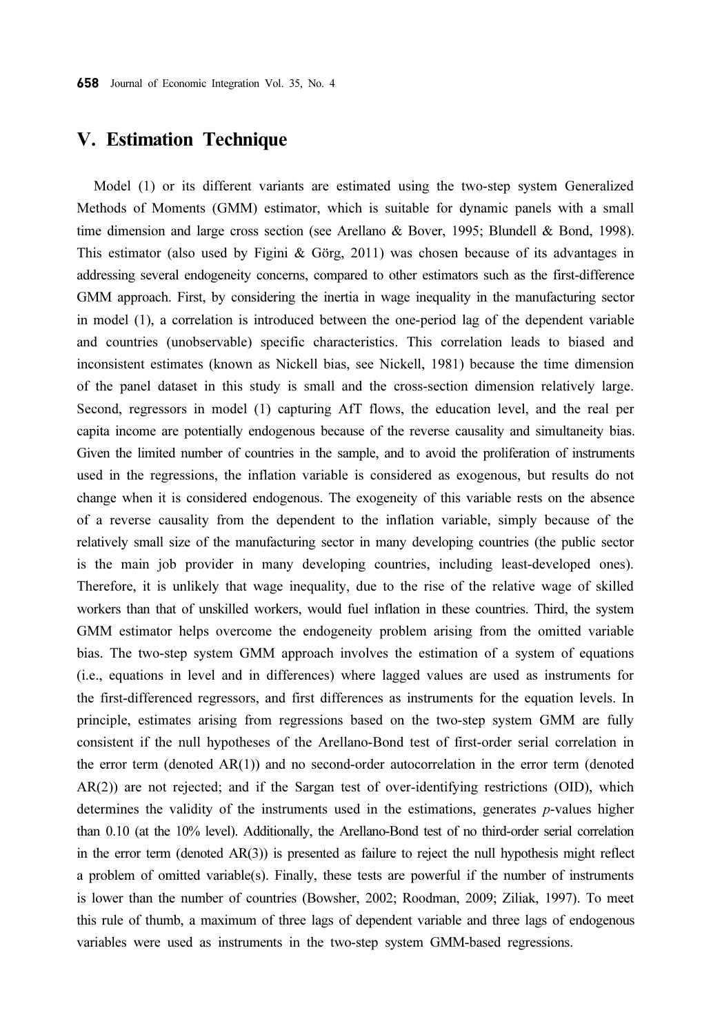## V. Estimation Technique

Model (1) or its different variants are estimated using the two-step system Generalized Methods of Moments (GMM) estimator, which is suitable for dynamic panels with a small time dimension and large cross section (see Arellano & Bover, 1995; Blundell & Bond, 1998). This estimator (also used by Figini & Görg, 2011) was chosen because of its advantages in addressing several endogeneity concerns, compared to other estimators such as the first-difference GMM approach. First, by considering the inertia in wage inequality in the manufacturing sector in model (1), a correlation is introduced between the one-period lag of the dependent variable and countries (unobservable) specific characteristics. This correlation leads to biased and inconsistent estimates (known as Nickell bias, see Nickell, 1981) because the time dimension of the panel dataset in this study is small and the cross-section dimension relatively large. Second, regressors in model (1) capturing AfT flows, the education level, and the real per capita income are potentially endogenous because of the reverse causality and simultaneity bias. Given the limited number of countries in the sample, and to avoid the proliferation of instruments used in the regressions, the inflation variable is considered as exogenous, but results do not change when it is considered endogenous. The exogeneity of this variable rests on the absence of a reverse causality from the dependent to the inflation variable, simply because of the relatively small size of the manufacturing sector in many developing countries (the public sector is the main job provider in many developing countries, including least-developed ones). Therefore, it is unlikely that wage inequality, due to the rise of the relative wage of skilled workers than that of unskilled workers, would fuel inflation in these countries. Third, the system GMM estimator helps overcome the endogeneity problem arising from the omitted variable bias. The two-step system GMM approach involves the estimation of a system of equations (i.e., equations in level and in differences) where lagged values are used as instruments for the first-differenced regressors, and first differences as instruments for the equation levels. In principle, estimates arising from regressions based on the two-step system GMM are fully consistent if the null hypotheses of the Arellano-Bond test of first-order serial correlation in the error term (denoted AR(1)) and no second-order autocorrelation in the error term (denoted AR(2)) are not rejected; and if the Sargan test of over-identifying restrictions (OID), which determines the validity of the instruments used in the estimations, generates *p*-values higher than 0.10 (at the 10% level). Additionally, the Arellano-Bond test of no third-order serial correlation in the error term (denoted AR(3)) is presented as failure to reject the null hypothesis might reflect a problem of omitted variable(s). Finally, these tests are powerful if the number of instruments is lower than the number of countries (Bowsher, 2002; Roodman, 2009; Ziliak, 1997). To meet this rule of thumb, a maximum of three lags of dependent variable and three lags of endogenous variables were used as instruments in the two-step system GMM-based regressions.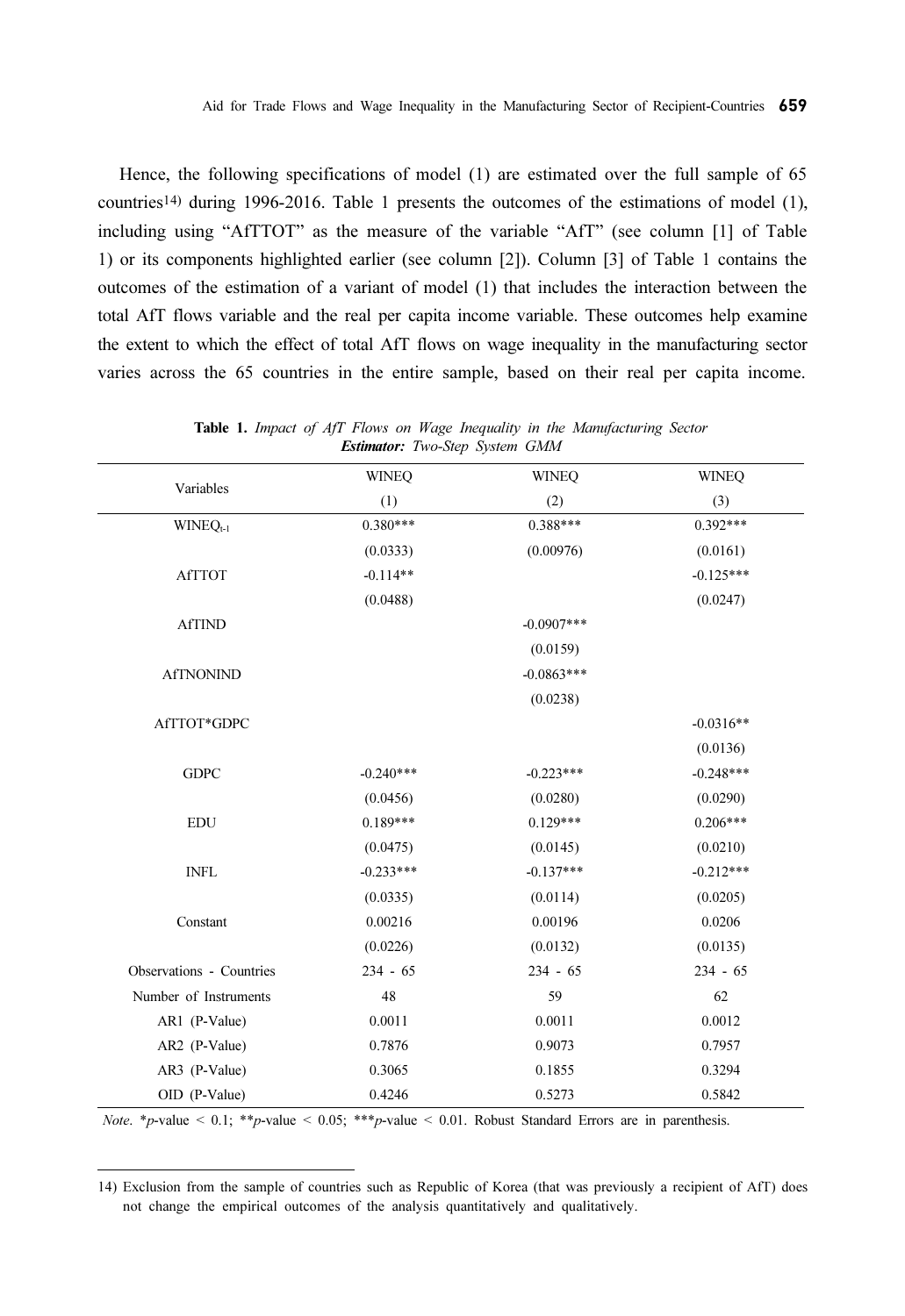Hence, the following specifications of model (1) are estimated over the full sample of 65 countries[14] during 1996-2016. Table 1 presents the outcomes of the estimations of model (1), including using "AfTTOT" as the measure of the variable "AfT" (see column [1] of Table 1) or its components highlighted earlier (see column [2]). Column [3] of Table 1 contains the outcomes of the estimation of a variant of model (1) that includes the interaction between the total AfT flows variable and the real per capita income variable. These outcomes help examine the extent to which the effect of total AfT flows on wage inequality in the manufacturing sector varies across the 65 countries in the entire sample, based on their real per capita income.

**Table 1.** *Impact of AfT Flows on Wage Inequality in the Manufacturing Sector*
***Estimator:*** *Two-Step System GMM*

| Variables | WINEQ | WINEQ | WINEQ |
|---|---|---|---|
| | (1) | (2) | (3) |
| $WINEQ_{t-1}$ | 0.380*** | 0.388*** | 0.392*** |
| | (0.0333) | (0.00976) | (0.0161) |
| AfTTOT | -0.114** | | -0.125*** |
| | (0.0488) | | (0.0247) |
| AfTIND | | -0.0907*** | |
| | | (0.0159) | |
| AfTNONIND | | -0.0863*** | |
| | | (0.0238) | |
| AfTTOT*GDPC | | | -0.0316** |
| | | | (0.0136) |
| GDPC | -0.240*** | -0.223*** | -0.248*** |
| | (0.0456) | (0.0280) | (0.0290) |
| EDU | 0.189*** | 0.129*** | 0.206*** |
| | (0.0475) | (0.0145) | (0.0210) |
| INFL | -0.233*** | -0.137*** | -0.212*** |
| | (0.0335) | (0.0114) | (0.0205) |
| Constant | 0.00216 | 0.00196 | 0.0206 |
| | (0.0226) | (0.0132) | (0.0135) |
| Observations - Countries | 234 - 65 | 234 - 65 | 234 - 65 |
| Number of Instruments | 48 | 59 | 62 |
| AR1 (P-Value) | 0.0011 | 0.0011 | 0.0012 |
| AR2 (P-Value) | 0.7876 | 0.9073 | 0.7957 |
| AR3 (P-Value) | 0.3065 | 0.1855 | 0.3294 |
| OID (P-Value) | 0.4246 | 0.5273 | 0.5842 |

*Note*. \**p*-value < 0.1; \*\**p*-value < 0.05; \*\*\**p*-value < 0.01. Robust Standard Errors are in parenthesis.

14) Exclusion from the sample of countries such as Republic of Korea (that was previously a recipient of AfT) does not change the empirical outcomes of the analysis quantitatively and qualitatively.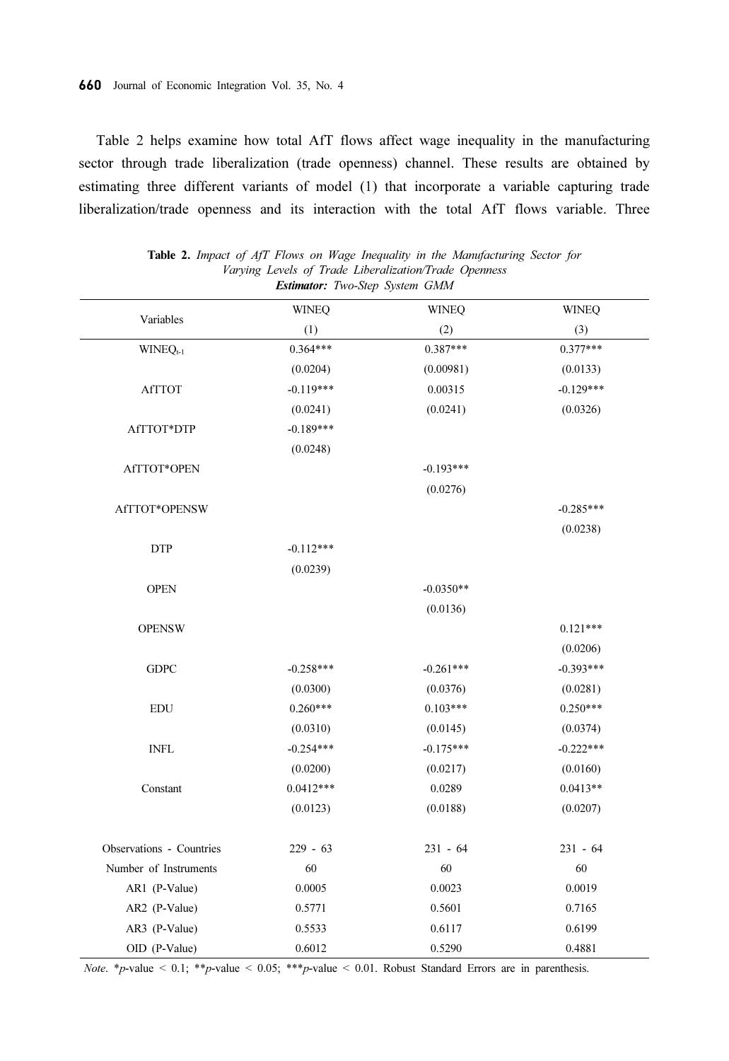Table 2 helps examine how total AfT flows affect wage inequality in the manufacturing sector through trade liberalization (trade openness) channel. These results are obtained by estimating three different variants of model (1) that incorporate a variable capturing trade liberalization/trade openness and its interaction with the total AfT flows variable. Three

**Table 2.** *Impact of AfT Flows on Wage Inequality in the Manufacturing Sector for Varying Levels of Trade Liberalization/Trade Openness*
***Estimator:*** *Two-Step System GMM*

| Variables | WINEQ (1) | WINEQ (2) | WINEQ (3) |
|---|---|---|---|
| $WINEQ_{t-1}$ | 0.364*** | 0.387*** | 0.377*** |
| | (0.0204) | (0.00981) | (0.0133) |
| AfTTOT | -0.119*** | 0.00315 | -0.129*** |
| | (0.0241) | (0.0241) | (0.0326) |
| AfTTOT*DTP | -0.189*** | | |
| | (0.0248) | | |
| AfTTOT*OPEN | | -0.193*** | |
| | | (0.0276) | |
| AfTTOT*OPENSW | | | -0.285*** |
| | | | (0.0238) |
| DTP | -0.112*** | | |
| | (0.0239) | | |
| OPEN | | -0.0350** | |
| | | (0.0136) | |
| OPENSW | | | 0.121*** |
| | | | (0.0206) |
| GDPC | -0.258*** | -0.261*** | -0.393*** |
| | (0.0300) | (0.0376) | (0.0281) |
| EDU | 0.260*** | 0.103*** | 0.250*** |
| | (0.0310) | (0.0145) | (0.0374) |
| INFL | -0.254*** | -0.175*** | -0.222*** |
| | (0.0200) | (0.0217) | (0.0160) |
| Constant | 0.0412*** | 0.0289 | 0.0413** |
| | (0.0123) | (0.0188) | (0.0207) |
| Observations - Countries | 229 - 63 | 231 - 64 | 231 - 64 |
| Number of Instruments | 60 | 60 | 60 |
| AR1 (P-Value) | 0.0005 | 0.0023 | 0.0019 |
| AR2 (P-Value) | 0.5771 | 0.5601 | 0.7165 |
| AR3 (P-Value) | 0.5533 | 0.6117 | 0.6199 |
| OID (P-Value) | 0.6012 | 0.5290 | 0.4881 |

*Note*. \**p*-value < 0.1; \*\**p*-value < 0.05; \*\*\**p*-value < 0.01. Robust Standard Errors are in parenthesis.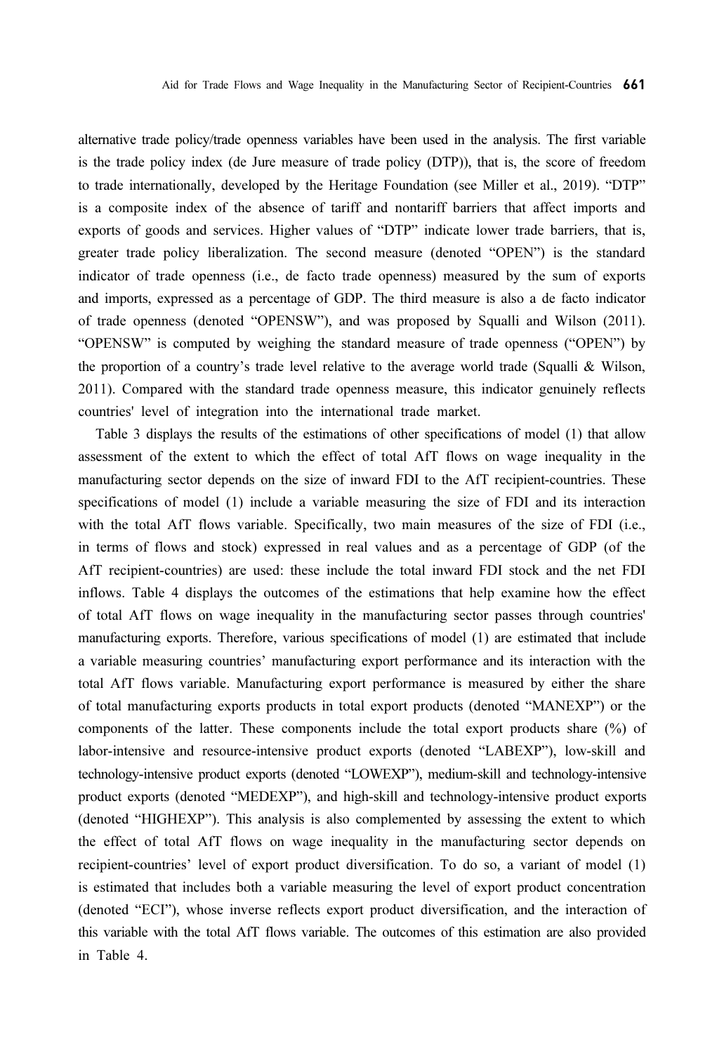alternative trade policy/trade openness variables have been used in the analysis. The first variable is the trade policy index (de Jure measure of trade policy (DTP)), that is, the score of freedom to trade internationally, developed by the Heritage Foundation (see Miller et al., 2019). "DTP" is a composite index of the absence of tariff and nontariff barriers that affect imports and exports of goods and services. Higher values of "DTP" indicate lower trade barriers, that is, greater trade policy liberalization. The second measure (denoted "OPEN") is the standard indicator of trade openness (i.e., de facto trade openness) measured by the sum of exports and imports, expressed as a percentage of GDP. The third measure is also a de facto indicator of trade openness (denoted "OPENSW"), and was proposed by Squalli and Wilson (2011). "OPENSW" is computed by weighing the standard measure of trade openness ("OPEN") by the proportion of a country's trade level relative to the average world trade (Squalli & Wilson, 2011). Compared with the standard trade openness measure, this indicator genuinely reflects countries' level of integration into the international trade market.

Table 3 displays the results of the estimations of other specifications of model (1) that allow assessment of the extent to which the effect of total AfT flows on wage inequality in the manufacturing sector depends on the size of inward FDI to the AfT recipient-countries. These specifications of model (1) include a variable measuring the size of FDI and its interaction with the total AfT flows variable. Specifically, two main measures of the size of FDI (i.e., in terms of flows and stock) expressed in real values and as a percentage of GDP (of the AfT recipient-countries) are used: these include the total inward FDI stock and the net FDI inflows. Table 4 displays the outcomes of the estimations that help examine how the effect of total AfT flows on wage inequality in the manufacturing sector passes through countries' manufacturing exports. Therefore, various specifications of model (1) are estimated that include a variable measuring countries' manufacturing export performance and its interaction with the total AfT flows variable. Manufacturing export performance is measured by either the share of total manufacturing exports products in total export products (denoted "MANEXP") or the components of the latter. These components include the total export products share (%) of labor-intensive and resource-intensive product exports (denoted "LABEXP"), low-skill and technology-intensive product exports (denoted "LOWEXP"), medium-skill and technology-intensive product exports (denoted "MEDEXP"), and high-skill and technology-intensive product exports (denoted "HIGHEXP"). This analysis is also complemented by assessing the extent to which the effect of total AfT flows on wage inequality in the manufacturing sector depends on recipient-countries' level of export product diversification. To do so, a variant of model (1) is estimated that includes both a variable measuring the level of export product concentration (denoted "ECI"), whose inverse reflects export product diversification, and the interaction of this variable with the total AfT flows variable. The outcomes of this estimation are also provided in Table 4.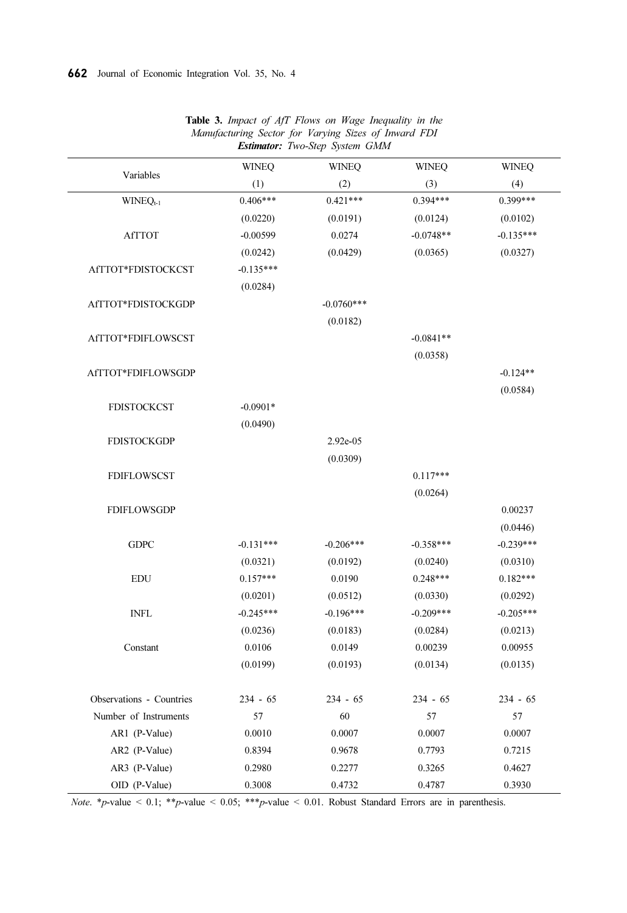**Table 3.** *Impact of AfT Flows on Wage Inequality in the Manufacturing Sector for Varying Sizes of Inward FDI*
***Estimator:*** *Two-Step System GMM*

| Variables | WINEQ (1) | WINEQ (2) | WINEQ (3) | WINEQ (4) |
|---|---|---|---|---|
| $WINEQ_{t-1}$ | 0.406*** | 0.421*** | 0.394*** | 0.399*** |
| | (0.0220) | (0.0191) | (0.0124) | (0.0102) |
| AfTTOT | -0.00599 | 0.0274 | -0.0748** | -0.135*** |
| | (0.0242) | (0.0429) | (0.0365) | (0.0327) |
| AfTTOT*FDISTOCKCST | -0.135*** | | | |
| | (0.0284) | | | |
| AfTTOT*FDISTOCKGDP | | -0.0760*** | | |
| | | (0.0182) | | |
| AfTTOT*FDIFLOWSCST | | | -0.0841** | |
| | | | (0.0358) | |
| AfTTOT*FDIFLOWSGDP | | | | -0.124** |
| | | | | (0.0584) |
| FDISTOCKCST | -0.0901* | | | |
| | (0.0490) | | | |
| FDISTOCKGDP | | 2.92e-05 | | |
| | | (0.0309) | | |
| FDIFLOWSCST | | | 0.117*** | |
| | | | (0.0264) | |
| FDIFLOWSGDP | | | | 0.00237 |
| | | | | (0.0446) |
| GDPC | -0.131*** | -0.206*** | -0.358*** | -0.239*** |
| | (0.0321) | (0.0192) | (0.0240) | (0.0310) |
| EDU | 0.157*** | 0.0190 | 0.248*** | 0.182*** |
| | (0.0201) | (0.0512) | (0.0330) | (0.0292) |
| INFL | -0.245*** | -0.196*** | -0.209*** | -0.205*** |
| | (0.0236) | (0.0183) | (0.0284) | (0.0213) |
| Constant | 0.0106 | 0.0149 | 0.00239 | 0.00955 |
| | (0.0199) | (0.0193) | (0.0134) | (0.0135) |
| Observations - Countries | 234 - 65 | 234 - 65 | 234 - 65 | 234 - 65 |
| Number of Instruments | 57 | 60 | 57 | 57 |
| AR1 (P-Value) | 0.0010 | 0.0007 | 0.0007 | 0.0007 |
| AR2 (P-Value) | 0.8394 | 0.9678 | 0.7793 | 0.7215 |
| AR3 (P-Value) | 0.2980 | 0.2277 | 0.3265 | 0.4627 |
| OID (P-Value) | 0.3008 | 0.4732 | 0.4787 | 0.3930 |

*Note*. *$p$-value < 0.1; **$p$-value < 0.05; ***$p$-value < 0.01. Robust Standard Errors are in parenthesis.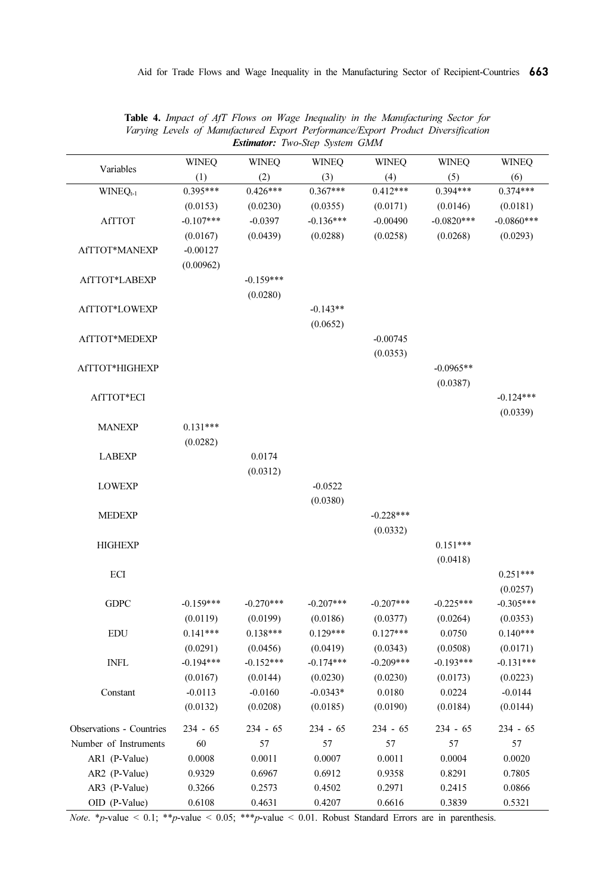**Table 4.** *Impact of AfT Flows on Wage Inequality in the Manufacturing Sector for Varying Levels of Manufactured Export Performance/Export Product Diversification* ***Estimator:*** *Two-Step System GMM*

| Variables | WINEQ (1) | WINEQ (2) | WINEQ (3) | WINEQ (4) | WINEQ (5) | WINEQ (6) |
|---|---|---|---|---|---|---|
| $WINEQ_{t-1}$ | 0.395*** | 0.426*** | 0.367*** | 0.412*** | 0.394*** | 0.374*** |
| | (0.0153) | (0.0230) | (0.0355) | (0.0171) | (0.0146) | (0.0181) |
| AfTTOT | -0.107*** | -0.0397 | -0.136*** | -0.00490 | -0.0820*** | -0.0860*** |
| | (0.0167) | (0.0439) | (0.0288) | (0.0258) | (0.0268) | (0.0293) |
| AfTTOT*MANEXP | -0.00127 | | | | | |
| | (0.00962) | | | | | |
| AfTTOT*LABEXP | | -0.159*** | | | | |
| | | (0.0280) | | | | |
| AfTTOT*LOWEXP | | | -0.143** | | | |
| | | | (0.0652) | | | |
| AfTTOT*MEDEXP | | | | -0.00745 | | |
| | | | | (0.0353) | | |
| AfTTOT*HIGHEXP | | | | | -0.0965** | |
| | | | | | (0.0387) | |
| AfTTOT*ECI | | | | | | -0.124*** |
| | | | | | | (0.0339) |
| MANEXP | 0.131*** | | | | | |
| | (0.0282) | | | | | |
| LABEXP | | 0.0174 | | | | |
| | | (0.0312) | | | | |
| LOWEXP | | | -0.0522 | | | |
| | | | (0.0380) | | | |
| MEDEXP | | | | -0.228*** | | |
| | | | | (0.0332) | | |
| HIGHEXP | | | | | 0.151*** | |
| | | | | | (0.0418) | |
| ECI | | | | | | 0.251*** |
| | | | | | | (0.0257) |
| GDPC | -0.159*** | -0.270*** | -0.207*** | -0.207*** | -0.225*** | -0.305*** |
| | (0.0119) | (0.0199) | (0.0186) | (0.0377) | (0.0264) | (0.0353) |
| EDU | 0.141*** | 0.138*** | 0.129*** | 0.127*** | 0.0750 | 0.140*** |
| | (0.0291) | (0.0456) | (0.0419) | (0.0343) | (0.0508) | (0.0171) |
| INFL | -0.194*** | -0.152*** | -0.174*** | -0.209*** | -0.193*** | -0.131*** |
| | (0.0167) | (0.0144) | (0.0230) | (0.0230) | (0.0173) | (0.0223) |
| Constant | -0.0113 | -0.0160 | -0.0343* | 0.0180 | 0.0224 | -0.0144 |
| | (0.0132) | (0.0208) | (0.0185) | (0.0190) | (0.0184) | (0.0144) |
| Observations - Countries | 234 - 65 | 234 - 65 | 234 - 65 | 234 - 65 | 234 - 65 | 234 - 65 |
| Number of Instruments | 60 | 57 | 57 | 57 | 57 | 57 |
| AR1 (P-Value) | 0.0008 | 0.0011 | 0.0007 | 0.0011 | 0.0004 | 0.0020 |
| AR2 (P-Value) | 0.9329 | 0.6967 | 0.6912 | 0.9358 | 0.8291 | 0.7805 |
| AR3 (P-Value) | 0.3266 | 0.2573 | 0.4502 | 0.2971 | 0.2415 | 0.0866 |
| OID (P-Value) | 0.6108 | 0.4631 | 0.4207 | 0.6616 | 0.3839 | 0.5321 |

*Note*. \**p*-value < 0.1; \*\**p*-value < 0.05; \*\*\**p*-value < 0.01. Robust Standard Errors are in parenthesis.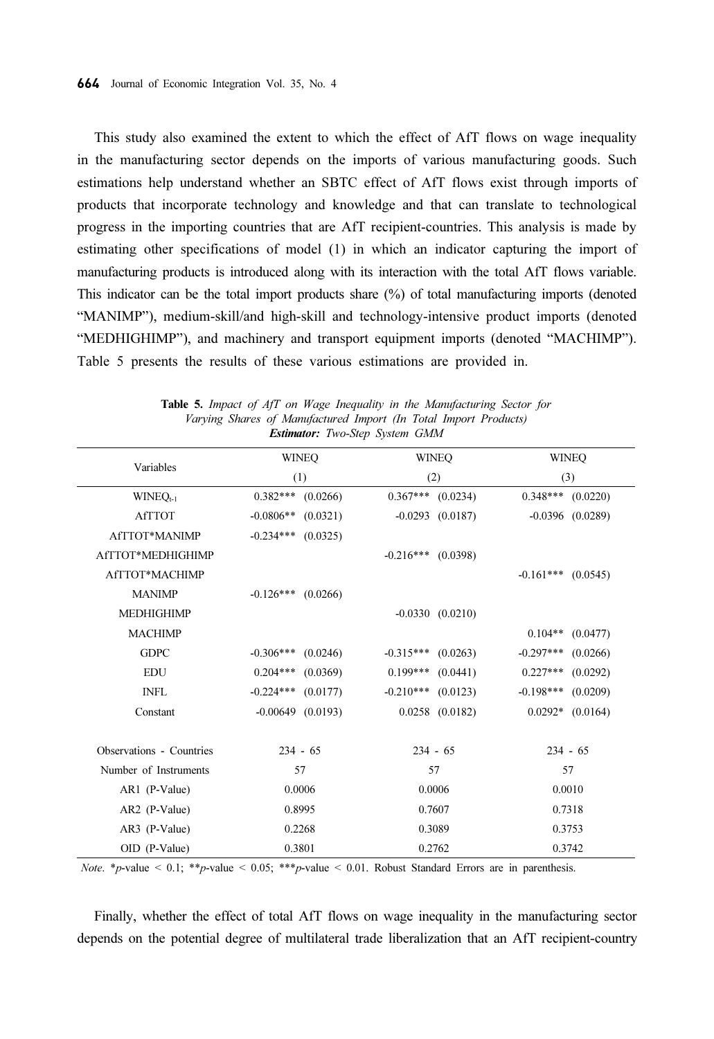This study also examined the extent to which the effect of AfT flows on wage inequality in the manufacturing sector depends on the imports of various manufacturing goods. Such estimations help understand whether an SBTC effect of AfT flows exist through imports of products that incorporate technology and knowledge and that can translate to technological progress in the importing countries that are AfT recipient-countries. This analysis is made by estimating other specifications of model (1) in which an indicator capturing the import of manufacturing products is introduced along with its interaction with the total AfT flows variable. This indicator can be the total import products share (%) of total manufacturing imports (denoted "MANIMP"), medium-skill/and high-skill and technology-intensive product imports (denoted "MEDHIGHIMP"), and machinery and transport equipment imports (denoted "MACHIMP"). Table 5 presents the results of these various estimations are provided in.

**Table 5.** *Impact of AfT on Wage Inequality in the Manufacturing Sector for Varying Shares of Manufactured Import (In Total Import Products)*
***Estimator:*** *Two-Step System GMM*

| Variables | WINEQ (1) | WINEQ (2) | WINEQ (3) |
|---|---|---|---|
| $WINEQ_{t-1}$ | 0.382*** (0.0266) | 0.367*** (0.0234) | 0.348*** (0.0220) |
| AfTTOT | -0.0806** (0.0321) | -0.0293 (0.0187) | -0.0396 (0.0289) |
| AfTTOT*MANIMP | -0.234*** (0.0325) | | |
| AfTTOT*MEDHIGHIMP | | -0.216*** (0.0398) | |
| AfTTOT*MACHIMP | | | -0.161*** (0.0545) |
| MANIMP | -0.126*** (0.0266) | | |
| MEDHIGHIMP | | -0.0330 (0.0210) | |
| MACHIMP | | | 0.104** (0.0477) |
| GDPC | -0.306*** (0.0246) | -0.315*** (0.0263) | -0.297*** (0.0266) |
| EDU | 0.204*** (0.0369) | 0.199*** (0.0441) | 0.227*** (0.0292) |
| INFL | -0.224*** (0.0177) | -0.210*** (0.0123) | -0.198*** (0.0209) |
| Constant | -0.00649 (0.0193) | 0.0258 (0.0182) | 0.0292* (0.0164) |
| Observations - Countries | 234 - 65 | 234 - 65 | 234 - 65 |
| Number of Instruments | 57 | 57 | 57 |
| AR1 (P-Value) | 0.0006 | 0.0006 | 0.0010 |
| AR2 (P-Value) | 0.8995 | 0.7607 | 0.7318 |
| AR3 (P-Value) | 0.2268 | 0.3089 | 0.3753 |
| OID (P-Value) | 0.3801 | 0.2762 | 0.3742 |

*Note*. *$p$-value < 0.1; **$p$-value < 0.05; ***$p$-value < 0.01. Robust Standard Errors are in parenthesis.

Finally, whether the effect of total AfT flows on wage inequality in the manufacturing sector depends on the potential degree of multilateral trade liberalization that an AfT recipient-country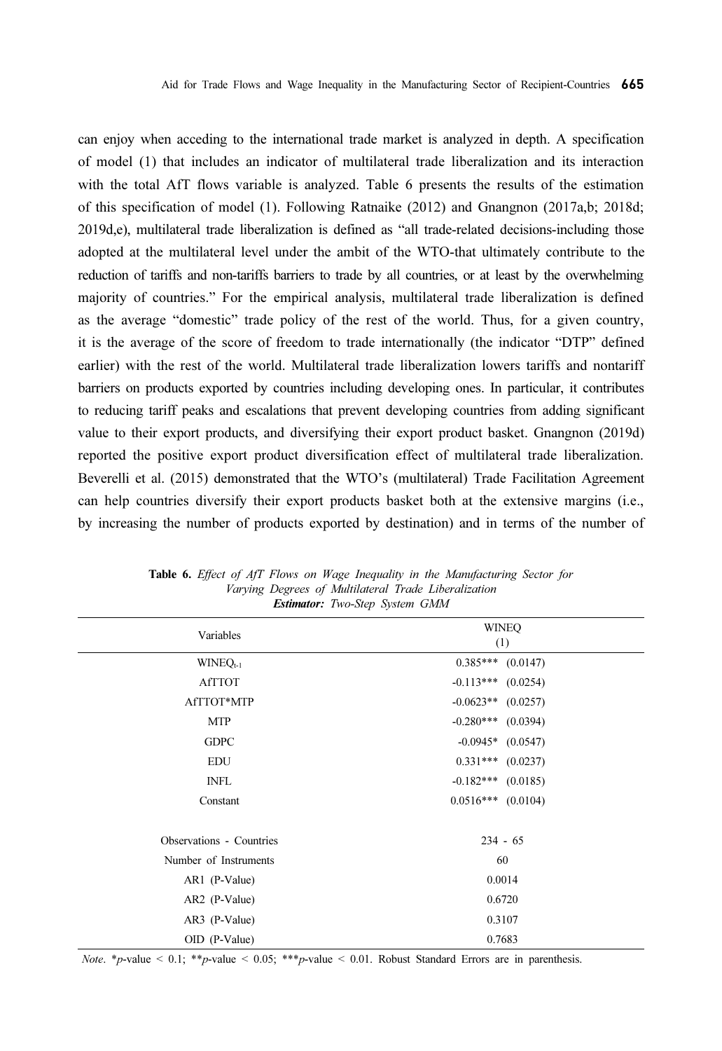can enjoy when acceding to the international trade market is analyzed in depth. A specification of model (1) that includes an indicator of multilateral trade liberalization and its interaction with the total AfT flows variable is analyzed. Table 6 presents the results of the estimation of this specification of model (1). Following Ratnaike (2012) and Gnangnon (2017a,b; 2018d; 2019d,e), multilateral trade liberalization is defined as "all trade-related decisions-including those adopted at the multilateral level under the ambit of the WTO-that ultimately contribute to the reduction of tariffs and non-tariffs barriers to trade by all countries, or at least by the overwhelming majority of countries." For the empirical analysis, multilateral trade liberalization is defined as the average "domestic" trade policy of the rest of the world. Thus, for a given country, it is the average of the score of freedom to trade internationally (the indicator "DTP" defined earlier) with the rest of the world. Multilateral trade liberalization lowers tariffs and nontariff barriers on products exported by countries including developing ones. In particular, it contributes to reducing tariff peaks and escalations that prevent developing countries from adding significant value to their export products, and diversifying their export product basket. Gnangnon (2019d) reported the positive export product diversification effect of multilateral trade liberalization. Beverelli et al. (2015) demonstrated that the WTO's (multilateral) Trade Facilitation Agreement can help countries diversify their export products basket both at the extensive margins (i.e., by increasing the number of products exported by destination) and in terms of the number of

**Table 6.** *Effect of AfT Flows on Wage Inequality in the Manufacturing Sector for Varying Degrees of Multilateral Trade Liberalization*
***Estimator:*** *Two-Step System GMM*

| Variables | WINEQ (1) |
|---|---|
| $WINEQ_{t-1}$ | 0.385*** (0.0147) |
| AfTTOT | -0.113*** (0.0254) |
| AfTTOT*MTP | -0.0623** (0.0257) |
| MTP | -0.280*** (0.0394) |
| GDPC | -0.0945* (0.0547) |
| EDU | 0.331*** (0.0237) |
| INFL | -0.182*** (0.0185) |
| Constant | 0.0516*** (0.0104) |
| | |
| Observations - Countries | 234 - 65 |
| Number of Instruments | 60 |
| AR1 (P-Value) | 0.0014 |
| AR2 (P-Value) | 0.6720 |
| AR3 (P-Value) | 0.3107 |
| OID (P-Value) | 0.7683 |

*Note*. \**p*-value < 0.1; \*\**p*-value < 0.05; \*\*\**p*-value < 0.01. Robust Standard Errors are in parenthesis.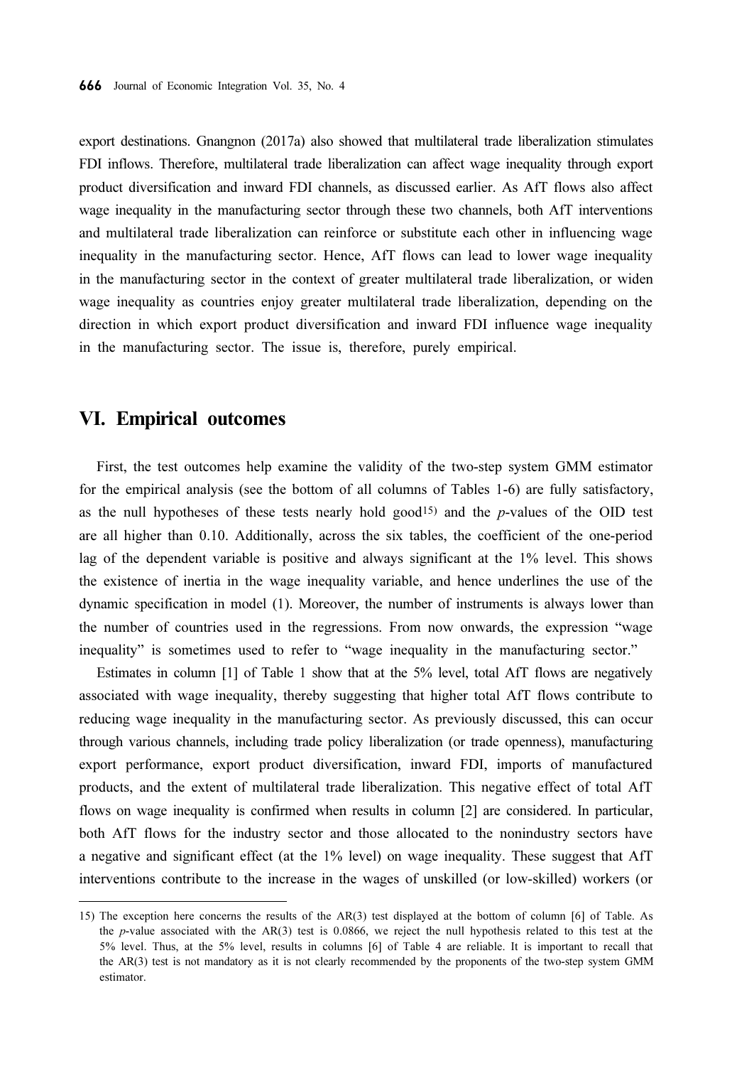export destinations. Gnangnon (2017a) also showed that multilateral trade liberalization stimulates FDI inflows. Therefore, multilateral trade liberalization can affect wage inequality through export product diversification and inward FDI channels, as discussed earlier. As AfT flows also affect wage inequality in the manufacturing sector through these two channels, both AfT interventions and multilateral trade liberalization can reinforce or substitute each other in influencing wage inequality in the manufacturing sector. Hence, AfT flows can lead to lower wage inequality in the manufacturing sector in the context of greater multilateral trade liberalization, or widen wage inequality as countries enjoy greater multilateral trade liberalization, depending on the direction in which export product diversification and inward FDI influence wage inequality in the manufacturing sector. The issue is, therefore, purely empirical.

## VI. Empirical outcomes

First, the test outcomes help examine the validity of the two-step system GMM estimator for the empirical analysis (see the bottom of all columns of Tables 1-6) are fully satisfactory, as the null hypotheses of these tests nearly hold good[15] and the *p*-values of the OID test are all higher than 0.10. Additionally, across the six tables, the coefficient of the one-period lag of the dependent variable is positive and always significant at the 1% level. This shows the existence of inertia in the wage inequality variable, and hence underlines the use of the dynamic specification in model (1). Moreover, the number of instruments is always lower than the number of countries used in the regressions. From now onwards, the expression "wage inequality" is sometimes used to refer to "wage inequality in the manufacturing sector."

Estimates in column [1] of Table 1 show that at the 5% level, total AfT flows are negatively associated with wage inequality, thereby suggesting that higher total AfT flows contribute to reducing wage inequality in the manufacturing sector. As previously discussed, this can occur through various channels, including trade policy liberalization (or trade openness), manufacturing export performance, export product diversification, inward FDI, imports of manufactured products, and the extent of multilateral trade liberalization. This negative effect of total AfT flows on wage inequality is confirmed when results in column [2] are considered. In particular, both AfT flows for the industry sector and those allocated to the nonindustry sectors have a negative and significant effect (at the 1% level) on wage inequality. These suggest that AfT interventions contribute to the increase in the wages of unskilled (or low-skilled) workers (or

---

15) The exception here concerns the results of the AR(3) test displayed at the bottom of column [6] of Table. As the *p*-value associated with the AR(3) test is 0.0866, we reject the null hypothesis related to this test at the 5% level. Thus, at the 5% level, results in columns [6] of Table 4 are reliable. It is important to recall that the AR(3) test is not mandatory as it is not clearly recommended by the proponents of the two-step system GMM estimator.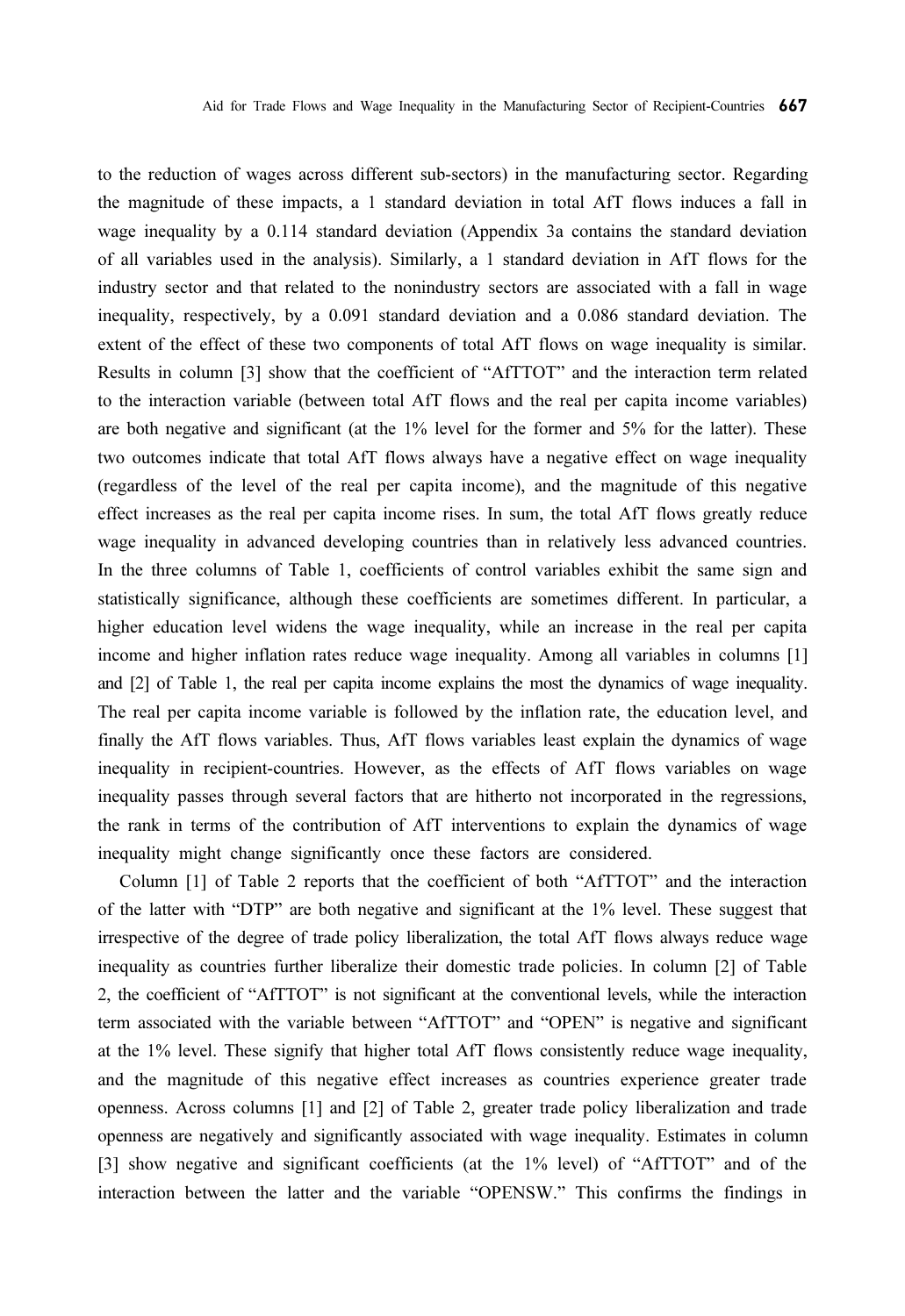to the reduction of wages across different sub-sectors) in the manufacturing sector. Regarding the magnitude of these impacts, a 1 standard deviation in total AfT flows induces a fall in wage inequality by a 0.114 standard deviation (Appendix 3a contains the standard deviation of all variables used in the analysis). Similarly, a 1 standard deviation in AfT flows for the industry sector and that related to the nonindustry sectors are associated with a fall in wage inequality, respectively, by a 0.091 standard deviation and a 0.086 standard deviation. The extent of the effect of these two components of total AfT flows on wage inequality is similar. Results in column [3] show that the coefficient of "AfTTOT" and the interaction term related to the interaction variable (between total AfT flows and the real per capita income variables) are both negative and significant (at the 1% level for the former and 5% for the latter). These two outcomes indicate that total AfT flows always have a negative effect on wage inequality (regardless of the level of the real per capita income), and the magnitude of this negative effect increases as the real per capita income rises. In sum, the total AfT flows greatly reduce wage inequality in advanced developing countries than in relatively less advanced countries. In the three columns of Table 1, coefficients of control variables exhibit the same sign and statistically significance, although these coefficients are sometimes different. In particular, a higher education level widens the wage inequality, while an increase in the real per capita income and higher inflation rates reduce wage inequality. Among all variables in columns [1] and [2] of Table 1, the real per capita income explains the most the dynamics of wage inequality. The real per capita income variable is followed by the inflation rate, the education level, and finally the AfT flows variables. Thus, AfT flows variables least explain the dynamics of wage inequality in recipient-countries. However, as the effects of AfT flows variables on wage inequality passes through several factors that are hitherto not incorporated in the regressions, the rank in terms of the contribution of AfT interventions to explain the dynamics of wage inequality might change significantly once these factors are considered.

Column [1] of Table 2 reports that the coefficient of both "AfTTOT" and the interaction of the latter with "DTP" are both negative and significant at the 1% level. These suggest that irrespective of the degree of trade policy liberalization, the total AfT flows always reduce wage inequality as countries further liberalize their domestic trade policies. In column [2] of Table 2, the coefficient of "AfTTOT" is not significant at the conventional levels, while the interaction term associated with the variable between "AfTTOT" and "OPEN" is negative and significant at the 1% level. These signify that higher total AfT flows consistently reduce wage inequality, and the magnitude of this negative effect increases as countries experience greater trade openness. Across columns [1] and [2] of Table 2, greater trade policy liberalization and trade openness are negatively and significantly associated with wage inequality. Estimates in column [3] show negative and significant coefficients (at the 1% level) of "AfTTOT" and of the interaction between the latter and the variable "OPENSW." This confirms the findings in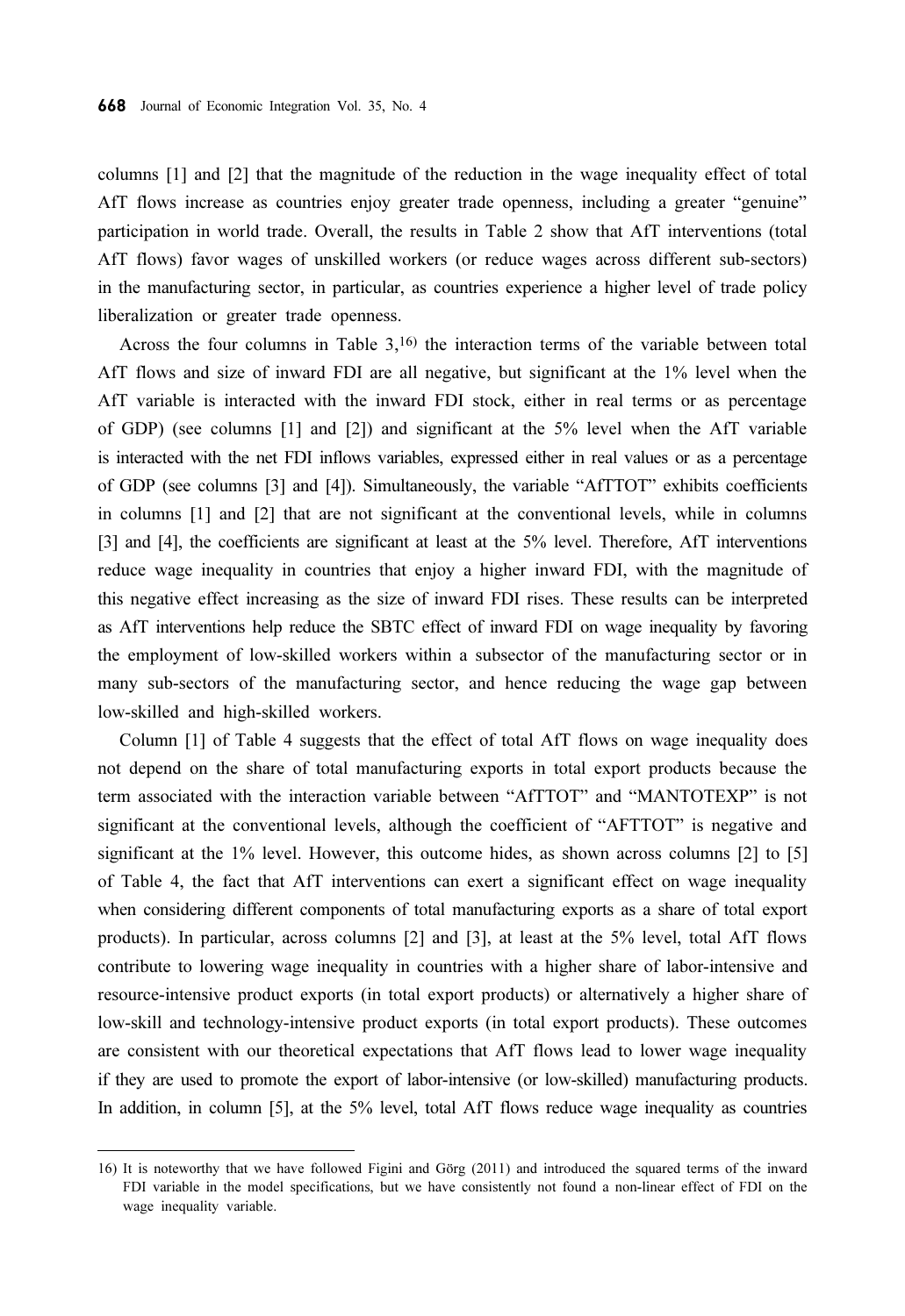columns [1] and [2] that the magnitude of the reduction in the wage inequality effect of total AfT flows increase as countries enjoy greater trade openness, including a greater "genuine" participation in world trade. Overall, the results in Table 2 show that AfT interventions (total AfT flows) favor wages of unskilled workers (or reduce wages across different sub-sectors) in the manufacturing sector, in particular, as countries experience a higher level of trade policy liberalization or greater trade openness.

Across the four columns in Table 3,[16] the interaction terms of the variable between total AfT flows and size of inward FDI are all negative, but significant at the 1% level when the AfT variable is interacted with the inward FDI stock, either in real terms or as percentage of GDP) (see columns [1] and [2]) and significant at the 5% level when the AfT variable is interacted with the net FDI inflows variables, expressed either in real values or as a percentage of GDP (see columns [3] and [4]). Simultaneously, the variable "AfTTOT" exhibits coefficients in columns [1] and [2] that are not significant at the conventional levels, while in columns [3] and [4], the coefficients are significant at least at the 5% level. Therefore, AfT interventions reduce wage inequality in countries that enjoy a higher inward FDI, with the magnitude of this negative effect increasing as the size of inward FDI rises. These results can be interpreted as AfT interventions help reduce the SBTC effect of inward FDI on wage inequality by favoring the employment of low-skilled workers within a subsector of the manufacturing sector or in many sub-sectors of the manufacturing sector, and hence reducing the wage gap between low-skilled and high-skilled workers.

Column [1] of Table 4 suggests that the effect of total AfT flows on wage inequality does not depend on the share of total manufacturing exports in total export products because the term associated with the interaction variable between "AfTTOT" and "MANTOTEXP" is not significant at the conventional levels, although the coefficient of "AFTTOT" is negative and significant at the 1% level. However, this outcome hides, as shown across columns [2] to [5] of Table 4, the fact that AfT interventions can exert a significant effect on wage inequality when considering different components of total manufacturing exports as a share of total export products). In particular, across columns [2] and [3], at least at the 5% level, total AfT flows contribute to lowering wage inequality in countries with a higher share of labor-intensive and resource-intensive product exports (in total export products) or alternatively a higher share of low-skill and technology-intensive product exports (in total export products). These outcomes are consistent with our theoretical expectations that AfT flows lead to lower wage inequality if they are used to promote the export of labor-intensive (or low-skilled) manufacturing products. In addition, in column [5], at the 5% level, total AfT flows reduce wage inequality as countries

---

16) It is noteworthy that we have followed Figini and Görg (2011) and introduced the squared terms of the inward FDI variable in the model specifications, but we have consistently not found a non-linear effect of FDI on the wage inequality variable.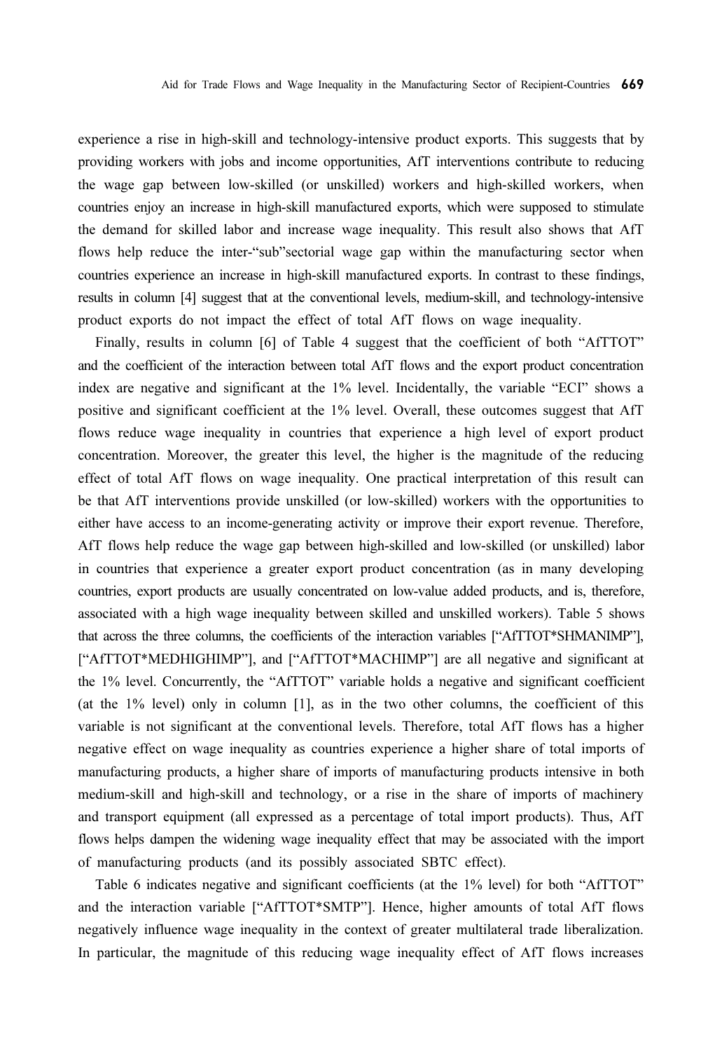experience a rise in high-skill and technology-intensive product exports. This suggests that by providing workers with jobs and income opportunities, AfT interventions contribute to reducing the wage gap between low-skilled (or unskilled) workers and high-skilled workers, when countries enjoy an increase in high-skill manufactured exports, which were supposed to stimulate the demand for skilled labor and increase wage inequality. This result also shows that AfT flows help reduce the inter-"sub"sectorial wage gap within the manufacturing sector when countries experience an increase in high-skill manufactured exports. In contrast to these findings, results in column [4] suggest that at the conventional levels, medium-skill, and technology-intensive product exports do not impact the effect of total AfT flows on wage inequality.

Finally, results in column [6] of Table 4 suggest that the coefficient of both "AfTTOT" and the coefficient of the interaction between total AfT flows and the export product concentration index are negative and significant at the 1% level. Incidentally, the variable "ECI" shows a positive and significant coefficient at the 1% level. Overall, these outcomes suggest that AfT flows reduce wage inequality in countries that experience a high level of export product concentration. Moreover, the greater this level, the higher is the magnitude of the reducing effect of total AfT flows on wage inequality. One practical interpretation of this result can be that AfT interventions provide unskilled (or low-skilled) workers with the opportunities to either have access to an income-generating activity or improve their export revenue. Therefore, AfT flows help reduce the wage gap between high-skilled and low-skilled (or unskilled) labor in countries that experience a greater export product concentration (as in many developing countries, export products are usually concentrated on low-value added products, and is, therefore, associated with a high wage inequality between skilled and unskilled workers). Table 5 shows that across the three columns, the coefficients of the interaction variables ["AfTTOT*SHMANIMP"], ["AfTTOT*MEDHIGHIMP"], and ["AfTTOT*MACHIMP"] are all negative and significant at the 1% level. Concurrently, the "AfTTOT" variable holds a negative and significant coefficient (at the 1% level) only in column [1], as in the two other columns, the coefficient of this variable is not significant at the conventional levels. Therefore, total AfT flows has a higher negative effect on wage inequality as countries experience a higher share of total imports of manufacturing products, a higher share of imports of manufacturing products intensive in both medium-skill and high-skill and technology, or a rise in the share of imports of machinery and transport equipment (all expressed as a percentage of total import products). Thus, AfT flows helps dampen the widening wage inequality effect that may be associated with the import of manufacturing products (and its possibly associated SBTC effect).

Table 6 indicates negative and significant coefficients (at the 1% level) for both "AfTTOT" and the interaction variable ["AfTTOT*SMTP"]. Hence, higher amounts of total AfT flows negatively influence wage inequality in the context of greater multilateral trade liberalization. In particular, the magnitude of this reducing wage inequality effect of AfT flows increases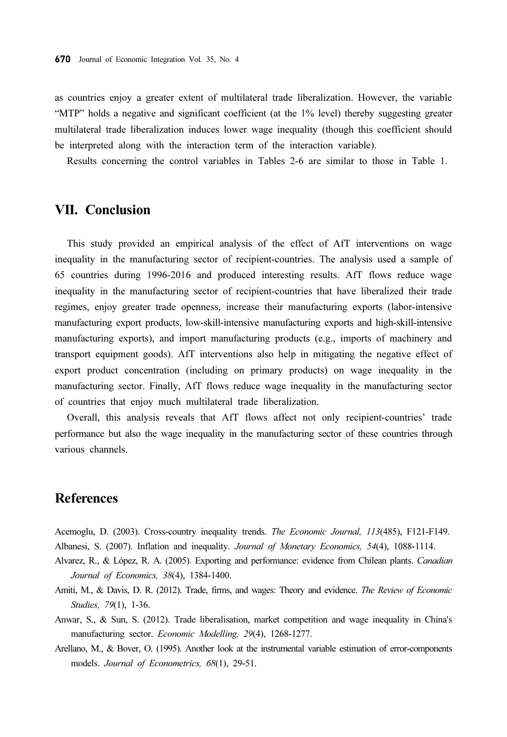as countries enjoy a greater extent of multilateral trade liberalization. However, the variable "MTP" holds a negative and significant coefficient (at the 1% level) thereby suggesting greater multilateral trade liberalization induces lower wage inequality (though this coefficient should be interpreted along with the interaction term of the interaction variable).

Results concerning the control variables in Tables 2-6 are similar to those in Table 1.

## VII. Conclusion

This study provided an empirical analysis of the effect of AfT interventions on wage inequality in the manufacturing sector of recipient-countries. The analysis used a sample of 65 countries during 1996-2016 and produced interesting results. AfT flows reduce wage inequality in the manufacturing sector of recipient-countries that have liberalized their trade regimes, enjoy greater trade openness, increase their manufacturing exports (labor-intensive manufacturing export products, low-skill-intensive manufacturing exports and high-skill-intensive manufacturing exports), and import manufacturing products (e.g., imports of machinery and transport equipment goods). AfT interventions also help in mitigating the negative effect of export product concentration (including on primary products) on wage inequality in the manufacturing sector. Finally, AfT flows reduce wage inequality in the manufacturing sector of countries that enjoy much multilateral trade liberalization.

Overall, this analysis reveals that AfT flows affect not only recipient-countries' trade performance but also the wage inequality in the manufacturing sector of these countries through various channels.

## References

Acemoglu, D. (2003). Cross-country inequality trends. *The Economic Journal, 113*(485), F121-F149.

Albanesi, S. (2007). Inflation and inequality. *Journal of Monetary Economics, 54*(4), 1088-1114.

Alvarez, R., & López, R. A. (2005). Exporting and performance: evidence from Chilean plants. *Canadian Journal of Economics, 38*(4), 1384-1400.

Amiti, M., & Davis, D. R. (2012). Trade, firms, and wages: Theory and evidence. *The Review of Economic Studies, 79*(1), 1-36.

Anwar, S., & Sun, S. (2012). Trade liberalisation, market competition and wage inequality in China's manufacturing sector. *Economic Modelling, 29*(4), 1268-1277.

Arellano, M., & Bover, O. (1995). Another look at the instrumental variable estimation of error-components models. *Journal of Econometrics, 68*(1), 29-51.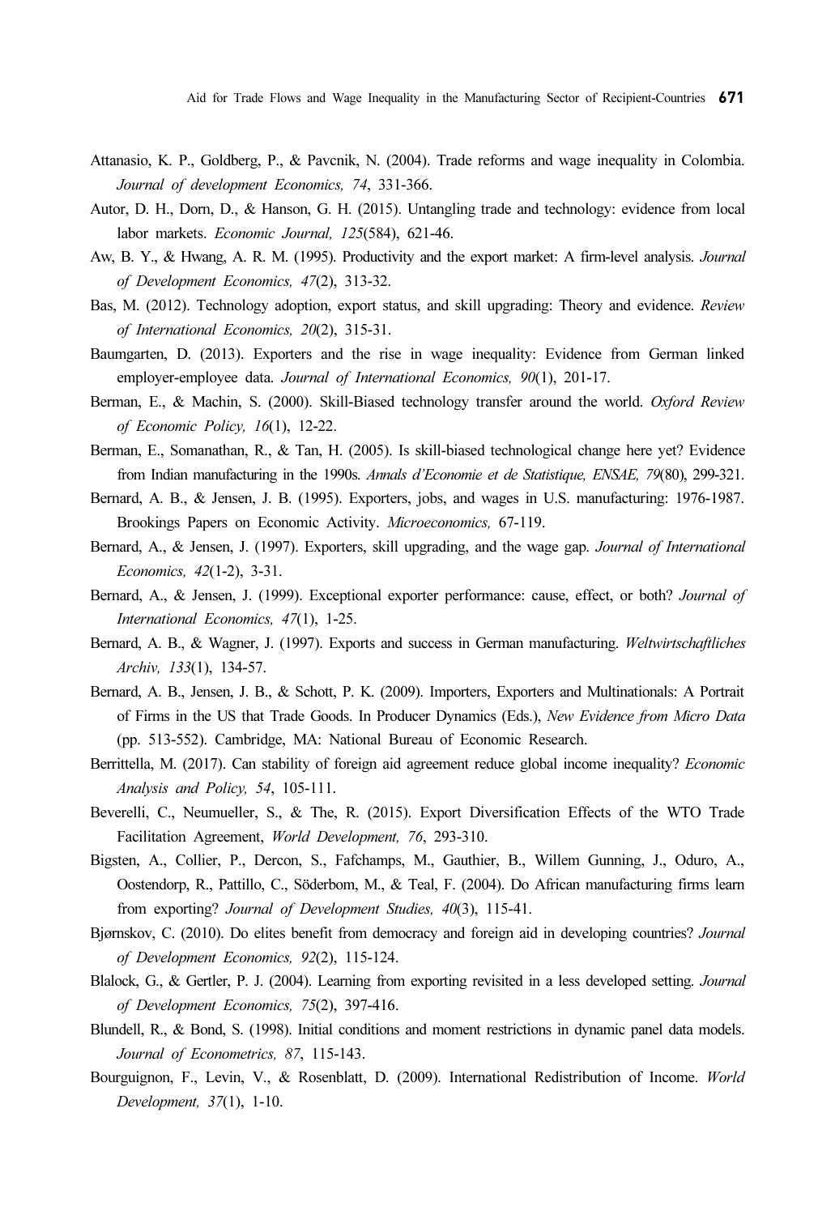Attanasio, K. P., Goldberg, P., & Pavcnik, N. (2004). Trade reforms and wage inequality in Colombia. *Journal of development Economics, 74*, 331-366.

Autor, D. H., Dorn, D., & Hanson, G. H. (2015). Untangling trade and technology: evidence from local labor markets. *Economic Journal, 125*(584), 621-46.

Aw, B. Y., & Hwang, A. R. M. (1995). Productivity and the export market: A firm-level analysis. *Journal of Development Economics, 47*(2), 313-32.

Bas, M. (2012). Technology adoption, export status, and skill upgrading: Theory and evidence. *Review of International Economics, 20*(2), 315-31.

Baumgarten, D. (2013). Exporters and the rise in wage inequality: Evidence from German linked employer-employee data. *Journal of International Economics, 90*(1), 201-17.

Berman, E., & Machin, S. (2000). Skill-Biased technology transfer around the world. *Oxford Review of Economic Policy, 16*(1), 12-22.

Berman, E., Somanathan, R., & Tan, H. (2005). Is skill-biased technological change here yet? Evidence from Indian manufacturing in the 1990s. *Annals d'Economie et de Statistique, ENSAE, 79*(80), 299-321.

Bernard, A. B., & Jensen, J. B. (1995). Exporters, jobs, and wages in U.S. manufacturing: 1976-1987. Brookings Papers on Economic Activity. *Microeconomics,* 67-119.

Bernard, A., & Jensen, J. (1997). Exporters, skill upgrading, and the wage gap. *Journal of International Economics, 42*(1-2), 3-31.

Bernard, A., & Jensen, J. (1999). Exceptional exporter performance: cause, effect, or both? *Journal of International Economics, 47*(1), 1-25.

Bernard, A. B., & Wagner, J. (1997). Exports and success in German manufacturing. *Weltwirtschaftliches Archiv, 133*(1), 134-57.

Bernard, A. B., Jensen, J. B., & Schott, P. K. (2009). Importers, Exporters and Multinationals: A Portrait of Firms in the US that Trade Goods. In Producer Dynamics (Eds.), *New Evidence from Micro Data* (pp. 513-552). Cambridge, MA: National Bureau of Economic Research.

Berrittella, M. (2017). Can stability of foreign aid agreement reduce global income inequality? *Economic Analysis and Policy, 54*, 105-111.

Beverelli, C., Neumueller, S., & The, R. (2015). Export Diversification Effects of the WTO Trade Facilitation Agreement, *World Development, 76*, 293-310.

Bigsten, A., Collier, P., Dercon, S., Fafchamps, M., Gauthier, B., Willem Gunning, J., Oduro, A., Oostendorp, R., Pattillo, C., Söderbom, M., & Teal, F. (2004). Do African manufacturing firms learn from exporting? *Journal of Development Studies, 40*(3), 115-41.

Bjørnskov, C. (2010). Do elites benefit from democracy and foreign aid in developing countries? *Journal of Development Economics, 92*(2), 115-124.

Blalock, G., & Gertler, P. J. (2004). Learning from exporting revisited in a less developed setting. *Journal of Development Economics, 75*(2), 397-416.

Blundell, R., & Bond, S. (1998). Initial conditions and moment restrictions in dynamic panel data models. *Journal of Econometrics, 87*, 115-143.

Bourguignon, F., Levin, V., & Rosenblatt, D. (2009). International Redistribution of Income. *World Development, 37*(1), 1-10.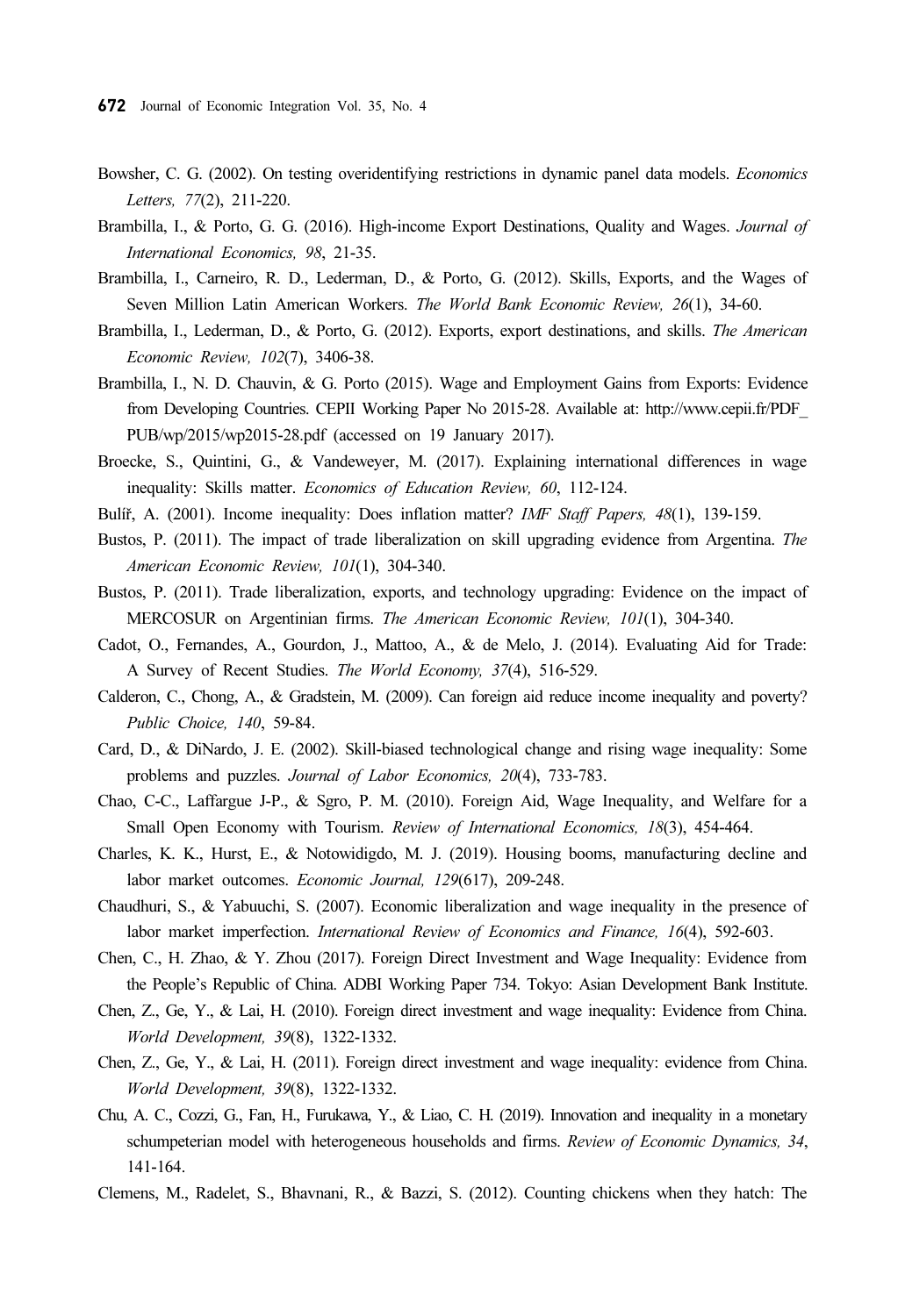Bowsher, C. G. (2002). On testing overidentifying restrictions in dynamic panel data models. *Economics Letters, 77*(2), 211-220.

Brambilla, I., & Porto, G. G. (2016). High-income Export Destinations, Quality and Wages. *Journal of International Economics, 98*, 21-35.

Brambilla, I., Carneiro, R. D., Lederman, D., & Porto, G. (2012). Skills, Exports, and the Wages of Seven Million Latin American Workers. *The World Bank Economic Review, 26*(1), 34-60.

Brambilla, I., Lederman, D., & Porto, G. (2012). Exports, export destinations, and skills. *The American Economic Review, 102*(7), 3406-38.

Brambilla, I., N. D. Chauvin, & G. Porto (2015). Wage and Employment Gains from Exports: Evidence from Developing Countries. CEPII Working Paper No 2015-28. Available at: http://www.cepii.fr/PDF_PUB/wp/2015/wp2015-28.pdf (accessed on 19 January 2017).

Broecke, S., Quintini, G., & Vandeweyer, M. (2017). Explaining international differences in wage inequality: Skills matter. *Economics of Education Review, 60*, 112-124.

Bulíř, A. (2001). Income inequality: Does inflation matter? *IMF Staff Papers, 48*(1), 139-159.

Bustos, P. (2011). The impact of trade liberalization on skill upgrading evidence from Argentina. *The American Economic Review, 101*(1), 304-340.

Bustos, P. (2011). Trade liberalization, exports, and technology upgrading: Evidence on the impact of MERCOSUR on Argentinian firms. *The American Economic Review, 101*(1), 304-340.

Cadot, O., Fernandes, A., Gourdon, J., Mattoo, A., & de Melo, J. (2014). Evaluating Aid for Trade: A Survey of Recent Studies. *The World Economy, 37*(4), 516-529.

Calderon, C., Chong, A., & Gradstein, M. (2009). Can foreign aid reduce income inequality and poverty? *Public Choice, 140*, 59-84.

Card, D., & DiNardo, J. E. (2002). Skill-biased technological change and rising wage inequality: Some problems and puzzles. *Journal of Labor Economics, 20*(4), 733-783.

Chao, C-C., Laffargue J-P., & Sgro, P. M. (2010). Foreign Aid, Wage Inequality, and Welfare for a Small Open Economy with Tourism. *Review of International Economics, 18*(3), 454-464.

Charles, K. K., Hurst, E., & Notowidigdo, M. J. (2019). Housing booms, manufacturing decline and labor market outcomes. *Economic Journal, 129*(617), 209-248.

Chaudhuri, S., & Yabuuchi, S. (2007). Economic liberalization and wage inequality in the presence of labor market imperfection. *International Review of Economics and Finance, 16*(4), 592-603.

Chen, C., H. Zhao, & Y. Zhou (2017). Foreign Direct Investment and Wage Inequality: Evidence from the People's Republic of China. ADBI Working Paper 734. Tokyo: Asian Development Bank Institute.

Chen, Z., Ge, Y., & Lai, H. (2010). Foreign direct investment and wage inequality: Evidence from China. *World Development, 39*(8), 1322-1332.

Chen, Z., Ge, Y., & Lai, H. (2011). Foreign direct investment and wage inequality: evidence from China. *World Development, 39*(8), 1322-1332.

Chu, A. C., Cozzi, G., Fan, H., Furukawa, Y., & Liao, C. H. (2019). Innovation and inequality in a monetary schumpeterian model with heterogeneous households and firms. *Review of Economic Dynamics, 34*, 141-164.

Clemens, M., Radelet, S., Bhavnani, R., & Bazzi, S. (2012). Counting chickens when they hatch: The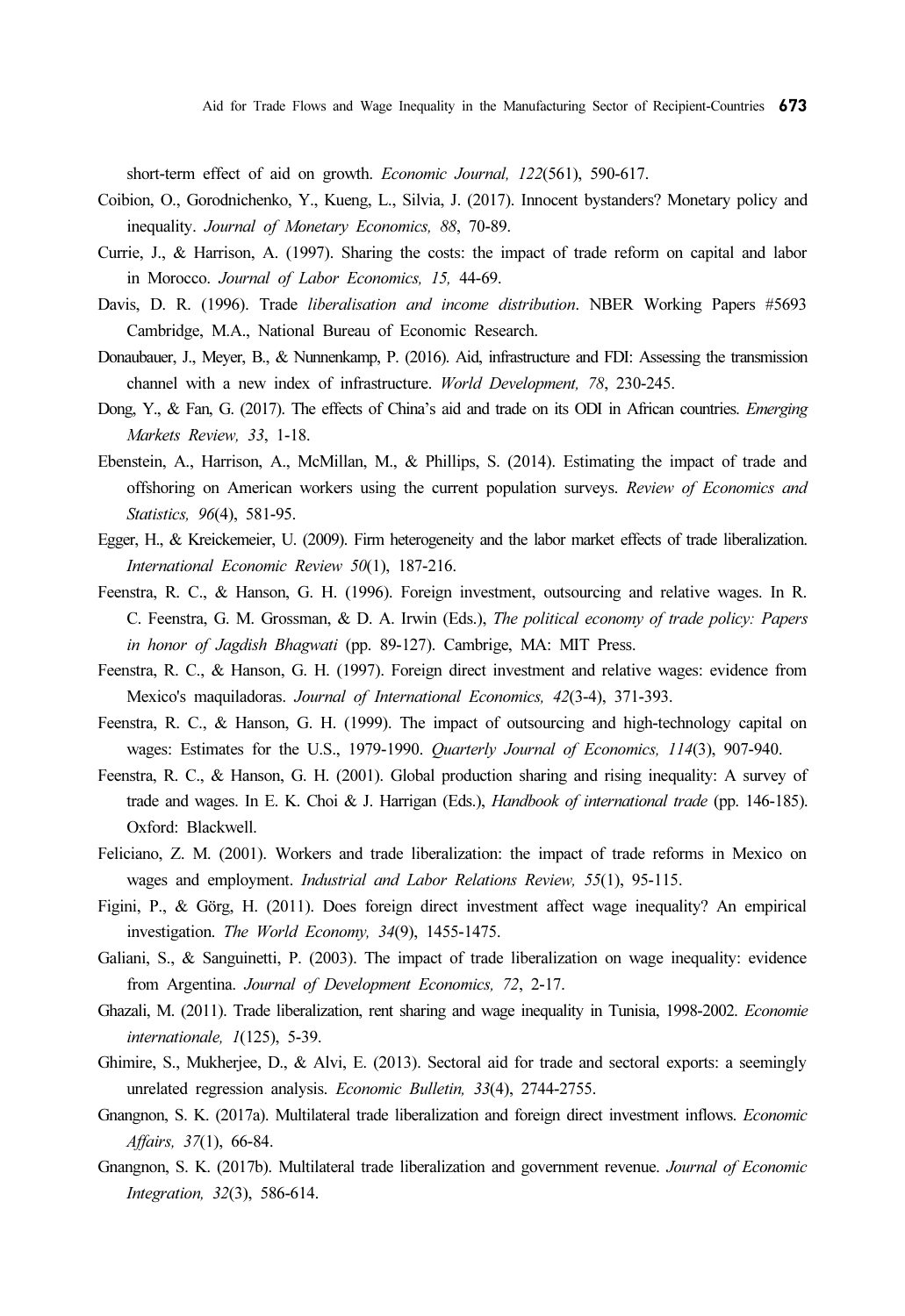short-term effect of aid on growth. *Economic Journal, 122*(561), 590-617.

Coibion, O., Gorodnichenko, Y., Kueng, L., Silvia, J. (2017). Innocent bystanders? Monetary policy and inequality. *Journal of Monetary Economics, 88*, 70-89.

Currie, J., & Harrison, A. (1997). Sharing the costs: the impact of trade reform on capital and labor in Morocco. *Journal of Labor Economics, 15,* 44-69.

Davis, D. R. (1996). Trade *liberalisation and income distribution*. NBER Working Papers #5693 Cambridge, M.A., National Bureau of Economic Research.

Donaubauer, J., Meyer, B., & Nunnenkamp, P. (2016). Aid, infrastructure and FDI: Assessing the transmission channel with a new index of infrastructure. *World Development, 78*, 230-245.

Dong, Y., & Fan, G. (2017). The effects of China's aid and trade on its ODI in African countries. *Emerging Markets Review, 33*, 1-18.

Ebenstein, A., Harrison, A., McMillan, M., & Phillips, S. (2014). Estimating the impact of trade and offshoring on American workers using the current population surveys. *Review of Economics and Statistics, 96*(4), 581-95.

Egger, H., & Kreickemeier, U. (2009). Firm heterogeneity and the labor market effects of trade liberalization. *International Economic Review 50*(1), 187-216.

Feenstra, R. C., & Hanson, G. H. (1996). Foreign investment, outsourcing and relative wages. In R. C. Feenstra, G. M. Grossman, & D. A. Irwin (Eds.), *The political economy of trade policy: Papers in honor of Jagdish Bhagwati* (pp. 89-127). Cambrige, MA: MIT Press.

Feenstra, R. C., & Hanson, G. H. (1997). Foreign direct investment and relative wages: evidence from Mexico's maquiladoras. *Journal of International Economics, 42*(3-4), 371-393.

Feenstra, R. C., & Hanson, G. H. (1999). The impact of outsourcing and high-technology capital on wages: Estimates for the U.S., 1979-1990. *Quarterly Journal of Economics, 114*(3), 907-940.

Feenstra, R. C., & Hanson, G. H. (2001). Global production sharing and rising inequality: A survey of trade and wages. In E. K. Choi & J. Harrigan (Eds.), *Handbook of international trade* (pp. 146-185). Oxford: Blackwell.

Feliciano, Z. M. (2001). Workers and trade liberalization: the impact of trade reforms in Mexico on wages and employment. *Industrial and Labor Relations Review, 55*(1), 95-115.

Figini, P., & Görg, H. (2011). Does foreign direct investment affect wage inequality? An empirical investigation. *The World Economy, 34*(9), 1455-1475.

Galiani, S., & Sanguinetti, P. (2003). The impact of trade liberalization on wage inequality: evidence from Argentina. *Journal of Development Economics, 72*, 2-17.

Ghazali, M. (2011). Trade liberalization, rent sharing and wage inequality in Tunisia, 1998-2002. *Economie internationale, 1*(125), 5-39.

Ghimire, S., Mukherjee, D., & Alvi, E. (2013). Sectoral aid for trade and sectoral exports: a seemingly unrelated regression analysis. *Economic Bulletin, 33*(4), 2744-2755.

Gnangnon, S. K. (2017a). Multilateral trade liberalization and foreign direct investment inflows. *Economic Affairs, 37*(1), 66-84.

Gnangnon, S. K. (2017b). Multilateral trade liberalization and government revenue. *Journal of Economic Integration, 32*(3), 586-614.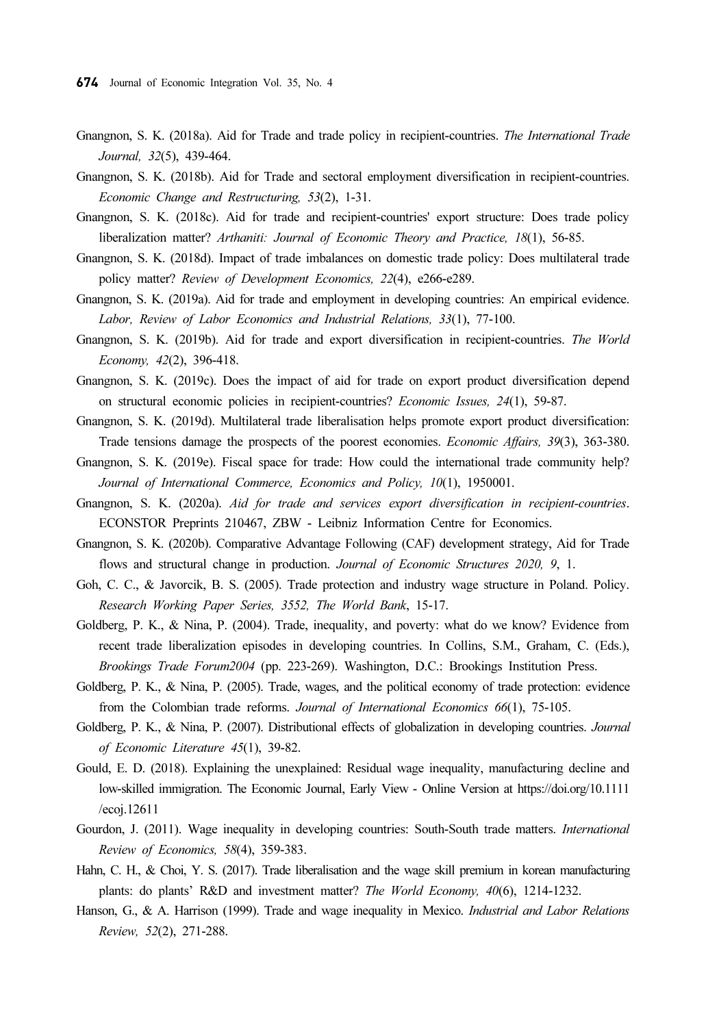Gnangnon, S. K. (2018a). Aid for Trade and trade policy in recipient-countries. *The International Trade Journal, 32*(5), 439-464.

Gnangnon, S. K. (2018b). Aid for Trade and sectoral employment diversification in recipient-countries. *Economic Change and Restructuring, 53*(2), 1-31.

Gnangnon, S. K. (2018c). Aid for trade and recipient-countries' export structure: Does trade policy liberalization matter? *Arthaniti: Journal of Economic Theory and Practice, 18*(1), 56-85.

Gnangnon, S. K. (2018d). Impact of trade imbalances on domestic trade policy: Does multilateral trade policy matter? *Review of Development Economics, 22*(4), e266-e289.

Gnangnon, S. K. (2019a). Aid for trade and employment in developing countries: An empirical evidence. *Labor, Review of Labor Economics and Industrial Relations, 33*(1), 77-100.

Gnangnon, S. K. (2019b). Aid for trade and export diversification in recipient-countries. *The World Economy, 42*(2), 396-418.

Gnangnon, S. K. (2019c). Does the impact of aid for trade on export product diversification depend on structural economic policies in recipient-countries? *Economic Issues, 24*(1), 59-87.

Gnangnon, S. K. (2019d). Multilateral trade liberalisation helps promote export product diversification: Trade tensions damage the prospects of the poorest economies. *Economic Affairs, 39*(3), 363-380.

Gnangnon, S. K. (2019e). Fiscal space for trade: How could the international trade community help? *Journal of International Commerce, Economics and Policy, 10*(1), 1950001.

Gnangnon, S. K. (2020a). *Aid for trade and services export diversification in recipient-countries*. ECONSTOR Preprints 210467, ZBW - Leibniz Information Centre for Economics.

Gnangnon, S. K. (2020b). Comparative Advantage Following (CAF) development strategy, Aid for Trade flows and structural change in production. *Journal of Economic Structures 2020, 9*, 1.

Goh, C. C., & Javorcik, B. S. (2005). Trade protection and industry wage structure in Poland. Policy. *Research Working Paper Series, 3552, The World Bank*, 15-17.

Goldberg, P. K., & Nina, P. (2004). Trade, inequality, and poverty: what do we know? Evidence from recent trade liberalization episodes in developing countries. In Collins, S.M., Graham, C. (Eds.), *Brookings Trade Forum2004* (pp. 223-269). Washington, D.C.: Brookings Institution Press.

Goldberg, P. K., & Nina, P. (2005). Trade, wages, and the political economy of trade protection: evidence from the Colombian trade reforms. *Journal of International Economics 66*(1), 75-105.

Goldberg, P. K., & Nina, P. (2007). Distributional effects of globalization in developing countries. *Journal of Economic Literature 45*(1), 39-82.

Gould, E. D. (2018). Explaining the unexplained: Residual wage inequality, manufacturing decline and low-skilled immigration. The Economic Journal, Early View - Online Version at https://doi.org/10.1111/ecoj.12611

Gourdon, J. (2011). Wage inequality in developing countries: South-South trade matters. *International Review of Economics, 58*(4), 359-383.

Hahn, C. H., & Choi, Y. S. (2017). Trade liberalisation and the wage skill premium in korean manufacturing plants: do plants' R&D and investment matter? *The World Economy, 40*(6), 1214-1232.

Hanson, G., & A. Harrison (1999). Trade and wage inequality in Mexico. *Industrial and Labor Relations Review, 52*(2), 271-288.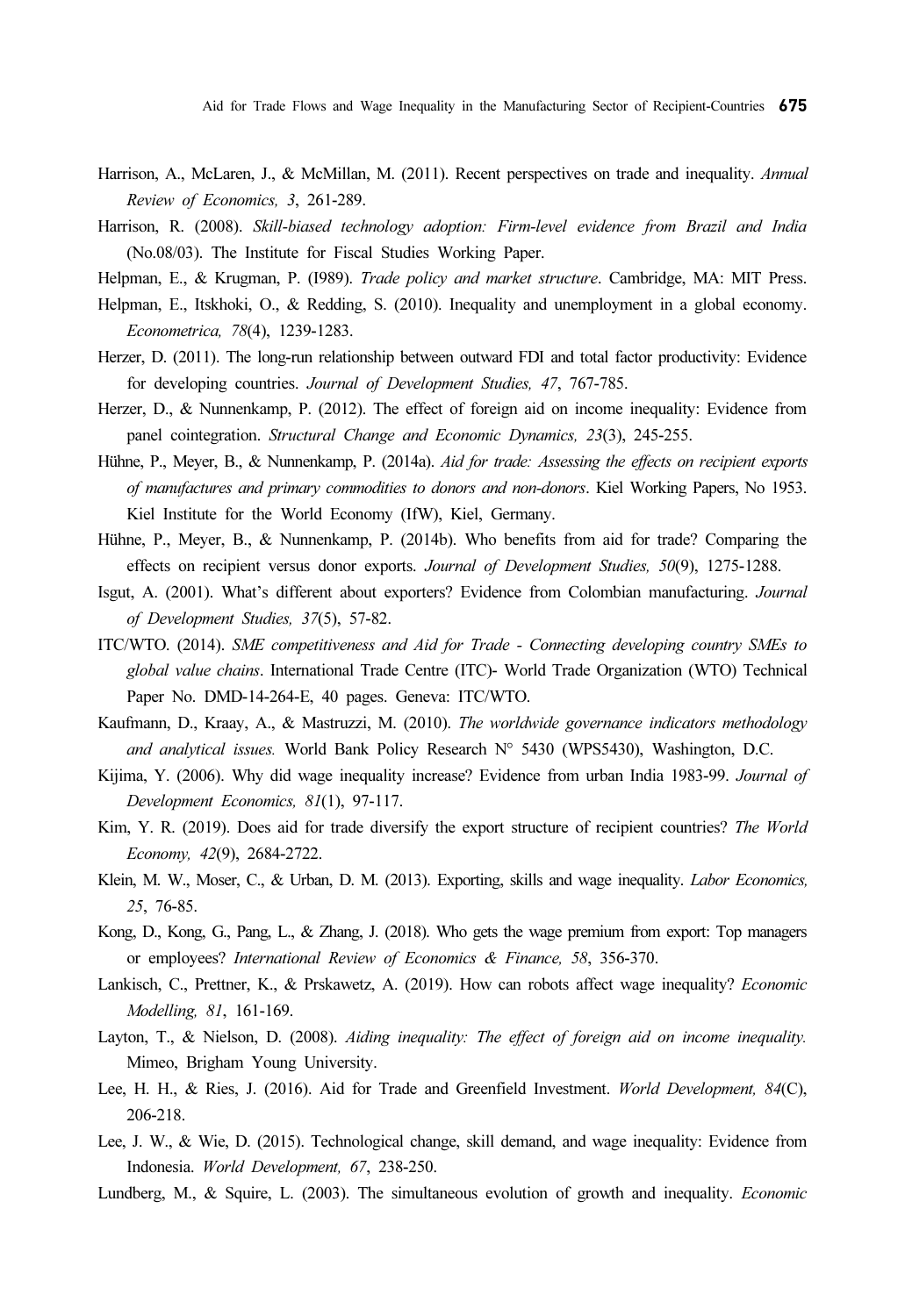Harrison, A., McLaren, J., & McMillan, M. (2011). Recent perspectives on trade and inequality. *Annual Review of Economics, 3*, 261-289.

Harrison, R. (2008). *Skill-biased technology adoption: Firm-level evidence from Brazil and India* (No.08/03). The Institute for Fiscal Studies Working Paper.

Helpman, E., & Krugman, P. (I989). *Trade policy and market structure*. Cambridge, MA: MIT Press.

Helpman, E., Itskhoki, O., & Redding, S. (2010). Inequality and unemployment in a global economy. *Econometrica, 78*(4), 1239-1283.

Herzer, D. (2011). The long-run relationship between outward FDI and total factor productivity: Evidence for developing countries. *Journal of Development Studies, 47*, 767-785.

Herzer, D., & Nunnenkamp, P. (2012). The effect of foreign aid on income inequality: Evidence from panel cointegration. *Structural Change and Economic Dynamics, 23*(3), 245-255.

Hühne, P., Meyer, B., & Nunnenkamp, P. (2014a). *Aid for trade: Assessing the effects on recipient exports of manufactures and primary commodities to donors and non-donors*. Kiel Working Papers, No 1953. Kiel Institute for the World Economy (IfW), Kiel, Germany.

Hühne, P., Meyer, B., & Nunnenkamp, P. (2014b). Who benefits from aid for trade? Comparing the effects on recipient versus donor exports. *Journal of Development Studies, 50*(9), 1275-1288.

Isgut, A. (2001). What's different about exporters? Evidence from Colombian manufacturing. *Journal of Development Studies, 37*(5), 57-82.

ITC/WTO. (2014). *SME competitiveness and Aid for Trade - Connecting developing country SMEs to global value chains*. International Trade Centre (ITC)- World Trade Organization (WTO) Technical Paper No. DMD-14-264-E, 40 pages. Geneva: ITC/WTO.

Kaufmann, D., Kraay, A., & Mastruzzi, M. (2010). *The worldwide governance indicators methodology and analytical issues.* World Bank Policy Research N° 5430 (WPS5430), Washington, D.C.

Kijima, Y. (2006). Why did wage inequality increase? Evidence from urban India 1983-99. *Journal of Development Economics, 81*(1), 97-117.

Kim, Y. R. (2019). Does aid for trade diversify the export structure of recipient countries? *The World Economy, 42*(9), 2684-2722.

Klein, M. W., Moser, C., & Urban, D. M. (2013). Exporting, skills and wage inequality. *Labor Economics, 25*, 76-85.

Kong, D., Kong, G., Pang, L., & Zhang, J. (2018). Who gets the wage premium from export: Top managers or employees? *International Review of Economics & Finance, 58*, 356-370.

Lankisch, C., Prettner, K., & Prskawetz, A. (2019). How can robots affect wage inequality? *Economic Modelling, 81*, 161-169.

Layton, T., & Nielson, D. (2008). *Aiding inequality: The effect of foreign aid on income inequality.* Mimeo, Brigham Young University.

Lee, H. H., & Ries, J. (2016). Aid for Trade and Greenfield Investment. *World Development, 84*(C), 206-218.

Lee, J. W., & Wie, D. (2015). Technological change, skill demand, and wage inequality: Evidence from Indonesia. *World Development, 67*, 238-250.

Lundberg, M., & Squire, L. (2003). The simultaneous evolution of growth and inequality. *Economic*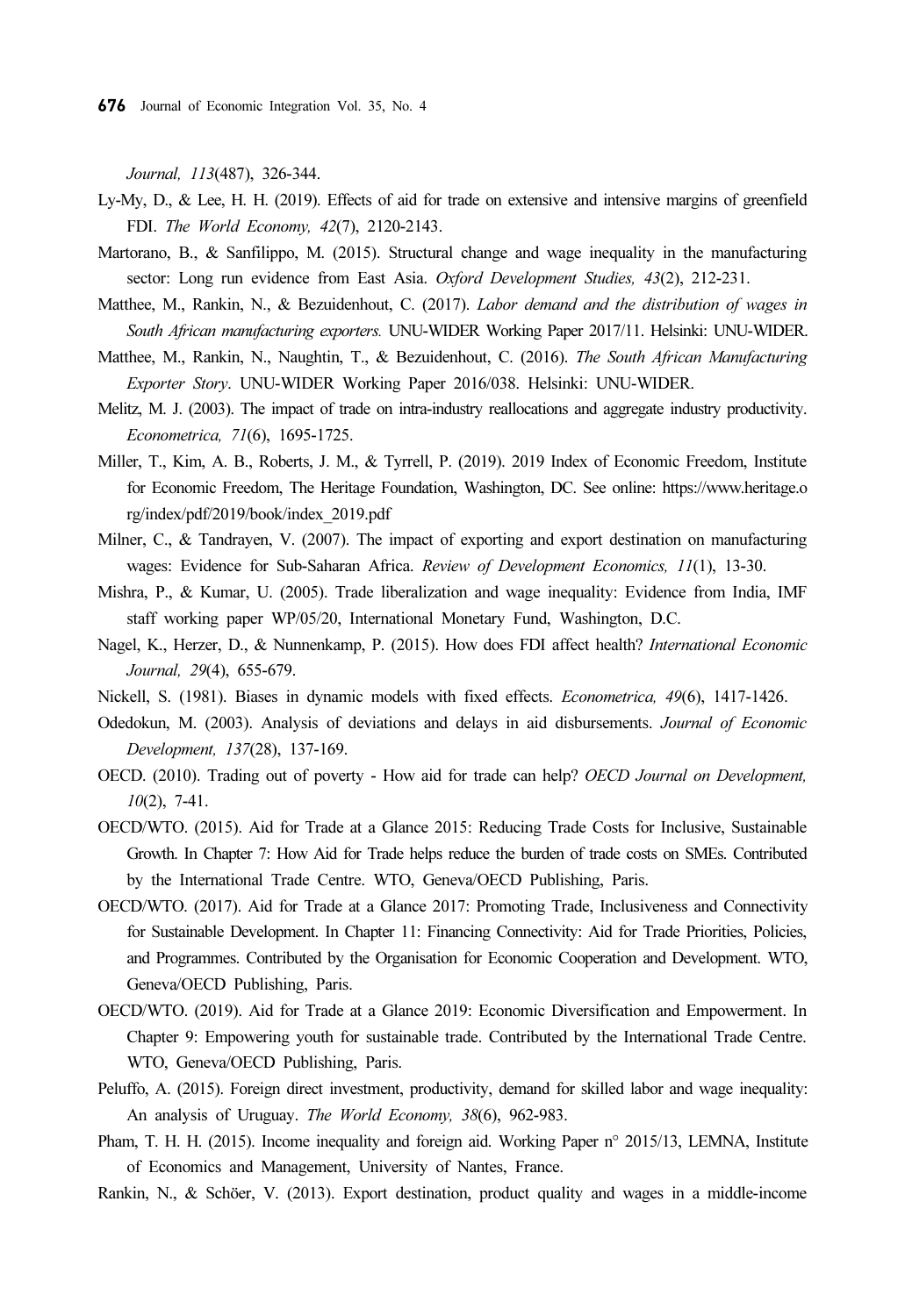*Journal, 113*(487), 326-344.

Ly-My, D., & Lee, H. H. (2019). Effects of aid for trade on extensive and intensive margins of greenfield FDI. *The World Economy, 42*(7), 2120-2143.

Martorano, B., & Sanfilippo, M. (2015). Structural change and wage inequality in the manufacturing sector: Long run evidence from East Asia. *Oxford Development Studies, 43*(2), 212-231.

Matthee, M., Rankin, N., & Bezuidenhout, C. (2017). *Labor demand and the distribution of wages in South African manufacturing exporters.* UNU-WIDER Working Paper 2017/11. Helsinki: UNU-WIDER.

Matthee, M., Rankin, N., Naughtin, T., & Bezuidenhout, C. (2016). *The South African Manufacturing Exporter Story*. UNU-WIDER Working Paper 2016/038. Helsinki: UNU-WIDER.

Melitz, M. J. (2003). The impact of trade on intra-industry reallocations and aggregate industry productivity. *Econometrica, 71*(6), 1695-1725.

Miller, T., Kim, A. B., Roberts, J. M., & Tyrrell, P. (2019). 2019 Index of Economic Freedom, Institute for Economic Freedom, The Heritage Foundation, Washington, DC. See online: https://www.heritage.org/index/pdf/2019/book/index_2019.pdf

Milner, C., & Tandrayen, V. (2007). The impact of exporting and export destination on manufacturing wages: Evidence for Sub-Saharan Africa. *Review of Development Economics, 11*(1), 13-30.

Mishra, P., & Kumar, U. (2005). Trade liberalization and wage inequality: Evidence from India, IMF staff working paper WP/05/20, International Monetary Fund, Washington, D.C.

Nagel, K., Herzer, D., & Nunnenkamp, P. (2015). How does FDI affect health? *International Economic Journal, 29*(4), 655-679.

Nickell, S. (1981). Biases in dynamic models with fixed effects. *Econometrica, 49*(6), 1417-1426.

Odedokun, M. (2003). Analysis of deviations and delays in aid disbursements. *Journal of Economic Development, 137*(28), 137-169.

OECD. (2010). Trading out of poverty - How aid for trade can help? *OECD Journal on Development, 10*(2), 7-41.

OECD/WTO. (2015). Aid for Trade at a Glance 2015: Reducing Trade Costs for Inclusive, Sustainable Growth. In Chapter 7: How Aid for Trade helps reduce the burden of trade costs on SMEs. Contributed by the International Trade Centre. WTO, Geneva/OECD Publishing, Paris.

OECD/WTO. (2017). Aid for Trade at a Glance 2017: Promoting Trade, Inclusiveness and Connectivity for Sustainable Development. In Chapter 11: Financing Connectivity: Aid for Trade Priorities, Policies, and Programmes. Contributed by the Organisation for Economic Cooperation and Development. WTO, Geneva/OECD Publishing, Paris.

OECD/WTO. (2019). Aid for Trade at a Glance 2019: Economic Diversification and Empowerment. In Chapter 9: Empowering youth for sustainable trade. Contributed by the International Trade Centre. WTO, Geneva/OECD Publishing, Paris.

Peluffo, A. (2015). Foreign direct investment, productivity, demand for skilled labor and wage inequality: An analysis of Uruguay. *The World Economy, 38*(6), 962-983.

Pham, T. H. H. (2015). Income inequality and foreign aid. Working Paper n° 2015/13, LEMNA, Institute of Economics and Management, University of Nantes, France.

Rankin, N., & Schöer, V. (2013). Export destination, product quality and wages in a middle-income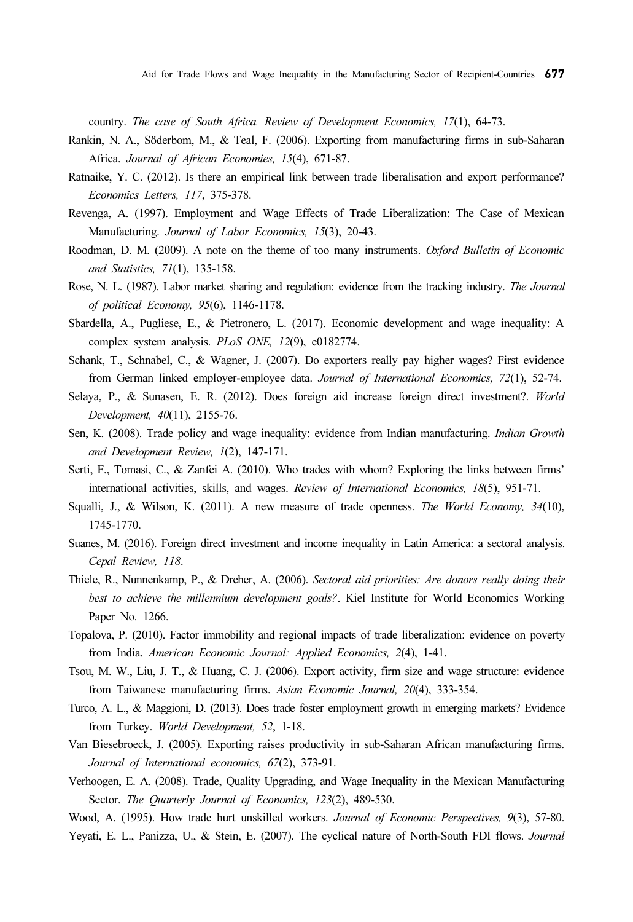country. *The case of South Africa. Review of Development Economics, 17*(1), 64-73.

Rankin, N. A., Söderbom, M., & Teal, F. (2006). Exporting from manufacturing firms in sub-Saharan Africa. *Journal of African Economies, 15*(4), 671-87.

Ratnaike, Y. C. (2012). Is there an empirical link between trade liberalisation and export performance? *Economics Letters, 117*, 375-378.

Revenga, A. (1997). Employment and Wage Effects of Trade Liberalization: The Case of Mexican Manufacturing. *Journal of Labor Economics, 15*(3), 20-43.

Roodman, D. M. (2009). A note on the theme of too many instruments. *Oxford Bulletin of Economic and Statistics, 71*(1), 135-158.

Rose, N. L. (1987). Labor market sharing and regulation: evidence from the tracking industry. *The Journal of political Economy, 95*(6), 1146-1178.

Sbardella, A., Pugliese, E., & Pietronero, L. (2017). Economic development and wage inequality: A complex system analysis. *PLoS ONE, 12*(9), e0182774.

Schank, T., Schnabel, C., & Wagner, J. (2007). Do exporters really pay higher wages? First evidence from German linked employer-employee data. *Journal of International Economics, 72*(1), 52-74.

Selaya, P., & Sunasen, E. R. (2012). Does foreign aid increase foreign direct investment?. *World Development, 40*(11), 2155-76.

Sen, K. (2008). Trade policy and wage inequality: evidence from Indian manufacturing. *Indian Growth and Development Review, 1*(2), 147-171.

Serti, F., Tomasi, C., & Zanfei A. (2010). Who trades with whom? Exploring the links between firms' international activities, skills, and wages. *Review of International Economics, 18*(5), 951-71.

Squalli, J., & Wilson, K. (2011). A new measure of trade openness. *The World Economy, 34*(10), 1745-1770.

Suanes, M. (2016). Foreign direct investment and income inequality in Latin America: a sectoral analysis. *Cepal Review, 118*.

Thiele, R., Nunnenkamp, P., & Dreher, A. (2006). *Sectoral aid priorities: Are donors really doing their best to achieve the millennium development goals?*. Kiel Institute for World Economics Working Paper No. 1266.

Topalova, P. (2010). Factor immobility and regional impacts of trade liberalization: evidence on poverty from India. *American Economic Journal: Applied Economics, 2*(4), 1-41.

Tsou, M. W., Liu, J. T., & Huang, C. J. (2006). Export activity, firm size and wage structure: evidence from Taiwanese manufacturing firms. *Asian Economic Journal, 20*(4), 333-354.

Turco, A. L., & Maggioni, D. (2013). Does trade foster employment growth in emerging markets? Evidence from Turkey. *World Development, 52*, 1-18.

Van Biesebroeck, J. (2005). Exporting raises productivity in sub-Saharan African manufacturing firms. *Journal of International economics, 67*(2), 373-91.

Verhoogen, E. A. (2008). Trade, Quality Upgrading, and Wage Inequality in the Mexican Manufacturing Sector. *The Quarterly Journal of Economics, 123*(2), 489-530.

Wood, A. (1995). How trade hurt unskilled workers. *Journal of Economic Perspectives, 9*(3), 57-80.

Yeyati, E. L., Panizza, U., & Stein, E. (2007). The cyclical nature of North-South FDI flows. *Journal*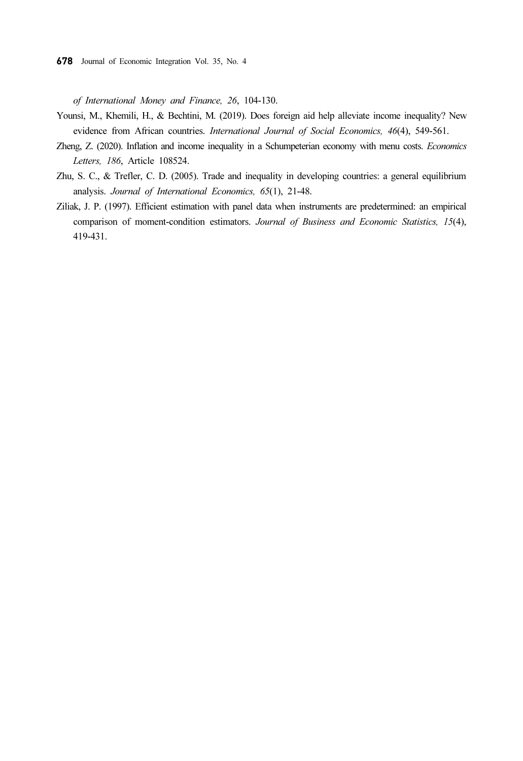*of International Money and Finance, 26*, 104-130.

Younsi, M., Khemili, H., & Bechtini, M. (2019). Does foreign aid help alleviate income inequality? New evidence from African countries. *International Journal of Social Economics, 46*(4), 549-561.

Zheng, Z. (2020). Inflation and income inequality in a Schumpeterian economy with menu costs. *Economics Letters, 186*, Article 108524.

Zhu, S. C., & Trefler, C. D. (2005). Trade and inequality in developing countries: a general equilibrium analysis. *Journal of International Economics, 65*(1), 21-48.

Ziliak, J. P. (1997). Efficient estimation with panel data when instruments are predetermined: an empirical comparison of moment-condition estimators. *Journal of Business and Economic Statistics, 15*(4), 419-431.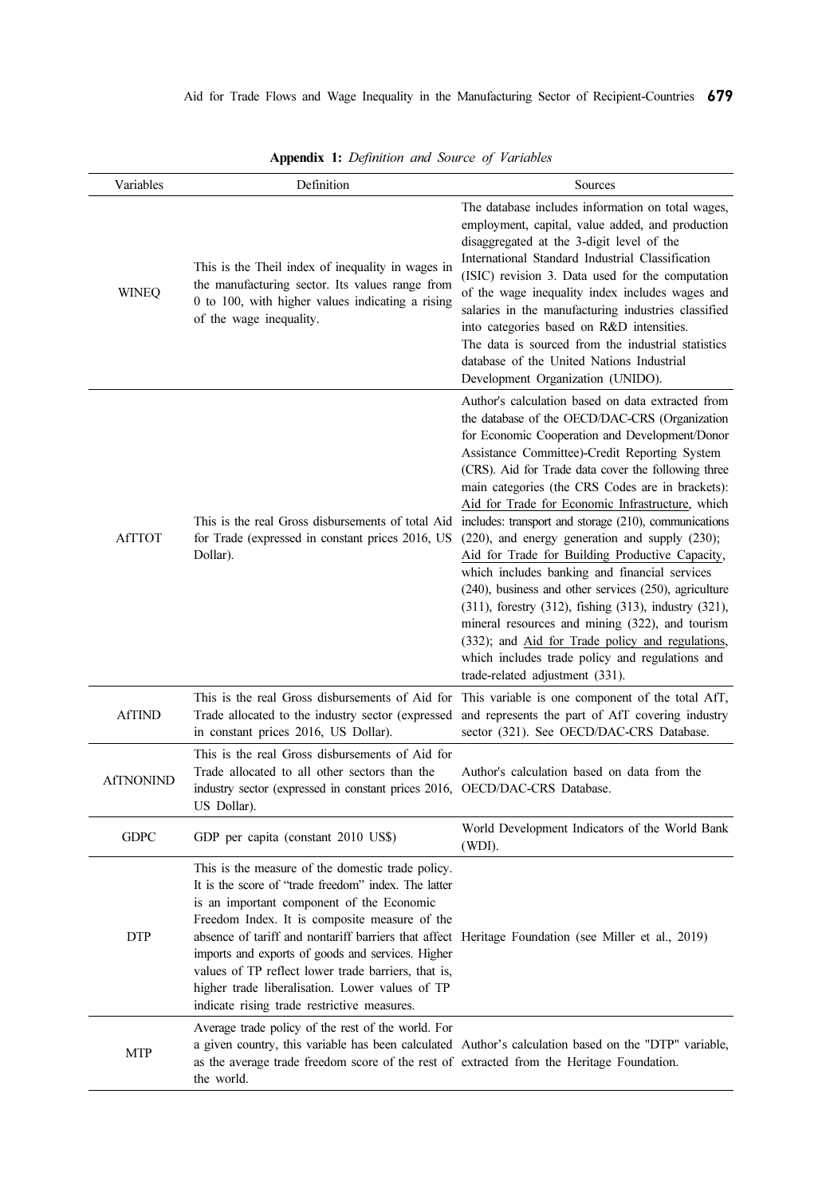**Appendix 1:** *Definition and Source of Variables*

| Variables | Definition | Sources |
|---|---|---|
| WINEQ | This is the Theil index of inequality in wages in the manufacturing sector. Its values range from 0 to 100, with higher values indicating a rising of the wage inequality. | The database includes information on total wages, employment, capital, value added, and production disaggregated at the 3-digit level of the International Standard Industrial Classification (ISIC) revision 3. Data used for the computation of the wage inequality index includes wages and salaries in the manufacturing industries classified into categories based on R&D intensities. The data is sourced from the industrial statistics database of the United Nations Industrial Development Organization (UNIDO). |
| AfTTOT | This is the real Gross disbursements of total Aid for Trade (expressed in constant prices 2016, US Dollar). | Author's calculation based on data extracted from the database of the OECD/DAC-CRS (Organization for Economic Cooperation and Development/Donor Assistance Committee)-Credit Reporting System (CRS). Aid for Trade data cover the following three main categories (the CRS Codes are in brackets): Aid for Trade for Economic Infrastructure, which includes: transport and storage (210), communications (220), and energy generation and supply (230); Aid for Trade for Building Productive Capacity, which includes banking and financial services (240), business and other services (250), agriculture (311), forestry (312), fishing (313), industry (321), mineral resources and mining (322), and tourism (332); and Aid for Trade policy and regulations, which includes trade policy and regulations and trade-related adjustment (331). |
| AfTIND | This is the real Gross disbursements of Aid for Trade allocated to the industry sector (expressed in constant prices 2016, US Dollar). | This variable is one component of the total AfT, and represents the part of AfT covering industry sector (321). See OECD/DAC-CRS Database. |
| AfTNONIND | This is the real Gross disbursements of Aid for Trade allocated to all other sectors than the industry sector (expressed in constant prices 2016, US Dollar). | Author's calculation based on data from the OECD/DAC-CRS Database. |
| GDPC | GDP per capita (constant 2010 US$) | World Development Indicators of the World Bank (WDI). |
| DTP | This is the measure of the domestic trade policy. It is the score of "trade freedom" index. The latter is an important component of the Economic Freedom Index. It is composite measure of the absence of tariff and nontariff barriers that affect imports and exports of goods and services. Higher values of TP reflect lower trade barriers, that is, higher trade liberalisation. Lower values of TP indicate rising trade restrictive measures. | Heritage Foundation (see Miller et al., 2019) |
| MTP | Average trade policy of the rest of the world. For a given country, this variable has been calculated as the average trade freedom score of the rest of the world. | Author's calculation based on the "DTP" variable, extracted from the Heritage Foundation. |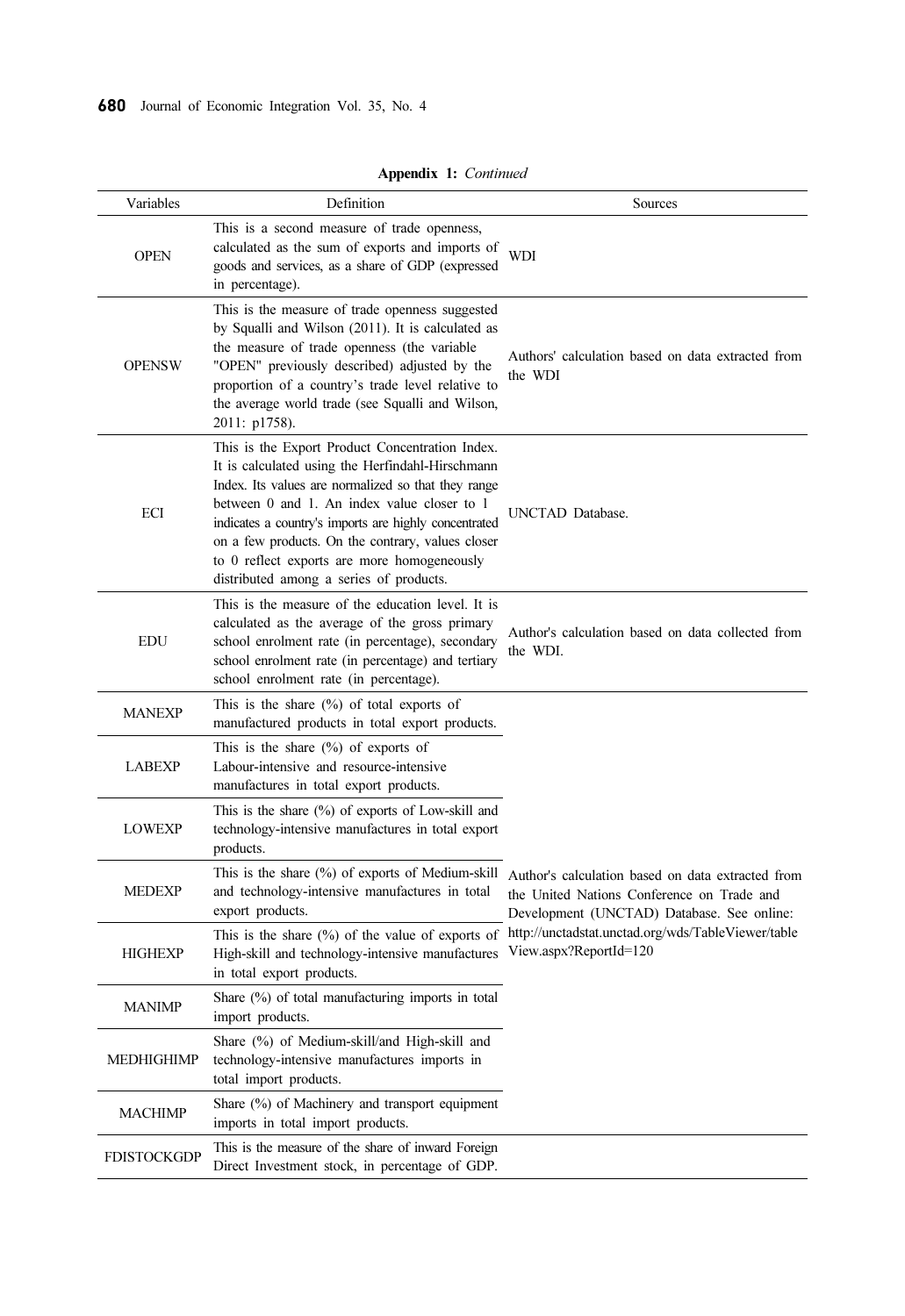**Appendix 1:** *Continued*

| Variables | Definition | Sources |
|---|---|---|
| OPEN | This is a second measure of trade openness, calculated as the sum of exports and imports of goods and services, as a share of GDP (expressed in percentage). | WDI |
| OPENSW | This is the measure of trade openness suggested by Squalli and Wilson (2011). It is calculated as the measure of trade openness (the variable "OPEN" previously described) adjusted by the proportion of a country's trade level relative to the average world trade (see Squalli and Wilson, 2011: p1758). | Authors' calculation based on data extracted from the WDI |
| ECI | This is the Export Product Concentration Index. It is calculated using the Herfindahl-Hirschmann Index. Its values are normalized so that they range between 0 and 1. An index value closer to 1 indicates a country's imports are highly concentrated on a few products. On the contrary, values closer to 0 reflect exports are more homogeneously distributed among a series of products. | UNCTAD Database. |
| EDU | This is the measure of the education level. It is calculated as the average of the gross primary school enrolment rate (in percentage), secondary school enrolment rate (in percentage) and tertiary school enrolment rate (in percentage). | Author's calculation based on data collected from the WDI. |
| MANEXP | This is the share (%) of total exports of manufactured products in total export products. | Author's calculation based on data extracted from the United Nations Conference on Trade and Development (UNCTAD) Database. See online: http://unctadstat.unctad.org/wds/TableViewer/tableView.aspx?ReportId=120 |
| LABEXP | This is the share (%) of exports of Labour-intensive and resource-intensive manufactures in total export products. | |
| LOWEXP | This is the share (%) of exports of Low-skill and technology-intensive manufactures in total export products. | |
| MEDEXP | This is the share (%) of exports of Medium-skill and technology-intensive manufactures in total export products. | |
| HIGHEXP | This is the share (%) of the value of exports of High-skill and technology-intensive manufactures in total export products. | |
| MANIMP | Share (%) of total manufacturing imports in total import products. | |
| MEDHIGHIMP | Share (%) of Medium-skill/and High-skill and technology-intensive manufactures imports in total import products. | |
| MACHIMP | Share (%) of Machinery and transport equipment imports in total import products. | |
| FDISTOCKGDP | This is the measure of the share of inward Foreign Direct Investment stock, in percentage of GDP. | |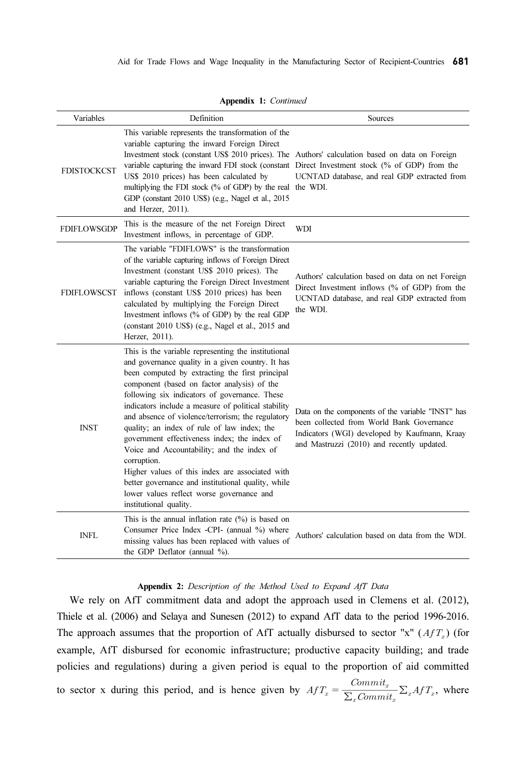**Appendix 1:** *Continued*

| Variables | Definition | Sources |
|---|---|---|
| FDISTOCKCST | This variable represents the transformation of the variable capturing the inward Foreign Direct Investment stock (constant US$ 2010 prices). The variable capturing the inward FDI stock (constant US$ 2010 prices) has been calculated by multiplying the FDI stock (% of GDP) by the real GDP (constant 2010 US$) (e.g., Nagel et al., 2015 and Herzer, 2011). | Authors' calculation based on data on Foreign Direct Investment stock (% of GDP) from the UCNTAD database, and real GDP extracted from the WDI. |
| FDIFLOWSGDP | This is the measure of the net Foreign Direct Investment inflows, in percentage of GDP. | WDI |
| FDIFLOWSCST | The variable "FDIFLOWS" is the transformation of the variable capturing inflows of Foreign Direct Investment (constant US$ 2010 prices). The variable capturing the Foreign Direct Investment inflows (constant US$ 2010 prices) has been calculated by multiplying the Foreign Direct Investment inflows (% of GDP) by the real GDP (constant 2010 US$) (e.g., Nagel et al., 2015 and Herzer, 2011). | Authors' calculation based on data on net Foreign Direct Investment inflows (% of GDP) from the UCNTAD database, and real GDP extracted from the WDI. |
| INST | This is the variable representing the institutional and governance quality in a given country. It has been computed by extracting the first principal component (based on factor analysis) of the following six indicators of governance. These indicators include a measure of political stability and absence of violence/terrorism; the regulatory quality; an index of rule of law index; the government effectiveness index; the index of Voice and Accountability; and the index of corruption. Higher values of this index are associated with better governance and institutional quality, while lower values reflect worse governance and institutional quality. | Data on the components of the variable "INST" has been collected from World Bank Governance Indicators (WGI) developed by Kaufmann, Kraay and Mastruzzi (2010) and recently updated. |
| INFL | This is the annual inflation rate (%) is based on Consumer Price Index -CPI- (annual %) where missing values has been replaced with values of the GDP Deflator (annual %). | Authors' calculation based on data from the WDI. |

**Appendix 2:** *Description of the Method Used to Expand AfT Data*

We rely on AfT commitment data and adopt the approach used in Clemens et al. (2012), Thiele et al. (2006) and Selaya and Sunesen (2012) to expand AfT data to the period 1996-2016. The approach assumes that the proportion of AfT actually disbursed to sector "x" ($AfT_x$) (for example, AfT disbursed for economic infrastructure; productive capacity building; and trade policies and regulations) during a given period is equal to the proportion of aid committed to sector x during this period, and is hence given by $AfT_x = \frac{Commit_x}{\sum_x Commit_x} \sum_x AfT_x$, where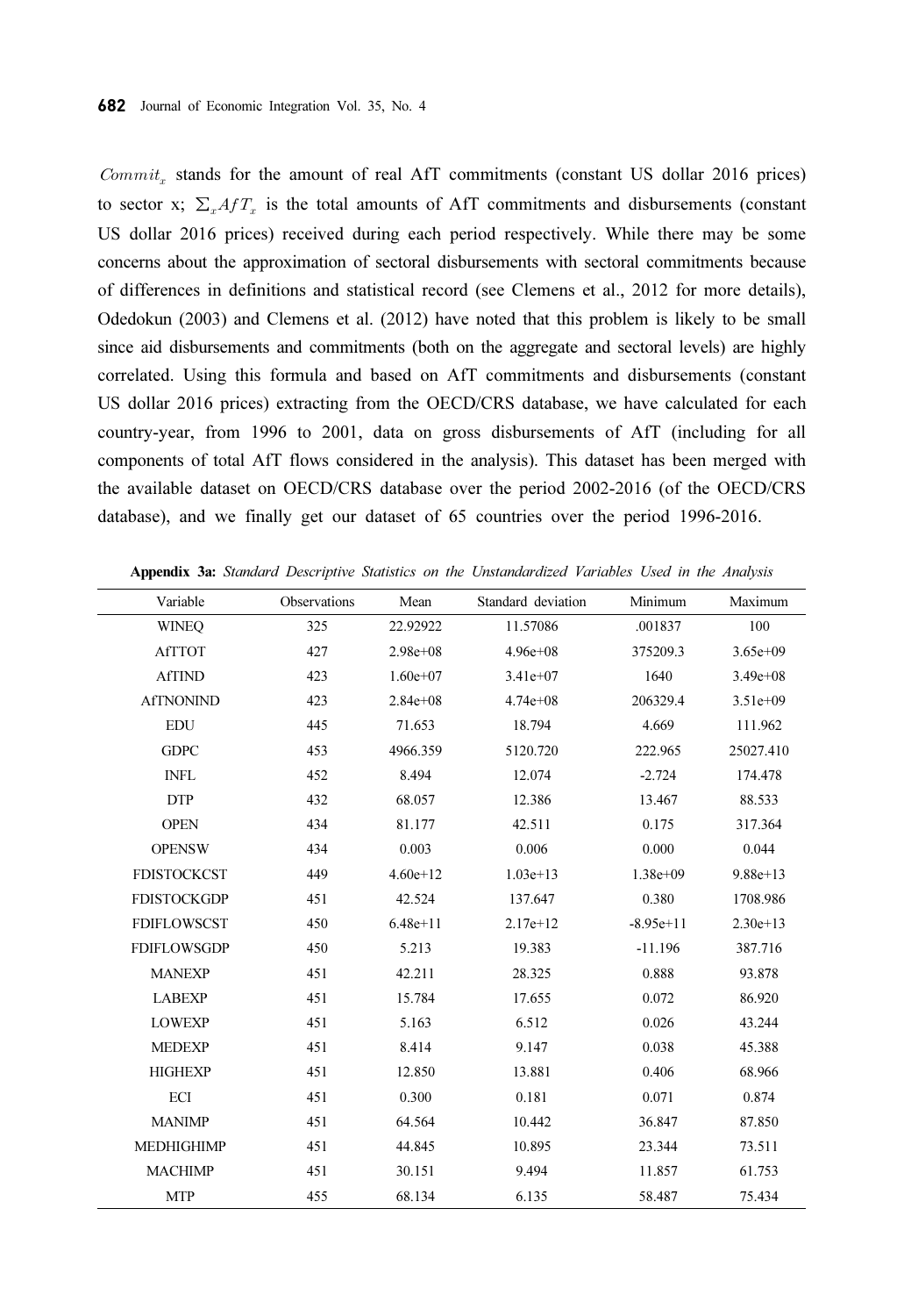$Commit_x$ stands for the amount of real AfT commitments (constant US dollar 2016 prices) to sector x; $\sum_x AfT_x$ is the total amounts of AfT commitments and disbursements (constant US dollar 2016 prices) received during each period respectively. While there may be some concerns about the approximation of sectoral disbursements with sectoral commitments because of differences in definitions and statistical record (see Clemens et al., 2012 for more details), Odedokun (2003) and Clemens et al. (2012) have noted that this problem is likely to be small since aid disbursements and commitments (both on the aggregate and sectoral levels) are highly correlated. Using this formula and based on AfT commitments and disbursements (constant US dollar 2016 prices) extracting from the OECD/CRS database, we have calculated for each country-year, from 1996 to 2001, data on gross disbursements of AfT (including for all components of total AfT flows considered in the analysis). This dataset has been merged with the available dataset on OECD/CRS database over the period 2002-2016 (of the OECD/CRS database), and we finally get our dataset of 65 countries over the period 1996-2016.

**Appendix 3a:** *Standard Descriptive Statistics on the Unstandardized Variables Used in the Analysis*

| Variable | Observations | Mean | Standard deviation | Minimum | Maximum |
|---|---|---|---|---|---|
| WINEQ | 325 | 22.92922 | 11.57086 | .001837 | 100 |
| AfTTOT | 427 | 2.98e+08 | 4.96e+08 | 375209.3 | 3.65e+09 |
| AfTIND | 423 | 1.60e+07 | 3.41e+07 | 1640 | 3.49e+08 |
| AfTNONIND | 423 | 2.84e+08 | 4.74e+08 | 206329.4 | 3.51e+09 |
| EDU | 445 | 71.653 | 18.794 | 4.669 | 111.962 |
| GDPC | 453 | 4966.359 | 5120.720 | 222.965 | 25027.410 |
| INFL | 452 | 8.494 | 12.074 | -2.724 | 174.478 |
| DTP | 432 | 68.057 | 12.386 | 13.467 | 88.533 |
| OPEN | 434 | 81.177 | 42.511 | 0.175 | 317.364 |
| OPENSW | 434 | 0.003 | 0.006 | 0.000 | 0.044 |
| FDISTOCKCST | 449 | 4.60e+12 | 1.03e+13 | 1.38e+09 | 9.88e+13 |
| FDISTOCKGDP | 451 | 42.524 | 137.647 | 0.380 | 1708.986 |
| FDIFLOWSCST | 450 | 6.48e+11 | 2.17e+12 | -8.95e+11 | 2.30e+13 |
| FDIFLOWSGDP | 450 | 5.213 | 19.383 | -11.196 | 387.716 |
| MANEXP | 451 | 42.211 | 28.325 | 0.888 | 93.878 |
| LABEXP | 451 | 15.784 | 17.655 | 0.072 | 86.920 |
| LOWEXP | 451 | 5.163 | 6.512 | 0.026 | 43.244 |
| MEDEXP | 451 | 8.414 | 9.147 | 0.038 | 45.388 |
| HIGHEXP | 451 | 12.850 | 13.881 | 0.406 | 68.966 |
| ECI | 451 | 0.300 | 0.181 | 0.071 | 0.874 |
| MANIMP | 451 | 64.564 | 10.442 | 36.847 | 87.850 |
| MEDHIGHIMP | 451 | 44.845 | 10.895 | 23.344 | 73.511 |
| MACHIMP | 451 | 30.151 | 9.494 | 11.857 | 61.753 |
| MTP | 455 | 68.134 | 6.135 | 58.487 | 75.434 |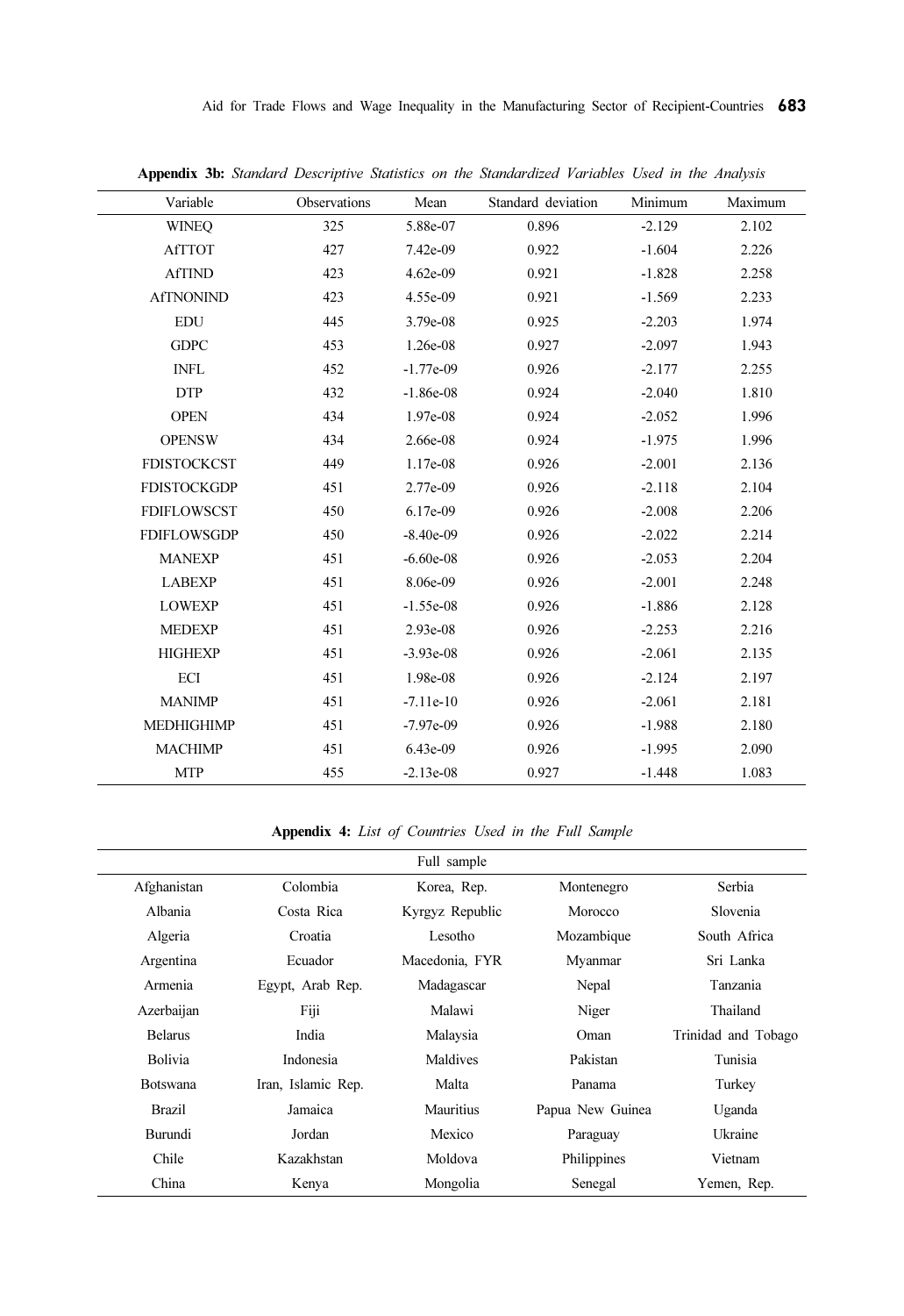**Appendix 3b:** *Standard Descriptive Statistics on the Standardized Variables Used in the Analysis*

| Variable | Observations | Mean | Standard deviation | Minimum | Maximum |
|---|---|---|---|---|---|
| WINEQ | 325 | 5.88e-07 | 0.896 | -2.129 | 2.102 |
| AfTTOT | 427 | 7.42e-09 | 0.922 | -1.604 | 2.226 |
| AfTIND | 423 | 4.62e-09 | 0.921 | -1.828 | 2.258 |
| AfTNONIND | 423 | 4.55e-09 | 0.921 | -1.569 | 2.233 |
| EDU | 445 | 3.79e-08 | 0.925 | -2.203 | 1.974 |
| GDPC | 453 | 1.26e-08 | 0.927 | -2.097 | 1.943 |
| INFL | 452 | -1.77e-09 | 0.926 | -2.177 | 2.255 |
| DTP | 432 | -1.86e-08 | 0.924 | -2.040 | 1.810 |
| OPEN | 434 | 1.97e-08 | 0.924 | -2.052 | 1.996 |
| OPENSW | 434 | 2.66e-08 | 0.924 | -1.975 | 1.996 |
| FDISTOCKCST | 449 | 1.17e-08 | 0.926 | -2.001 | 2.136 |
| FDISTOCKGDP | 451 | 2.77e-09 | 0.926 | -2.118 | 2.104 |
| FDIFLOWSCST | 450 | 6.17e-09 | 0.926 | -2.008 | 2.206 |
| FDIFLOWSGDP | 450 | -8.40e-09 | 0.926 | -2.022 | 2.214 |
| MANEXP | 451 | -6.60e-08 | 0.926 | -2.053 | 2.204 |
| LABEXP | 451 | 8.06e-09 | 0.926 | -2.001 | 2.248 |
| LOWEXP | 451 | -1.55e-08 | 0.926 | -1.886 | 2.128 |
| MEDEXP | 451 | 2.93e-08 | 0.926 | -2.253 | 2.216 |
| HIGHEXP | 451 | -3.93e-08 | 0.926 | -2.061 | 2.135 |
| ECI | 451 | 1.98e-08 | 0.926 | -2.124 | 2.197 |
| MANIMP | 451 | -7.11e-10 | 0.926 | -2.061 | 2.181 |
| MEDHIGHIMP | 451 | -7.97e-09 | 0.926 | -1.988 | 2.180 |
| MACHIMP | 451 | 6.43e-09 | 0.926 | -1.995 | 2.090 |
| MTP | 455 | -2.13e-08 | 0.927 | -1.448 | 1.083 |

**Appendix 4:** *List of Countries Used in the Full Sample*

| Full sample | | | | |
|---|---|---|---|---|
| Afghanistan | Colombia | Korea, Rep. | Montenegro | Serbia |
| Albania | Costa Rica | Kyrgyz Republic | Morocco | Slovenia |
| Algeria | Croatia | Lesotho | Mozambique | South Africa |
| Argentina | Ecuador | Macedonia, FYR | Myanmar | Sri Lanka |
| Armenia | Egypt, Arab Rep. | Madagascar | Nepal | Tanzania |
| Azerbaijan | Fiji | Malawi | Niger | Thailand |
| Belarus | India | Malaysia | Oman | Trinidad and Tobago |
| Bolivia | Indonesia | Maldives | Pakistan | Tunisia |
| Botswana | Iran, Islamic Rep. | Malta | Panama | Turkey |
| Brazil | Jamaica | Mauritius | Papua New Guinea | Uganda |
| Burundi | Jordan | Mexico | Paraguay | Ukraine |
| Chile | Kazakhstan | Moldova | Philippines | Vietnam |
| China | Kenya | Mongolia | Senegal | Yemen, Rep. |